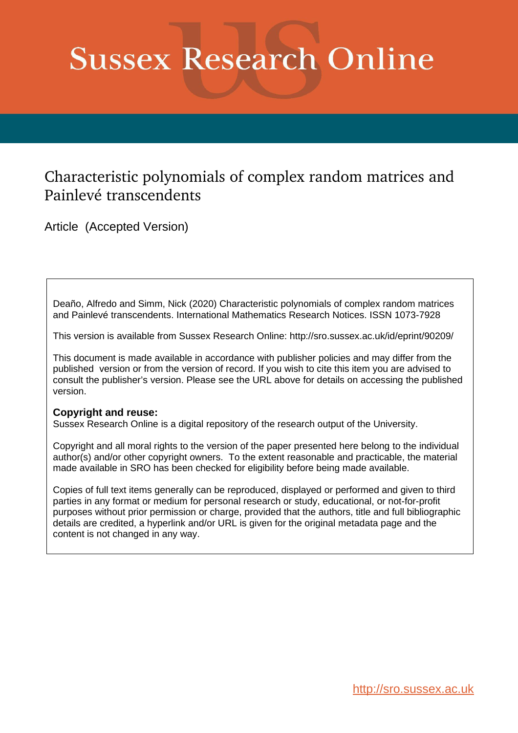# Sussex Research Online

## Characteristic polynomials of complex random matrices and Painlevé transcendents

Article (Accepted Version)

Deaño, Alfredo and Simm, Nick (2020) Characteristic polynomials of complex random matrices and Painlevé transcendents. International Mathematics Research Notices. ISSN 1073-7928

This version is available from Sussex Research Online: http://sro.sussex.ac.uk/id/eprint/90209/

This document is made available in accordance with publisher policies and may differ from the published version or from the version of record. If you wish to cite this item you are advised to consult the publisher's version. Please see the URL above for details on accessing the published version.

**Copyright and reuse:**
Sussex Research Online is a digital repository of the research output of the University.

Copyright and all moral rights to the version of the paper presented here belong to the individual author(s) and/or other copyright owners. To the extent reasonable and practicable, the material made available in SRO has been checked for eligibility before being made available.

Copies of full text items generally can be reproduced, displayed or performed and given to third parties in any format or medium for personal research or study, educational, or not-for-profit purposes without prior permission or charge, provided that the authors, title and full bibliographic details are credited, a hyperlink and/or URL is given for the original metadata page and the content is not changed in any way.

http://sro.sussex.ac.uk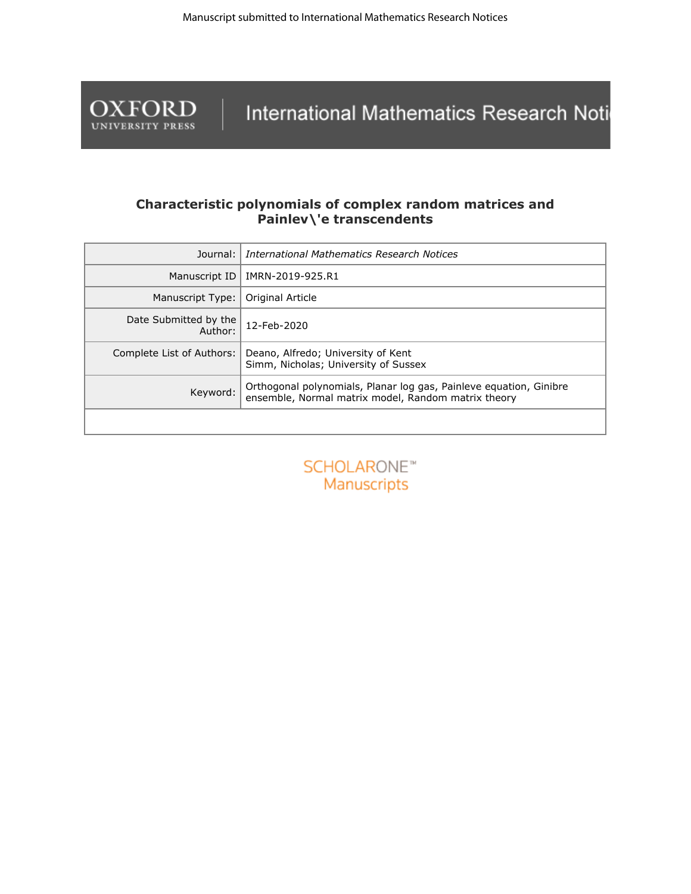Manuscript submitted to International Mathematics Research Notices

OXFORD UNIVERSITY PRESS | International Mathematics Research Noti

**Characteristic polynomials of complex random matrices and Painlev\'e transcendents**

| Journal: | *International Mathematics Research Notices* |
|---|---|
| Manuscript ID | IMRN-2019-925.R1 |
| Manuscript Type: | Original Article |
| Date Submitted by the Author: | 12-Feb-2020 |
| Complete List of Authors: | Deano, Alfredo; University of Kent<br>Simm, Nicholas; University of Sussex |
| Keyword: | Orthogonal polynomials, Planar log gas, Painleve equation, Ginibre ensemble, Normal matrix model, Random matrix theory |

SCHOLARONE™ Manuscripts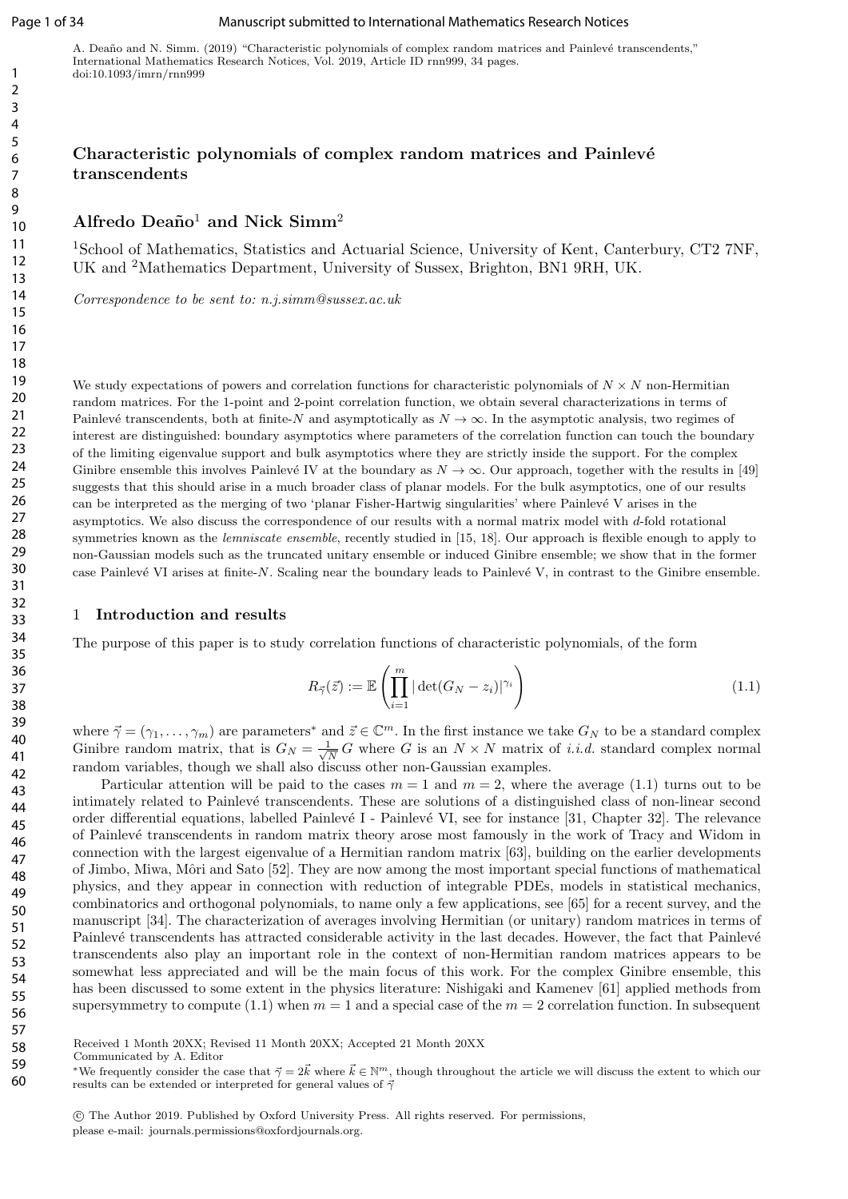A. Deaño and N. Simm. (2019) "Characteristic polynomials of complex random matrices and Painlevé transcendents," International Mathematics Research Notices, Vol. 2019, Article ID rnn999, 34 pages.
doi:10.1093/imrn/rnn999

# Characteristic polynomials of complex random matrices and Painlevé transcendents

## Alfredo Deaño[1] and Nick Simm[2]

[1]School of Mathematics, Statistics and Actuarial Science, University of Kent, Canterbury, CT2 7NF, UK and [2]Mathematics Department, University of Sussex, Brighton, BN1 9RH, UK.

*Correspondence to be sent to: n.j.simm@sussex.ac.uk*

We study expectations of powers and correlation functions for characteristic polynomials of $N \times N$ non-Hermitian random matrices. For the 1-point and 2-point correlation function, we obtain several characterizations in terms of Painlevé transcendents, both at finite-$N$ and asymptotically as $N \to \infty$. In the asymptotic analysis, two regimes of interest are distinguished: boundary asymptotics where parameters of the correlation function can touch the boundary of the limiting eigenvalue support and bulk asymptotics where they are strictly inside the support. For the complex Ginibre ensemble this involves Painlevé IV at the boundary as $N \to \infty$. Our approach, together with the results in [49] suggests that this should arise in a much broader class of planar models. For the bulk asymptotics, one of our results can be interpreted as the merging of two 'planar Fisher-Hartwig singularities' where Painlevé V arises in the asymptotics. We also discuss the correspondence of our results with a normal matrix model with $d$-fold rotational symmetries known as the *lemniscate ensemble*, recently studied in [15, 18]. Our approach is flexible enough to apply to non-Gaussian models such as the truncated unitary ensemble or induced Ginibre ensemble; we show that in the former case Painlevé VI arises at finite-$N$. Scaling near the boundary leads to Painlevé V, in contrast to the Ginibre ensemble.

## 1 Introduction and results

The purpose of this paper is to study correlation functions of characteristic polynomials, of the form

$$R_{\vec{\gamma}}(\vec{z}) := \mathbb{E}\left(\prod_{i=1}^{m} |\det(G_N - z_i)|^{\gamma_i}\right) \tag{1.1}$$

where $\vec{\gamma} = (\gamma_1, \ldots, \gamma_m)$ are parameters* and $\vec{z} \in \mathbb{C}^m$. In the first instance we take $G_N$ to be a standard complex Ginibre random matrix, that is $G_N = \frac{1}{\sqrt{N}} G$ where $G$ is an $N \times N$ matrix of *i.i.d.* standard complex normal random variables, though we shall also discuss other non-Gaussian examples.

Particular attention will be paid to the cases $m = 1$ and $m = 2$, where the average (1.1) turns out to be intimately related to Painlevé transcendents. These are solutions of a distinguished class of non-linear second order differential equations, labelled Painlevé I - Painlevé VI, see for instance [31, Chapter 32]. The relevance of Painlevé transcendents in random matrix theory arose most famously in the work of Tracy and Widom in connection with the largest eigenvalue of a Hermitian random matrix [63], building on the earlier developments of Jimbo, Miwa, Môri and Sato [52]. They are now among the most important special functions of mathematical physics, and they appear in connection with reduction of integrable PDEs, models in statistical mechanics, combinatorics and orthogonal polynomials, to name only a few applications, see [65] for a recent survey, and the manuscript [34]. The characterization of averages involving Hermitian (or unitary) random matrices in terms of Painlevé transcendents has attracted considerable activity in the last decades. However, the fact that Painlevé transcendents also play an important role in the context of non-Hermitian random matrices appears to be somewhat less appreciated and will be the main focus of this work. For the complex Ginibre ensemble, this has been discussed to some extent in the physics literature: Nishigaki and Kamenev [61] applied methods from supersymmetry to compute (1.1) when $m = 1$ and a special case of the $m = 2$ correlation function. In subsequent

Received 1 Month 20XX; Revised 11 Month 20XX; Accepted 21 Month 20XX
Communicated by A. Editor

*We frequently consider the case that $\vec{\gamma} = 2\vec{k}$ where $\vec{k} \in \mathbb{N}^m$, though throughout the article we will discuss the extent to which our results can be extended or interpreted for general values of $\vec{\gamma}$

© The Author 2019. Published by Oxford University Press. All rights reserved. For permissions, please e-mail: journals.permissions@oxfordjournals.org.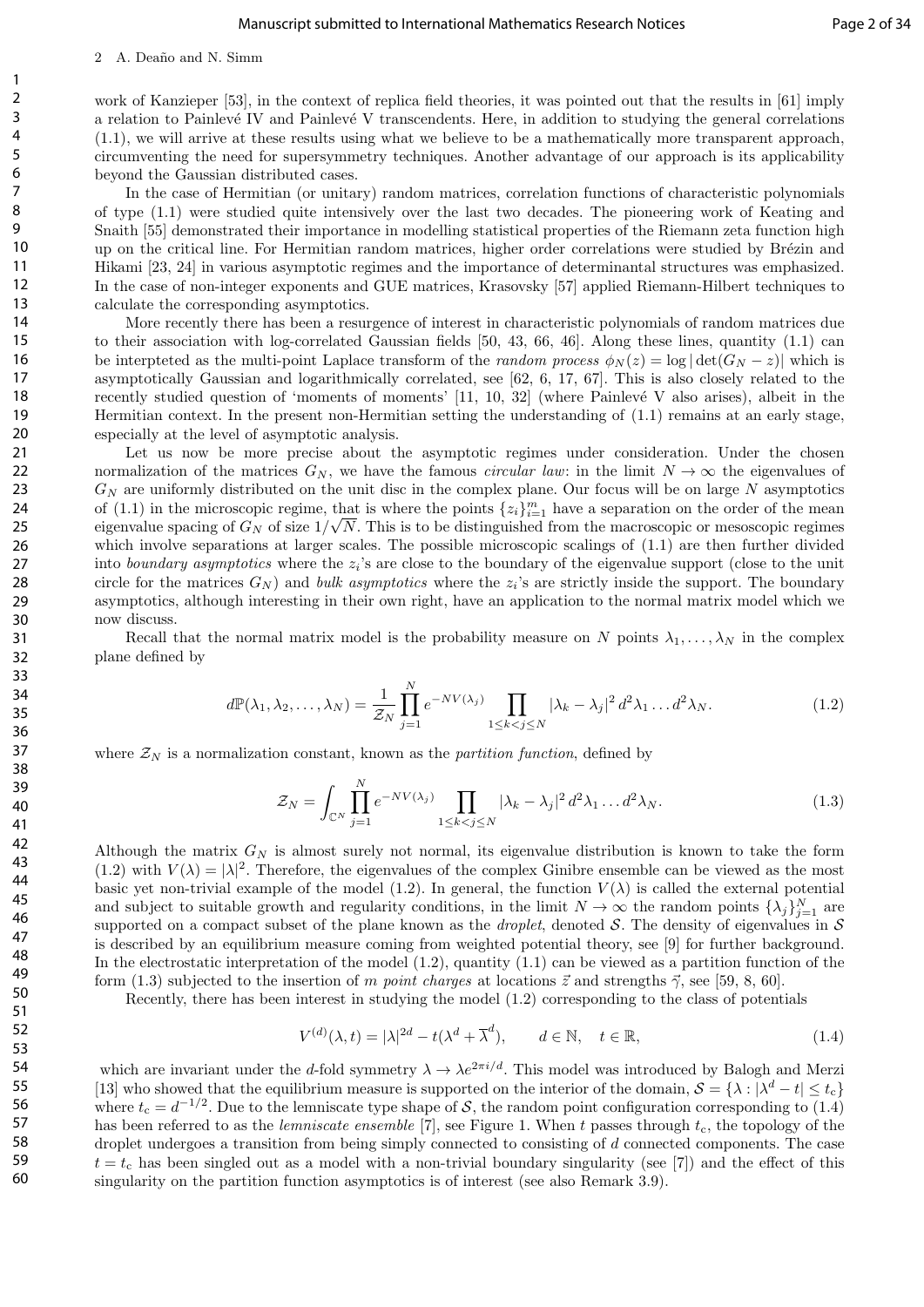work of Kanzieper [53], in the context of replica field theories, it was pointed out that the results in [61] imply a relation to Painlevé IV and Painlevé V transcendents. Here, in addition to studying the general correlations (1.1), we will arrive at these results using what we believe to be a mathematically more transparent approach, circumventing the need for supersymmetry techniques. Another advantage of our approach is its applicability beyond the Gaussian distributed cases.

In the case of Hermitian (or unitary) random matrices, correlation functions of characteristic polynomials of type (1.1) were studied quite intensively over the last two decades. The pioneering work of Keating and Snaith [55] demonstrated their importance in modelling statistical properties of the Riemann zeta function high up on the critical line. For Hermitian random matrices, higher order correlations were studied by Brézin and Hikami [23, 24] in various asymptotic regimes and the importance of determinantal structures was emphasized. In the case of non-integer exponents and GUE matrices, Krasovsky [57] applied Riemann-Hilbert techniques to calculate the corresponding asymptotics.

More recently there has been a resurgence of interest in characteristic polynomials of random matrices due to their association with log-correlated Gaussian fields [50, 43, 66, 46]. Along these lines, quantity (1.1) can be interpteted as the multi-point Laplace transform of the *random process* $\phi_N(z) = \log|\det(G_N - z)|$ which is asymptotically Gaussian and logarithmically correlated, see [62, 6, 17, 67]. This is also closely related to the recently studied question of 'moments of moments' [11, 10, 32] (where Painlevé V also arises), albeit in the Hermitian context. In the present non-Hermitian setting the understanding of (1.1) remains at an early stage, especially at the level of asymptotic analysis.

Let us now be more precise about the asymptotic regimes under consideration. Under the chosen normalization of the matrices $G_N$, we have the famous *circular law*: in the limit $N \to \infty$ the eigenvalues of $G_N$ are uniformly distributed on the unit disc in the complex plane. Our focus will be on large $N$ asymptotics of (1.1) in the microscopic regime, that is where the points $\{z_i\}_{i=1}^m$ have a separation on the order of the mean eigenvalue spacing of $G_N$ of size $1/\sqrt{N}$. This is to be distinguished from the macroscopic or mesoscopic regimes which involve separations at larger scales. The possible microscopic scalings of (1.1) are then further divided into *boundary asymptotics* where the $z_i$'s are close to the boundary of the eigenvalue support (close to the unit circle for the matrices $G_N$) and *bulk asymptotics* where the $z_i$'s are strictly inside the support. The boundary asymptotics, although interesting in their own right, have an application to the normal matrix model which we now discuss.

Recall that the normal matrix model is the probability measure on $N$ points $\lambda_1, \ldots, \lambda_N$ in the complex plane defined by

$$d\mathbb{P}(\lambda_1, \lambda_2, \ldots, \lambda_N) = \frac{1}{\mathcal{Z}_N} \prod_{j=1}^{N} e^{-NV(\lambda_j)} \prod_{1 \le k < j \le N} |\lambda_k - \lambda_j|^2 \, d^2\lambda_1 \ldots d^2\lambda_N. \tag{1.2}$$

where $\mathcal{Z}_N$ is a normalization constant, known as the *partition function*, defined by

$$\mathcal{Z}_N = \int_{\mathbb{C}^N} \prod_{j=1}^{N} e^{-NV(\lambda_j)} \prod_{1 \le k < j \le N} |\lambda_k - \lambda_j|^2 \, d^2\lambda_1 \ldots d^2\lambda_N. \tag{1.3}$$

Although the matrix $G_N$ is almost surely not normal, its eigenvalue distribution is known to take the form (1.2) with $V(\lambda) = |\lambda|^2$. Therefore, the eigenvalues of the complex Ginibre ensemble can be viewed as the most basic yet non-trivial example of the model (1.2). In general, the function $V(\lambda)$ is called the external potential and subject to suitable growth and regularity conditions, in the limit $N \to \infty$ the random points $\{\lambda_j\}_{j=1}^N$ are supported on a compact subset of the plane known as the *droplet*, denoted $\mathcal{S}$. The density of eigenvalues in $\mathcal{S}$ is described by an equilibrium measure coming from weighted potential theory, see [9] for further background. In the electrostatic interpretation of the model (1.2), quantity (1.1) can be viewed as a partition function of the form (1.3) subjected to the insertion of $m$ *point charges* at locations $\vec{z}$ and strengths $\vec{\gamma}$, see [59, 8, 60].

Recently, there has been interest in studying the model (1.2) corresponding to the class of potentials

$$V^{(d)}(\lambda, t) = |\lambda|^{2d} - t(\lambda^d + \overline{\lambda}^d), \qquad d \in \mathbb{N}, \quad t \in \mathbb{R}, \tag{1.4}$$

which are invariant under the $d$-fold symmetry $\lambda \to \lambda e^{2\pi i/d}$. This model was introduced by Balogh and Merzi [13] who showed that the equilibrium measure is supported on the interior of the domain, $\mathcal{S} = \{\lambda : |\lambda^d - t| \le t_c\}$ where $t_c = d^{-1/2}$. Due to the lemniscate type shape of $\mathcal{S}$, the random point configuration corresponding to (1.4) has been referred to as the *lemniscate ensemble* [7], see Figure 1. When $t$ passes through $t_c$, the topology of the droplet undergoes a transition from being simply connected to consisting of $d$ connected components. The case $t = t_c$ has been singled out as a model with a non-trivial boundary singularity (see [7]) and the effect of this singularity on the partition function asymptotics is of interest (see also Remark 3.9).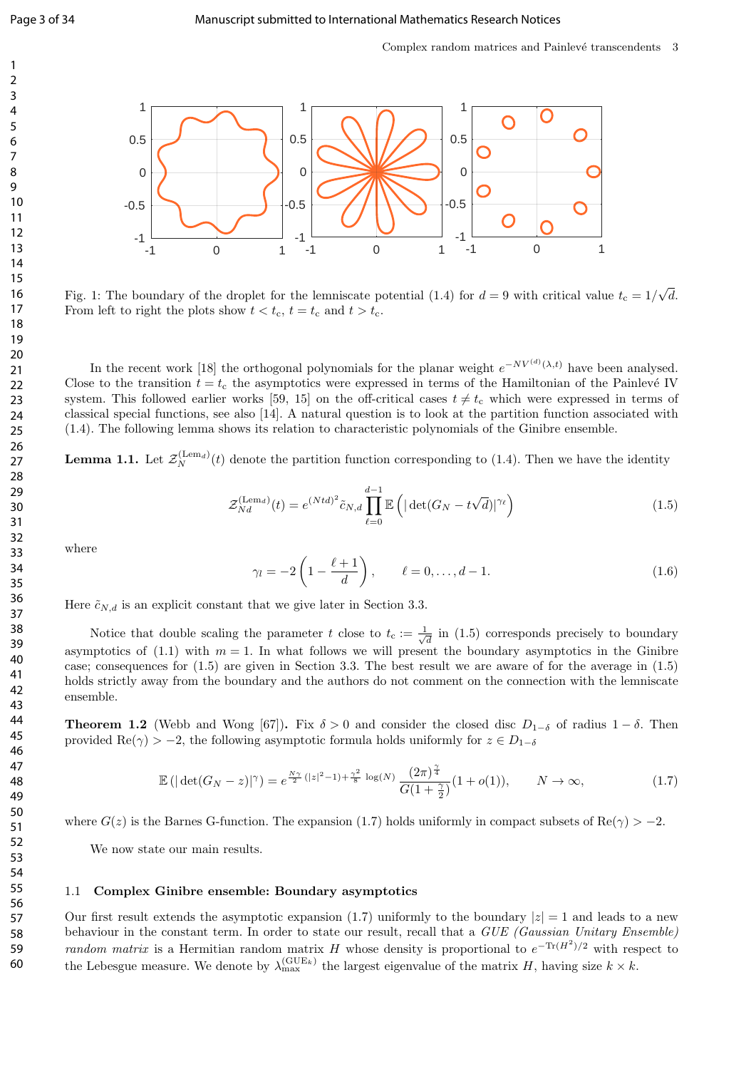Fig. 1: The boundary of the droplet for the lemniscate potential (1.4) for $d = 9$ with critical value $t_c = 1/\sqrt{d}$. From left to right the plots show $t < t_c$, $t = t_c$ and $t > t_c$.

In the recent work [18] the orthogonal polynomials for the planar weight $e^{-NV^{(d)}(\lambda,t)}$ have been analysed. Close to the transition $t = t_c$ the asymptotics were expressed in terms of the Hamiltonian of the Painlevé IV system. This followed earlier works [59, 15] on the off-critical cases $t \neq t_c$ which were expressed in terms of classical special functions, see also [14]. A natural question is to look at the partition function associated with (1.4). The following lemma shows its relation to characteristic polynomials of the Ginibre ensemble.

**Lemma 1.1.** Let $\mathcal{Z}_N^{(\mathrm{Lem}_d)}(t)$ denote the partition function corresponding to (1.4). Then we have the identity

$$\mathcal{Z}_{Nd}^{(\mathrm{Lem}_d)}(t) = e^{(Ntd)^2} \tilde{c}_{N,d} \prod_{\ell=0}^{d-1} \mathbb{E}\left(|\det(G_N - t\sqrt{d})|^{\gamma_\ell}\right) \tag{1.5}$$

where

$$\gamma_l = -2\left(1 - \frac{\ell+1}{d}\right), \qquad \ell = 0, \ldots, d-1. \tag{1.6}$$

Here $\tilde{c}_{N,d}$ is an explicit constant that we give later in Section 3.3.

Notice that double scaling the parameter $t$ close to $t_c := \frac{1}{\sqrt{d}}$ in (1.5) corresponds precisely to boundary asymptotics of (1.1) with $m = 1$. In what follows we will present the boundary asymptotics in the Ginibre case; consequences for (1.5) are given in Section 3.3. The best result we are aware of for the average in (1.5) holds strictly away from the boundary and the authors do not comment on the connection with the lemniscate ensemble.

**Theorem 1.2** **(Webb and Wong [67]).** Fix $\delta > 0$ and consider the closed disc $D_{1-\delta}$ of radius $1 - \delta$. Then provided $\mathrm{Re}(\gamma) > -2$, the following asymptotic formula holds uniformly for $z \in D_{1-\delta}$

$$\mathbb{E}\left(|\det(G_N - z)|^\gamma\right) = e^{\frac{N\gamma}{2}(|z|^2-1) + \frac{\gamma^2}{8}\log(N)} \frac{(2\pi)^{\frac{\gamma}{4}}}{G(1+\frac{\gamma}{2})}(1 + o(1)), \qquad N \to \infty, \tag{1.7}$$

where $G(z)$ is the Barnes G-function. The expansion (1.7) holds uniformly in compact subsets of $\mathrm{Re}(\gamma) > -2$.

We now state our main results.

### 1.1 Complex Ginibre ensemble: Boundary asymptotics

Our first result extends the asymptotic expansion (1.7) uniformly to the boundary $|z| = 1$ and leads to a new behaviour in the constant term. In order to state our result, recall that a *GUE (Gaussian Unitary Ensemble) random matrix* is a Hermitian random matrix $H$ whose density is proportional to $e^{-\mathrm{Tr}(H^2)/2}$ with respect to the Lebesgue measure. We denote by $\lambda_{\max}^{(\mathrm{GUE}_k)}$ the largest eigenvalue of the matrix $H$, having size $k \times k$.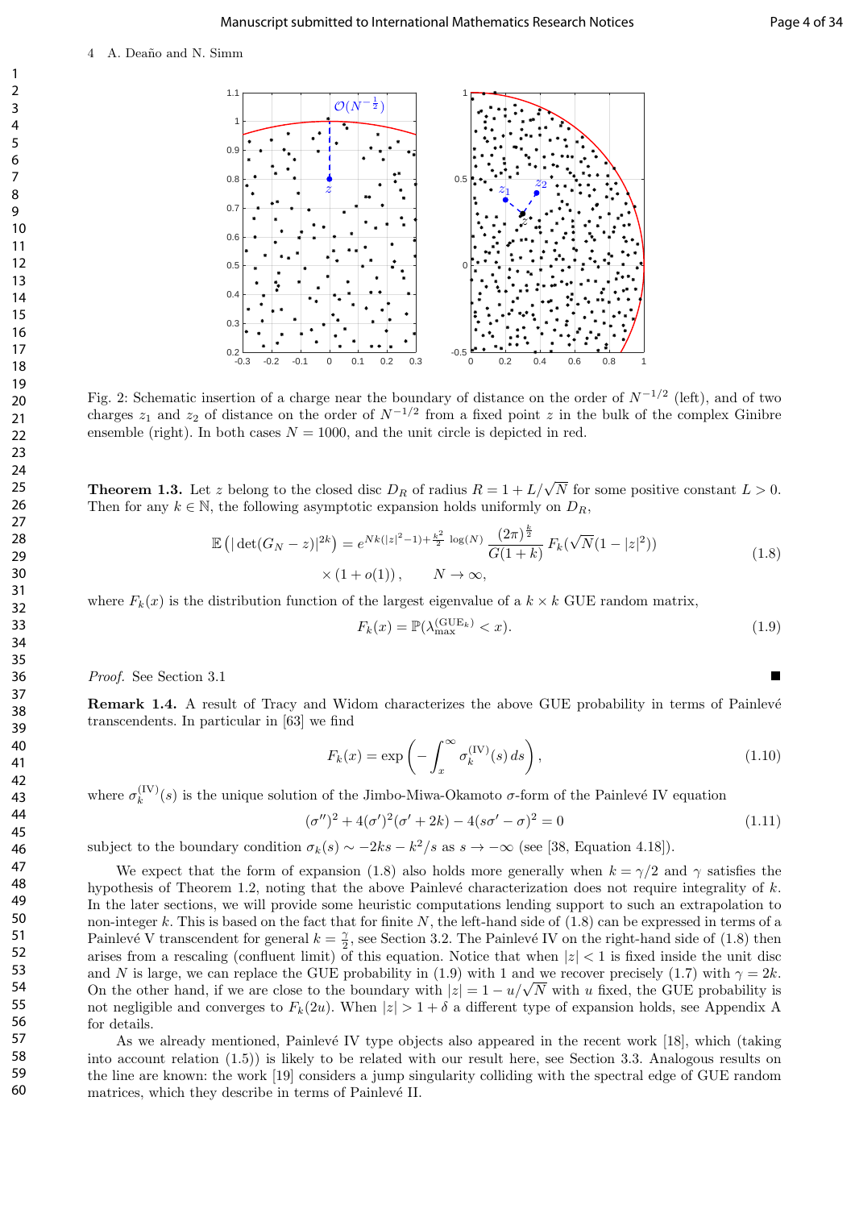Fig. 2: Schematic insertion of a charge near the boundary of distance on the order of $N^{-1/2}$ (left), and of two charges $z_1$ and $z_2$ of distance on the order of $N^{-1/2}$ from a fixed point $z$ in the bulk of the complex Ginibre ensemble (right). In both cases $N = 1000$, and the unit circle is depicted in red.

**Theorem 1.3.** Let $z$ belong to the closed disc $D_R$ of radius $R = 1 + L/\sqrt{N}$ for some positive constant $L > 0$. Then for any $k \in \mathbb{N}$, the following asymptotic expansion holds uniformly on $D_R$,

$$\mathbb{E}\left(|\det(G_N - z)|^{2k}\right) = e^{Nk(|z|^2-1)+\frac{k^2}{2}\log(N)} \frac{(2\pi)^{\frac{k}{2}}}{G(1+k)} F_k(\sqrt{N}(1-|z|^2)) \times (1 + o(1)), \qquad N \to \infty, \tag{1.8}$$

where $F_k(x)$ is the distribution function of the largest eigenvalue of a $k \times k$ GUE random matrix,

$$F_k(x) = \mathbb{P}(\lambda_{\max}^{(\mathrm{GUE}_k)} < x). \tag{1.9}$$

*Proof.* See Section 3.1 ∎

**Remark 1.4.** A result of Tracy and Widom characterizes the above GUE probability in terms of Painlevé transcendents. In particular in [63] we find

$$F_k(x) = \exp\left(-\int_x^\infty \sigma_k^{(\mathrm{IV})}(s)\, ds\right), \tag{1.10}$$

where $\sigma_k^{(\mathrm{IV})}(s)$ is the unique solution of the Jimbo-Miwa-Okamoto $\sigma$-form of the Painlevé IV equation

$$(\sigma'')^2 + 4(\sigma')^2(\sigma' + 2k) - 4(s\sigma' - \sigma)^2 = 0 \tag{1.11}$$

subject to the boundary condition $\sigma_k(s) \sim -2ks - k^2/s$ as $s \to -\infty$ (see [38, Equation 4.18]).

We expect that the form of expansion (1.8) also holds more generally when $k = \gamma/2$ and $\gamma$ satisfies the hypothesis of Theorem 1.2, noting that the above Painlevé characterization does not require integrality of $k$. In the later sections, we will provide some heuristic computations lending support to such an extrapolation to non-integer $k$. This is based on the fact that for finite $N$, the left-hand side of (1.8) can be expressed in terms of a Painlevé V transcendent for general $k = \frac{\gamma}{2}$, see Section 3.2. The Painlevé IV on the right-hand side of (1.8) then arises from a rescaling (confluent limit) of this equation. Notice that when $|z| < 1$ is fixed inside the unit disc and $N$ is large, we can replace the GUE probability in (1.9) with 1 and we recover precisely (1.7) with $\gamma = 2k$. On the other hand, if we are close to the boundary with $|z| = 1 - u/\sqrt{N}$ with $u$ fixed, the GUE probability is not negligible and converges to $F_k(2u)$. When $|z| > 1 + \delta$ a different type of expansion holds, see Appendix A for details.

As we already mentioned, Painlevé IV type objects also appeared in the recent work [18], which (taking into account relation (1.5)) is likely to be related with our result here, see Section 3.3. Analogous results on the line are known: the work [19] considers a jump singularity colliding with the spectral edge of GUE random matrices, which they describe in terms of Painlevé II.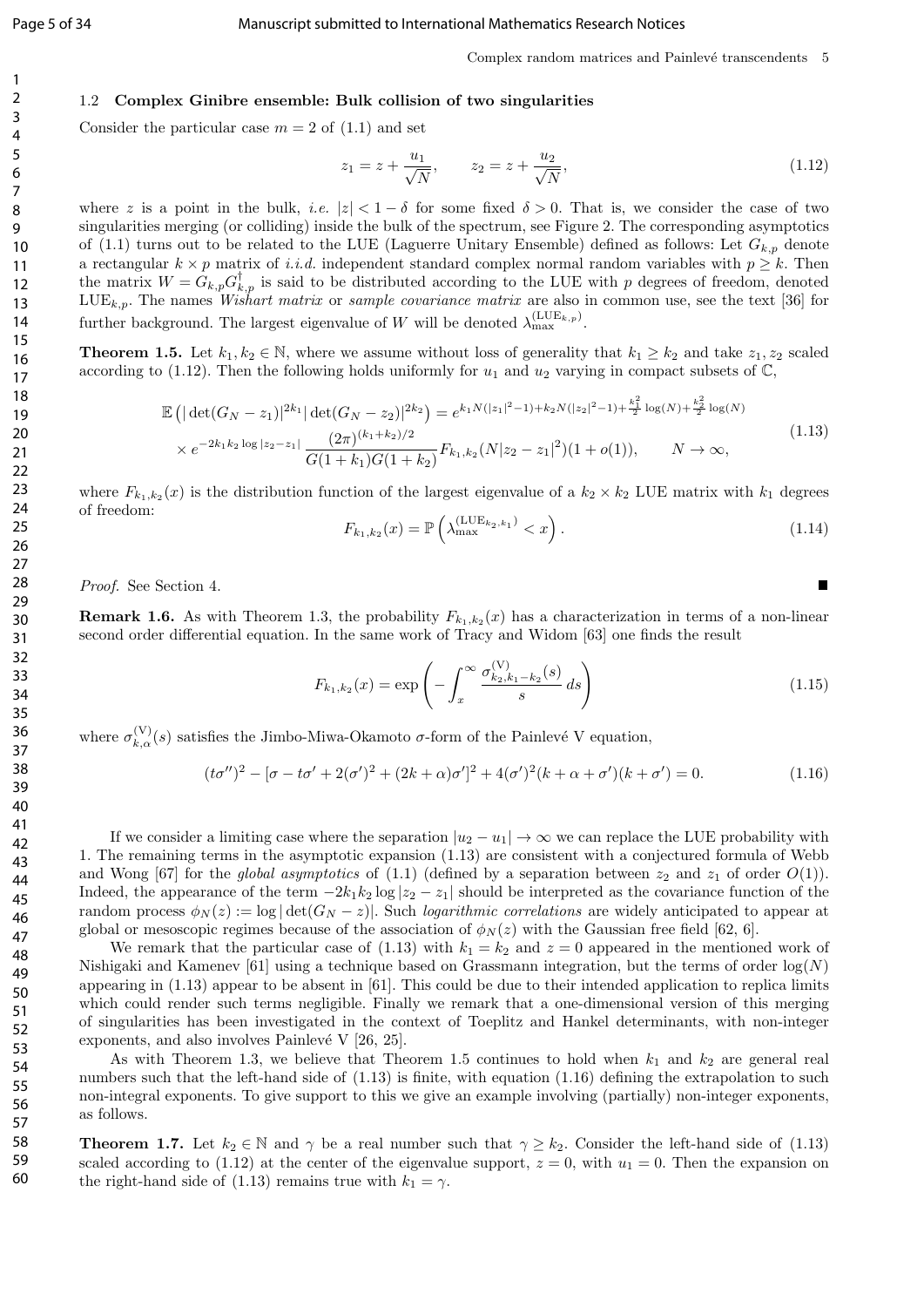### 1.2 Complex Ginibre ensemble: Bulk collision of two singularities

Consider the particular case $m = 2$ of (1.1) and set

$$z_1 = z + \frac{u_1}{\sqrt{N}}, \qquad z_2 = z + \frac{u_2}{\sqrt{N}}, \tag{1.12}$$

where $z$ is a point in the bulk, *i.e.* $|z| < 1 - \delta$ for some fixed $\delta > 0$. That is, we consider the case of two singularities merging (or colliding) inside the bulk of the spectrum, see Figure 2. The corresponding asymptotics of (1.1) turns out to be related to the LUE (Laguerre Unitary Ensemble) defined as follows: Let $G_{k,p}$ denote a rectangular $k \times p$ matrix of *i.i.d.* independent standard complex normal random variables with $p \geq k$. Then the matrix $W = G_{k,p}G_{k,p}^{\dagger}$ is said to be distributed according to the LUE with $p$ degrees of freedom, denoted $\mathrm{LUE}_{k,p}$. The names *Wishart matrix* or *sample covariance matrix* are also in common use, see the text [36] for further background. The largest eigenvalue of $W$ will be denoted $\lambda_{\max}^{(\mathrm{LUE}_{k,p})}$.

**Theorem 1.5.** Let $k_1, k_2 \in \mathbb{N}$, where we assume without loss of generality that $k_1 \geq k_2$ and take $z_1, z_2$ scaled according to (1.12). Then the following holds uniformly for $u_1$ and $u_2$ varying in compact subsets of $\mathbb{C}$,

$$\begin{aligned}
\mathbb{E}\left(|\det(G_N - z_1)|^{2k_1}|\det(G_N - z_2)|^{2k_2}\right) &= e^{k_1 N(|z_1|^2-1)+k_2 N(|z_2|^2-1)+\frac{k_1^2}{2}\log(N)+\frac{k_2^2}{2}\log(N)} \\
&\times e^{-2k_1k_2\log|z_2-z_1|}\,\frac{(2\pi)^{(k_1+k_2)/2}}{G(1+k_1)G(1+k_2)}F_{k_1,k_2}(N|z_2-z_1|^2)(1+o(1)), \qquad N \to \infty,
\end{aligned} \tag{1.13}$$

where $F_{k_1,k_2}(x)$ is the distribution function of the largest eigenvalue of a $k_2 \times k_2$ LUE matrix with $k_1$ degrees of freedom:

$$F_{k_1,k_2}(x) = \mathbb{P}\left(\lambda_{\max}^{(\mathrm{LUE}_{k_2,k_1})} < x\right). \tag{1.14}$$

*Proof.* See Section 4. ∎

**Remark 1.6.** As with Theorem 1.3, the probability $F_{k_1,k_2}(x)$ has a characterization in terms of a non-linear second order differential equation. In the same work of Tracy and Widom [63] one finds the result

$$F_{k_1,k_2}(x) = \exp\left(-\int_x^{\infty}\frac{\sigma^{(\mathrm{V})}_{k_2,k_1-k_2}(s)}{s}\,ds\right) \tag{1.15}$$

where $\sigma^{(\mathrm{V})}_{k,\alpha}(s)$ satisfies the Jimbo-Miwa-Okamoto $\sigma$-form of the Painlevé V equation,

$$(t\sigma'')^2 - [\sigma - t\sigma' + 2(\sigma')^2 + (2k+\alpha)\sigma']^2 + 4(\sigma')^2(k+\alpha+\sigma')(k+\sigma') = 0. \tag{1.16}$$

If we consider a limiting case where the separation $|u_2 - u_1| \to \infty$ we can replace the LUE probability with 1. The remaining terms in the asymptotic expansion (1.13) are consistent with a conjectured formula of Webb and Wong [67] for the *global asymptotics* of (1.1) (defined by a separation between $z_2$ and $z_1$ of order $O(1)$). Indeed, the appearance of the term $-2k_1k_2\log|z_2 - z_1|$ should be interpreted as the covariance function of the random process $\phi_N(z) := \log|\det(G_N - z)|$. Such *logarithmic correlations* are widely anticipated to appear at global or mesoscopic regimes because of the association of $\phi_N(z)$ with the Gaussian free field [62, 6].

We remark that the particular case of (1.13) with $k_1 = k_2$ and $z = 0$ appeared in the mentioned work of Nishigaki and Kamenev [61] using a technique based on Grassmann integration, but the terms of order $\log(N)$ appearing in (1.13) appear to be absent in [61]. This could be due to their intended application to replica limits which could render such terms negligible. Finally we remark that a one-dimensional version of this merging of singularities has been investigated in the context of Toeplitz and Hankel determinants, with non-integer exponents, and also involves Painlevé V [26, 25].

As with Theorem 1.3, we believe that Theorem 1.5 continues to hold when $k_1$ and $k_2$ are general real numbers such that the left-hand side of (1.13) is finite, with equation (1.16) defining the extrapolation to such non-integral exponents. To give support to this we give an example involving (partially) non-integer exponents, as follows.

**Theorem 1.7.** Let $k_2 \in \mathbb{N}$ and $\gamma$ be a real number such that $\gamma \geq k_2$. Consider the left-hand side of (1.13) scaled according to (1.12) at the center of the eigenvalue support, $z = 0$, with $u_1 = 0$. Then the expansion on the right-hand side of (1.13) remains true with $k_1 = \gamma$.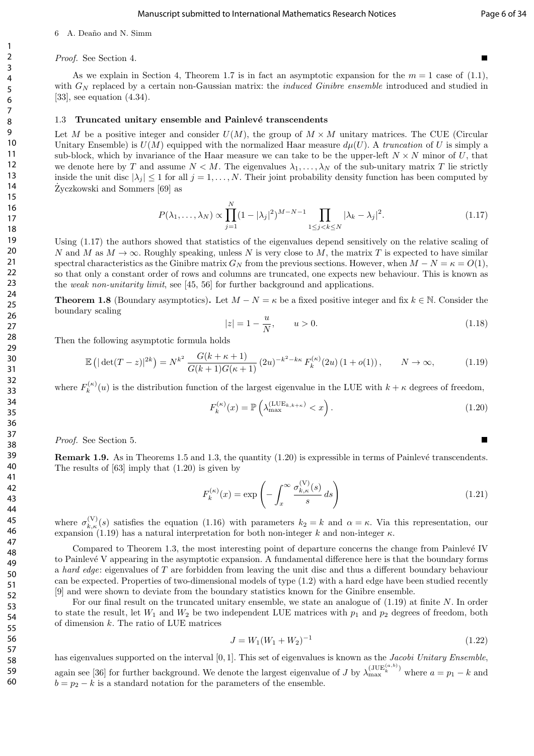*Proof.* See Section 4. ■

As we explain in Section 4, Theorem 1.7 is in fact an asymptotic expansion for the $m = 1$ case of (1.1), with $G_N$ replaced by a certain non-Gaussian matrix: the *induced Ginibre ensemble* introduced and studied in [33], see equation (4.34).

### 1.3 Truncated unitary ensemble and Painlevé transcendents

Let $M$ be a positive integer and consider $U(M)$, the group of $M \times M$ unitary matrices. The CUE (Circular Unitary Ensemble) is $U(M)$ equipped with the normalized Haar measure $d\mu(U)$. A *truncation* of $U$ is simply a sub-block, which by invariance of the Haar measure we can take to be the upper-left $N \times N$ minor of $U$, that we denote here by $T$ and assume $N < M$. The eigenvalues $\lambda_1, \ldots, \lambda_N$ of the sub-unitary matrix $T$ lie strictly inside the unit disc $|\lambda_j| \leq 1$ for all $j = 1, \ldots, N$. Their joint probability density function has been computed by Życzkowski and Sommers [69] as

$$P(\lambda_1, \ldots, \lambda_N) \propto \prod_{j=1}^{N} (1 - |\lambda_j|^2)^{M-N-1} \prod_{1 \leq j < k \leq N} |\lambda_k - \lambda_j|^2. \tag{1.17}$$

Using (1.17) the authors showed that statistics of the eigenvalues depend sensitively on the relative scaling of $N$ and $M$ as $M \to \infty$. Roughly speaking, unless $N$ is very close to $M$, the matrix $T$ is expected to have similar spectral characteristics as the Ginibre matrix $G_N$ from the previous sections. However, when $M - N = \kappa = O(1)$, so that only a constant order of rows and columns are truncated, one expects new behaviour. This is known as the *weak non-unitarity limit*, see [45, 56] for further background and applications.

**Theorem 1.8** (Boundary asymptotics)**.** Let $M - N = \kappa$ be a fixed positive integer and fix $k \in \mathbb{N}$. Consider the boundary scaling

$$|z| = 1 - \frac{u}{N}, \qquad u > 0. \tag{1.18}$$

Then the following asymptotic formula holds

$$\mathbb{E}\left(|\det(T - z)|^{2k}\right) = N^{k^2} \frac{G(k + \kappa + 1)}{G(k+1)G(\kappa+1)} (2u)^{-k^2 - k\kappa} F_k^{(\kappa)}(2u) \left(1 + o(1)\right), \qquad N \to \infty, \tag{1.19}$$

where $F_k^{(\kappa)}(u)$ is the distribution function of the largest eigenvalue in the LUE with $k + \kappa$ degrees of freedom,

$$F_k^{(\kappa)}(x) = \mathbb{P}\left(\lambda_{\max}^{(\mathrm{LUE}_{k,k+\kappa})} < x\right). \tag{1.20}$$

*Proof.* See Section 5. ■

**Remark 1.9.** As in Theorems 1.5 and 1.3, the quantity (1.20) is expressible in terms of Painlevé transcendents. The results of [63] imply that (1.20) is given by

$$F_k^{(\kappa)}(x) = \exp\left(-\int_x^\infty \frac{\sigma_{k,\kappa}^{(\mathrm{V})}(s)}{s}\, ds\right) \tag{1.21}$$

where $\sigma_{k,\kappa}^{(\mathrm{V})}(s)$ satisfies the equation (1.16) with parameters $k_2 = k$ and $\alpha = \kappa$. Via this representation, our expansion (1.19) has a natural interpretation for both non-integer $k$ and non-integer $\kappa$.

Compared to Theorem 1.3, the most interesting point of departure concerns the change from Painlevé IV to Painlevé V appearing in the asymptotic expansion. A fundamental difference here is that the boundary forms a *hard edge*: eigenvalues of $T$ are forbidden from leaving the unit disc and thus a different boundary behaviour can be expected. Properties of two-dimensional models of type (1.2) with a hard edge have been studied recently [9] and were shown to deviate from the boundary statistics known for the Ginibre ensemble.

For our final result on the truncated unitary ensemble, we state an analogue of (1.19) at finite $N$. In order to state the result, let $W_1$ and $W_2$ be two independent LUE matrices with $p_1$ and $p_2$ degrees of freedom, both of dimension $k$. The ratio of LUE matrices

$$J = W_1(W_1 + W_2)^{-1} \tag{1.22}$$

has eigenvalues supported on the interval $[0, 1]$. This set of eigenvalues is known as the *Jacobi Unitary Ensemble*, again see [36] for further background. We denote the largest eigenvalue of $J$ by $\lambda_{\max}^{(\mathrm{JUE}_k^{(a,b)})}$ where $a = p_1 - k$ and $b = p_2 - k$ is a standard notation for the parameters of the ensemble.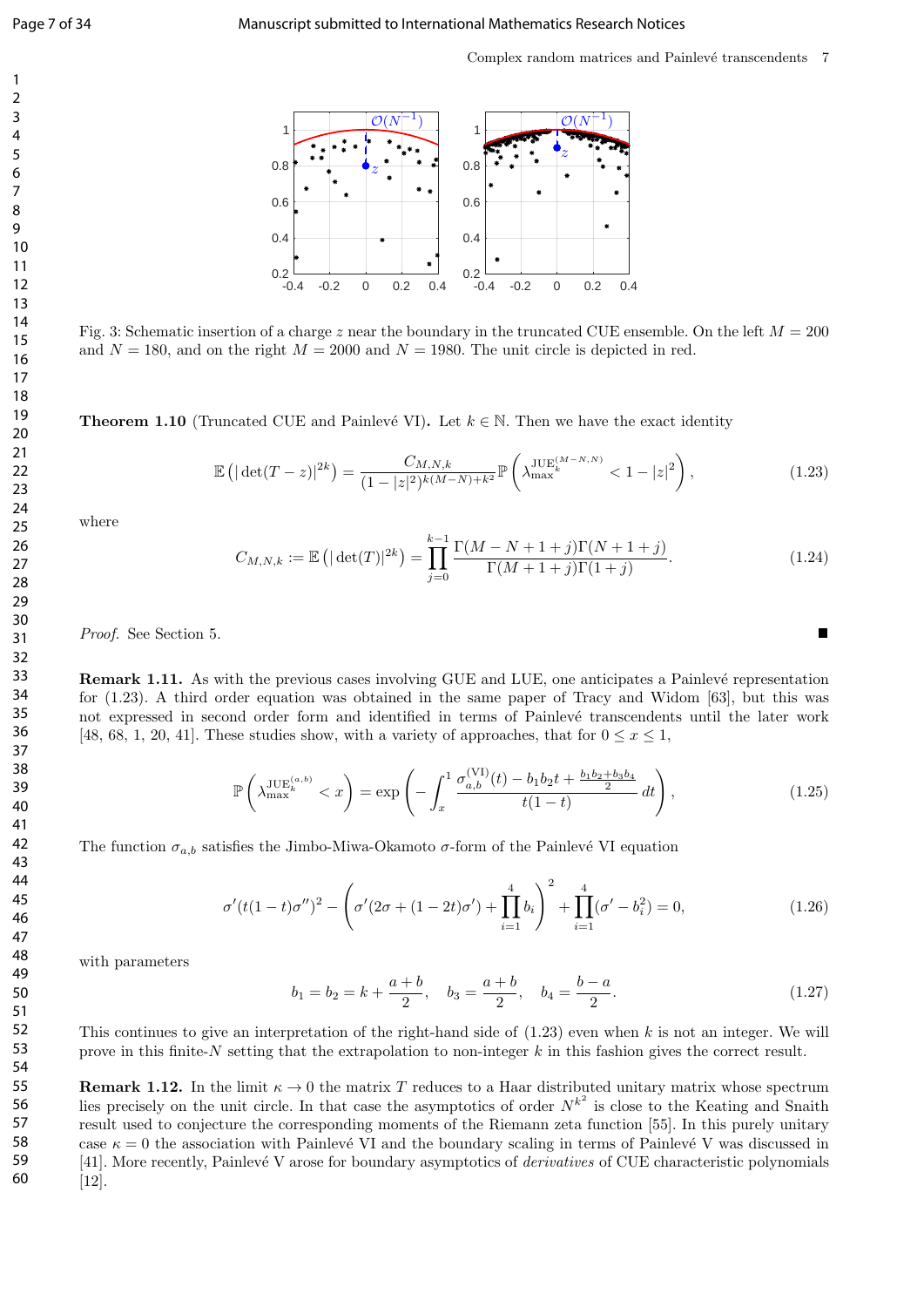Fig. 3: Schematic insertion of a charge $z$ near the boundary in the truncated CUE ensemble. On the left $M = 200$ and $N = 180$, and on the right $M = 2000$ and $N = 1980$. The unit circle is depicted in red.

**Theorem 1.10** (Truncated CUE and Painlevé VI)**.** Let $k \in \mathbb{N}$. Then we have the exact identity

$$\mathbb{E}\left(|\det(T - z)|^{2k}\right) = \frac{C_{M,N,k}}{(1 - |z|^2)^{k(M-N)+k^2}} \mathbb{P}\left(\lambda_{\max}^{\mathrm{JUE}_k^{(M-N,N)}} < 1 - |z|^2\right), \tag{1.23}$$

where

$$C_{M,N,k} := \mathbb{E}\left(|\det(T)|^{2k}\right) = \prod_{j=0}^{k-1} \frac{\Gamma(M - N + 1 + j)\Gamma(N + 1 + j)}{\Gamma(M + 1 + j)\Gamma(1 + j)}. \tag{1.24}$$

*Proof.* See Section 5. ∎

**Remark 1.11.** As with the previous cases involving GUE and LUE, one anticipates a Painlevé representation for (1.23). A third order equation was obtained in the same paper of Tracy and Widom [63], but this was not expressed in second order form and identified in terms of Painlevé transcendents until the later work [48, 68, 1, 20, 41]. These studies show, with a variety of approaches, that for $0 \le x \le 1$,

$$\mathbb{P}\left(\lambda_{\max}^{\mathrm{JUE}_k^{(a,b)}} < x\right) = \exp\left(-\int_x^1 \frac{\sigma_{a,b}^{(\mathrm{VI})}(t) - b_1 b_2 t + \frac{b_1 b_2 + b_3 b_4}{2}}{t(1-t)} \, dt\right), \tag{1.25}$$

The function $\sigma_{a,b}$ satisfies the Jimbo-Miwa-Okamoto $\sigma$-form of the Painlevé VI equation

$$\sigma'(t(1-t)\sigma'')^2 - \left(\sigma'(2\sigma + (1-2t)\sigma') + \prod_{i=1}^{4} b_i\right)^2 + \prod_{i=1}^{4}(\sigma' - b_i^2) = 0, \tag{1.26}$$

with parameters

$$b_1 = b_2 = k + \frac{a+b}{2}, \quad b_3 = \frac{a+b}{2}, \quad b_4 = \frac{b-a}{2}. \tag{1.27}$$

This continues to give an interpretation of the right-hand side of (1.23) even when $k$ is not an integer. We will prove in this finite-$N$ setting that the extrapolation to non-integer $k$ in this fashion gives the correct result.

**Remark 1.12.** In the limit $\kappa \to 0$ the matrix $T$ reduces to a Haar distributed unitary matrix whose spectrum lies precisely on the unit circle. In that case the asymptotics of order $N^{k^2}$ is close to the Keating and Snaith result used to conjecture the corresponding moments of the Riemann zeta function [55]. In this purely unitary case $\kappa = 0$ the association with Painlevé VI and the boundary scaling in terms of Painlevé V was discussed in [41]. More recently, Painlevé V arose for boundary asymptotics of *derivatives* of CUE characteristic polynomials [12].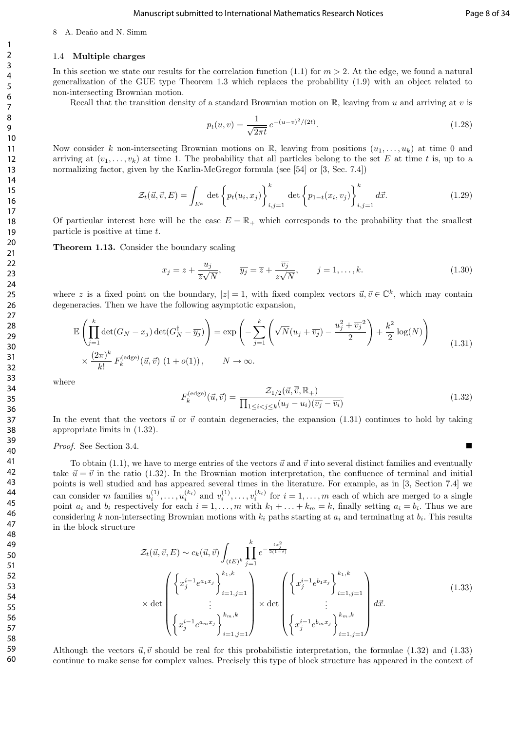### 1.4 Multiple charges

In this section we state our results for the correlation function (1.1) for $m > 2$. At the edge, we found a natural generalization of the GUE type Theorem 1.3 which replaces the probability (1.9) with an object related to non-intersecting Brownian motion.

Recall that the transition density of a standard Brownian motion on $\mathbb{R}$, leaving from $u$ and arriving at $v$ is

$$p_t(u,v) = \frac{1}{\sqrt{2\pi t}}\, e^{-(u-v)^2/(2t)}. \tag{1.28}$$

Now consider $k$ non-intersecting Brownian motions on $\mathbb{R}$, leaving from positions $(u_1,\ldots,u_k)$ at time 0 and arriving at $(v_1,\ldots,v_k)$ at time 1. The probability that all particles belong to the set $E$ at time $t$ is, up to a normalizing factor, given by the Karlin-McGregor formula (see [54] or [3, Sec. 7.4])

$$\mathcal{Z}_t(\vec{u},\vec{v},E) = \int_{E^k} \det\left\{p_t(u_i,x_j)\right\}_{i,j=1}^{k} \det\left\{p_{1-t}(x_i,v_j)\right\}_{i,j=1}^{k} d\vec{x}. \tag{1.29}$$

Of particular interest here will be the case $E = \mathbb{R}_+$ which corresponds to the probability that the smallest particle is positive at time $t$.

**Theorem 1.13.** Consider the boundary scaling

$$x_j = z + \frac{u_j}{\overline{z}\sqrt{N}}, \qquad \overline{y_j} = \overline{z} + \frac{\overline{v_j}}{z\sqrt{N}}, \qquad j = 1,\ldots,k. \tag{1.30}$$

where $z$ is a fixed point on the boundary, $|z| = 1$, with fixed complex vectors $\vec{u},\vec{v} \in \mathbb{C}^k$, which may contain degeneracies. Then we have the following asymptotic expansion,

$$\begin{aligned}\mathbb{E}\left(\prod_{j=1}^{k}\det(G_N - x_j)\det(G_N^\dagger - \overline{y_j})\right) &= \exp\left(-\sum_{j=1}^{k}\left(\sqrt{N}(u_j + \overline{v_j}) - \frac{u_j^2 + \overline{v_j}^2}{2}\right) + \frac{k^2}{2}\log(N)\right) \\ &\times \frac{(2\pi)^k}{k!}\, F_k^{(\mathrm{edge})}(\vec{u},\vec{v})\,(1 + o(1)), \qquad N \to \infty.\end{aligned} \tag{1.31}$$

where

$$F_k^{(\mathrm{edge})}(\vec{u},\vec{v}) = \frac{\mathcal{Z}_{1/2}(\vec{u},\overline{\vec{v}},\mathbb{R}_+)}{\prod_{1\le i<j\le k}(u_j - u_i)(\overline{v_j} - \overline{v_i})} \tag{1.32}$$

In the event that the vectors $\vec{u}$ or $\vec{v}$ contain degeneracies, the expansion (1.31) continues to hold by taking appropriate limits in (1.32).

*Proof.* See Section 3.4. ∎

To obtain (1.1), we have to merge entries of the vectors $\vec{u}$ and $\vec{v}$ into several distinct families and eventually take $\vec{u} = \vec{v}$ in the ratio (1.32). In the Brownian motion interpretation, the confluence of terminal and initial points is well studied and has appeared several times in the literature. For example, as in [3, Section 7.4] we can consider $m$ families $u_i^{(1)},\ldots,u_i^{(k_i)}$ and $v_i^{(1)},\ldots,v_i^{(k_i)}$ for $i = 1,\ldots,m$ each of which are merged to a single point $a_i$ and $b_i$ respectively for each $i = 1,\ldots,m$ with $k_1 + \ldots + k_m = k$, finally setting $a_i = b_i$. Thus we are considering $k$ non-intersecting Brownian motions with $k_i$ paths starting at $a_i$ and terminating at $b_i$. This results in the block structure

$$\begin{aligned}\mathcal{Z}_t(\vec{u},\vec{v},E) &\sim c_k(\vec{u},\vec{v}) \int_{(tE)^k} \prod_{j=1}^{k} e^{-\frac{tx_j^2}{2(1-t)}} \\ &\times \det\begin{pmatrix}\left\{x_j^{i-1}e^{a_1 x_j}\right\}_{i=1,j=1}^{k_1,k} \\ \vdots \\ \left\{x_j^{i-1}e^{a_m x_j}\right\}_{i=1,j=1}^{k_m,k}\end{pmatrix} \times \det\begin{pmatrix}\left\{x_j^{i-1}e^{b_1 x_j}\right\}_{i=1,j=1}^{k_1,k} \\ \vdots \\ \left\{x_j^{i-1}e^{b_m x_j}\right\}_{i=1,j=1}^{k_m,k}\end{pmatrix} d\vec{x}.\end{aligned} \tag{1.33}$$

Although the vectors $\vec{u},\vec{v}$ should be real for this probabilistic interpretation, the formulae (1.32) and (1.33) continue to make sense for complex values. Precisely this type of block structure has appeared in the context of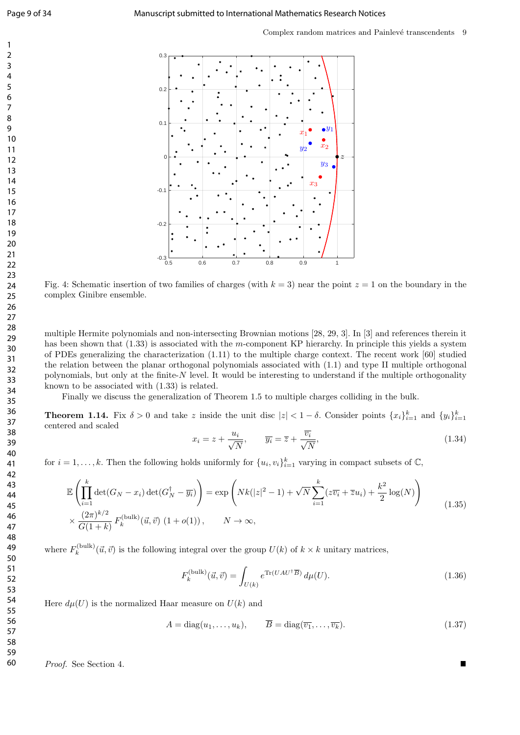Fig. 4: Schematic insertion of two families of charges (with $k = 3$) near the point $z = 1$ on the boundary in the complex Ginibre ensemble.

multiple Hermite polynomials and non-intersecting Brownian motions [28, 29, 3]. In [3] and references therein it has been shown that (1.33) is associated with the $m$-component KP hierarchy. In principle this yields a system of PDEs generalizing the characterization (1.11) to the multiple charge context. The recent work [60] studied the relation between the planar orthogonal polynomials associated with (1.1) and type II multiple orthogonal polynomials, but only at the finite-$N$ level. It would be interesting to understand if the multiple orthogonality known to be associated with (1.33) is related.

Finally we discuss the generalization of Theorem 1.5 to multiple charges colliding in the bulk.

**Theorem 1.14.** Fix $\delta > 0$ and take $z$ inside the unit disc $|z| < 1 - \delta$. Consider points $\{x_i\}_{i=1}^k$ and $\{y_i\}_{i=1}^k$ centered and scaled

$$x_i = z + \frac{u_i}{\sqrt{N}}, \qquad \overline{y_i} = \overline{z} + \frac{\overline{v_i}}{\sqrt{N}}, \tag{1.34}$$

for $i = 1, \ldots, k$. Then the following holds uniformly for $\{u_i, v_i\}_{i=1}^k$ varying in compact subsets of $\mathbb{C}$,

$$\begin{aligned} \mathbb{E}\left(\prod_{i=1}^k \det(G_N - x_i)\det(G_N^\dagger - \overline{y_i})\right) &= \exp\left(Nk(|z|^2 - 1) + \sqrt{N}\sum_{i=1}^k (z\overline{v_i} + \overline{z}u_i) + \frac{k^2}{2}\log(N)\right) \\ &\times \frac{(2\pi)^{k/2}}{G(1+k)} F_k^{(\mathrm{bulk})}(\vec{u}, \vec{v})\,(1 + o(1)), \qquad N \to \infty, \end{aligned} \tag{1.35}$$

where $F_k^{(\mathrm{bulk})}(\vec{u}, \vec{v})$ is the following integral over the group $U(k)$ of $k \times k$ unitary matrices,

$$F_k^{(\mathrm{bulk})}(\vec{u}, \vec{v}) = \int_{U(k)} e^{\mathrm{Tr}(UAU^\dagger \overline{B})}\, d\mu(U). \tag{1.36}$$

Here $d\mu(U)$ is the normalized Haar measure on $U(k)$ and

$$A = \mathrm{diag}(u_1, \ldots, u_k), \qquad \overline{B} = \mathrm{diag}(\overline{v_1}, \ldots, \overline{v_k}). \tag{1.37}$$

*Proof.* See Section 4. ∎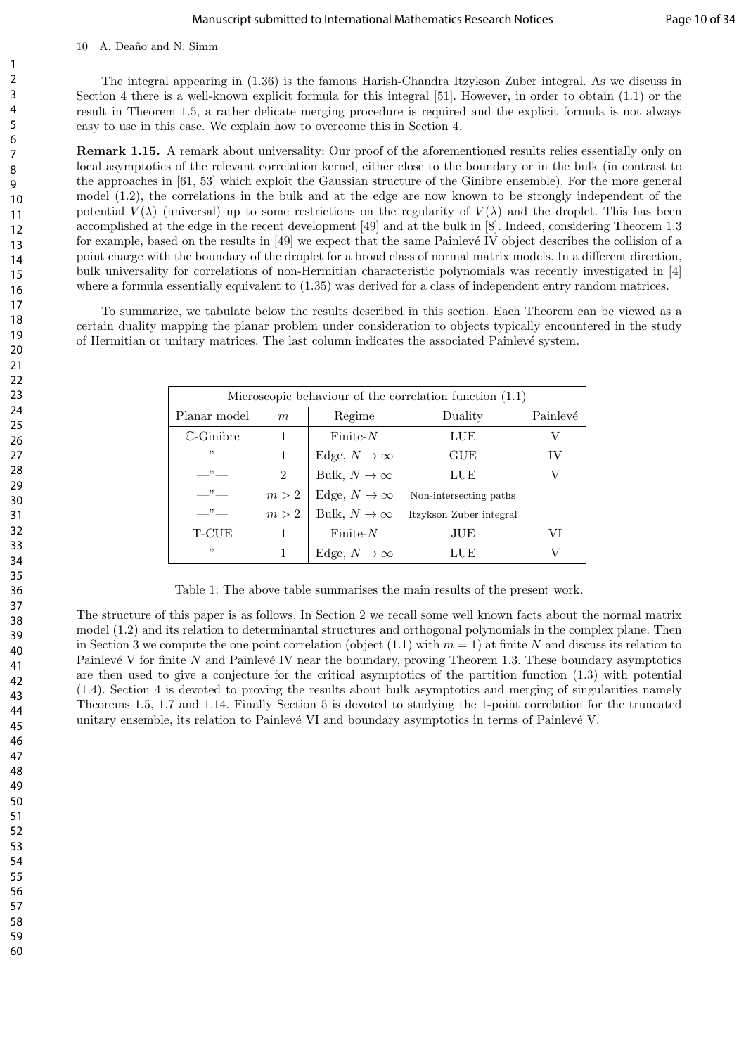The integral appearing in (1.36) is the famous Harish-Chandra Itzykson Zuber integral. As we discuss in Section 4 there is a well-known explicit formula for this integral [51]. However, in order to obtain (1.1) or the result in Theorem 1.5, a rather delicate merging procedure is required and the explicit formula is not always easy to use in this case. We explain how to overcome this in Section 4.

**Remark 1.15.** A remark about universality: Our proof of the aforementioned results relies essentially only on local asymptotics of the relevant correlation kernel, either close to the boundary or in the bulk (in contrast to the approaches in [61, 53] which exploit the Gaussian structure of the Ginibre ensemble). For the more general model (1.2), the correlations in the bulk and at the edge are now known to be strongly independent of the potential $V(\lambda)$ (universal) up to some restrictions on the regularity of $V(\lambda)$ and the droplet. This has been accomplished at the edge in the recent development [49] and at the bulk in [8]. Indeed, considering Theorem 1.3 for example, based on the results in [49] we expect that the same Painlevé IV object describes the collision of a point charge with the boundary of the droplet for a broad class of normal matrix models. In a different direction, bulk universality for correlations of non-Hermitian characteristic polynomials was recently investigated in [4] where a formula essentially equivalent to (1.35) was derived for a class of independent entry random matrices.

To summarize, we tabulate below the results described in this section. Each Theorem can be viewed as a certain duality mapping the planar problem under consideration to objects typically encountered in the study of Hermitian or unitary matrices. The last column indicates the associated Painlevé system.

| Microscopic behaviour of the correlation function (1.1) | | | | |
|---|---|---|---|---|
| Planar model | $m$ | Regime | Duality | Painlevé |
| $\mathbb{C}$-Ginibre | 1 | Finite-$N$ | LUE | V |
| —"— | 1 | Edge, $N \to \infty$ | GUE | IV |
| —"— | 2 | Bulk, $N \to \infty$ | LUE | V |
| —"— | $m > 2$ | Edge, $N \to \infty$ | Non-intersecting paths | |
| —"— | $m > 2$ | Bulk, $N \to \infty$ | Itzykson Zuber integral | |
| T-CUE | 1 | Finite-$N$ | JUE | VI |
| —"— | 1 | Edge, $N \to \infty$ | LUE | V |

Table 1: The above table summarises the main results of the present work.

The structure of this paper is as follows. In Section 2 we recall some well known facts about the normal matrix model (1.2) and its relation to determinantal structures and orthogonal polynomials in the complex plane. Then in Section 3 we compute the one point correlation (object (1.1) with $m = 1$) at finite $N$ and discuss its relation to Painlevé V for finite $N$ and Painlevé IV near the boundary, proving Theorem 1.3. These boundary asymptotics are then used to give a conjecture for the critical asymptotics of the partition function (1.3) with potential (1.4). Section 4 is devoted to proving the results about bulk asymptotics and merging of singularities namely Theorems 1.5, 1.7 and 1.14. Finally Section 5 is devoted to studying the 1-point correlation for the truncated unitary ensemble, its relation to Painlevé VI and boundary asymptotics in terms of Painlevé V.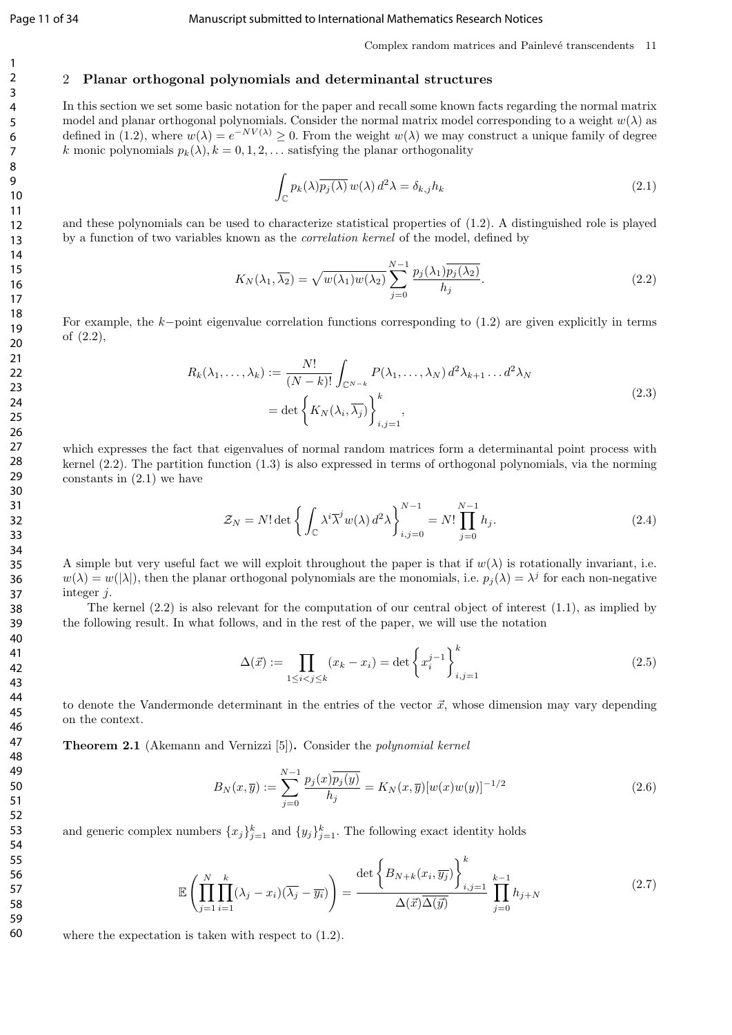## 2 Planar orthogonal polynomials and determinantal structures

In this section we set some basic notation for the paper and recall some known facts regarding the normal matrix model and planar orthogonal polynomials. Consider the normal matrix model corresponding to a weight $w(\lambda)$ as defined in (1.2), where $w(\lambda) = e^{-NV(\lambda)} \geq 0$. From the weight $w(\lambda)$ we may construct a unique family of degree $k$ monic polynomials $p_k(\lambda), k = 0, 1, 2, \ldots$ satisfying the planar orthogonality

$$\int_{\mathbb{C}} p_k(\lambda)\overline{p_j(\lambda)}\, w(\lambda)\, d^2\lambda = \delta_{k,j} h_k \tag{2.1}$$

and these polynomials can be used to characterize statistical properties of (1.2). A distinguished role is played by a function of two variables known as the *correlation kernel* of the model, defined by

$$K_N(\lambda_1, \overline{\lambda_2}) = \sqrt{w(\lambda_1)w(\lambda_2)} \sum_{j=0}^{N-1} \frac{p_j(\lambda_1)\overline{p_j(\lambda_2)}}{h_j}. \tag{2.2}$$

For example, the $k-$point eigenvalue correlation functions corresponding to (1.2) are given explicitly in terms of (2.2),

$$\begin{aligned} R_k(\lambda_1, \ldots, \lambda_k) &:= \frac{N!}{(N-k)!} \int_{\mathbb{C}^{N-k}} P(\lambda_1, \ldots, \lambda_N)\, d^2\lambda_{k+1} \ldots d^2\lambda_N \\ &= \det \left\{ K_N(\lambda_i, \overline{\lambda_j}) \right\}_{i,j=1}^{k}, \end{aligned} \tag{2.3}$$

which expresses the fact that eigenvalues of normal random matrices form a determinantal point process with kernel (2.2). The partition function (1.3) is also expressed in terms of orthogonal polynomials, via the norming constants in (2.1) we have

$$\mathcal{Z}_N = N! \det \left\{ \int_{\mathbb{C}} \lambda^i \overline{\lambda}^j w(\lambda)\, d^2\lambda \right\}_{i,j=0}^{N-1} = N! \prod_{j=0}^{N-1} h_j. \tag{2.4}$$

A simple but very useful fact we will exploit throughout the paper is that if $w(\lambda)$ is rotationally invariant, i.e. $w(\lambda) = w(|\lambda|)$, then the planar orthogonal polynomials are the monomials, i.e. $p_j(\lambda) = \lambda^j$ for each non-negative integer $j$.

The kernel (2.2) is also relevant for the computation of our central object of interest (1.1), as implied by the following result. In what follows, and in the rest of the paper, we will use the notation

$$\Delta(\vec{x}) := \prod_{1 \leq i < j \leq k} (x_k - x_i) = \det \left\{ x_i^{j-1} \right\}_{i,j=1}^{k} \tag{2.5}$$

to denote the Vandermonde determinant in the entries of the vector $\vec{x}$, whose dimension may vary depending on the context.

**Theorem 2.1** (Akemann and Vernizzi [5]). Consider the *polynomial kernel*

$$B_N(x, \overline{y}) := \sum_{j=0}^{N-1} \frac{p_j(x)\overline{p_j(y)}}{h_j} = K_N(x, \overline{y})[w(x)w(y)]^{-1/2} \tag{2.6}$$

and generic complex numbers $\{x_j\}_{j=1}^k$ and $\{y_j\}_{j=1}^k$. The following exact identity holds

$$\mathbb{E}\left( \prod_{j=1}^{N} \prod_{i=1}^{k} (\lambda_j - x_i)(\overline{\lambda_j} - \overline{y_i}) \right) = \frac{\det \left\{ B_{N+k}(x_i, \overline{y_j}) \right\}_{i,j=1}^{k}}{\Delta(\vec{x})\overline{\Delta(\vec{y})}} \prod_{j=0}^{k-1} h_{j+N} \tag{2.7}$$

where the expectation is taken with respect to (1.2).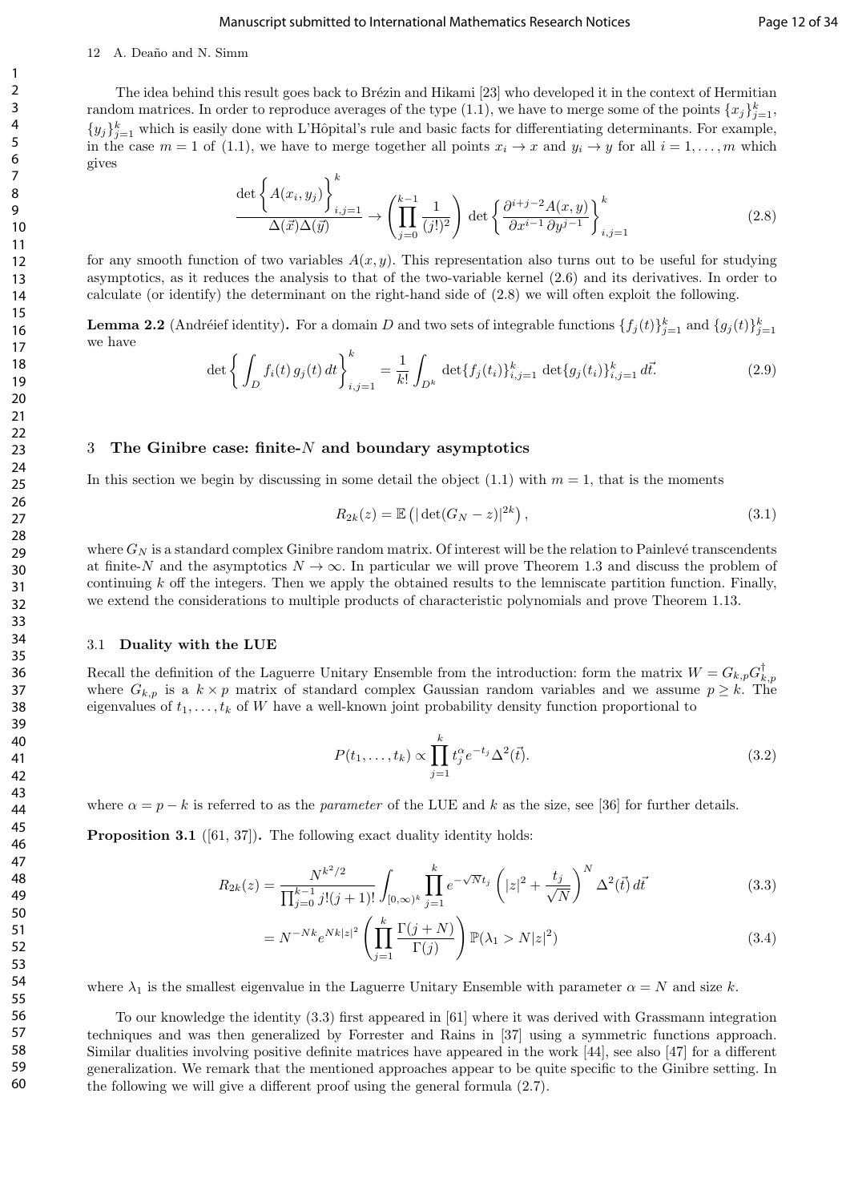The idea behind this result goes back to Brézin and Hikami [23] who developed it in the context of Hermitian random matrices. In order to reproduce averages of the type (1.1), we have to merge some of the points $\{x_j\}_{j=1}^k$, $\{y_j\}_{j=1}^k$ which is easily done with L'Hôpital's rule and basic facts for differentiating determinants. For example, in the case $m = 1$ of (1.1), we have to merge together all points $x_i \to x$ and $y_i \to y$ for all $i = 1, \ldots, m$ which gives

$$\frac{\det\left\{A(x_i, y_j)\right\}_{i,j=1}^k}{\Delta(\vec{x})\Delta(\vec{y})} \to \left(\prod_{j=0}^{k-1} \frac{1}{(j!)^2}\right) \det\left\{\frac{\partial^{i+j-2} A(x,y)}{\partial x^{i-1}\, \partial y^{j-1}}\right\}_{i,j=1}^k \tag{2.8}$$

for any smooth function of two variables $A(x, y)$. This representation also turns out to be useful for studying asymptotics, as it reduces the analysis to that of the two-variable kernel (2.6) and its derivatives. In order to calculate (or identify) the determinant on the right-hand side of (2.8) we will often exploit the following.

**Lemma 2.2** (Andréief identity)**.** For a domain $D$ and two sets of integrable functions $\{f_j(t)\}_{j=1}^k$ and $\{g_j(t)\}_{j=1}^k$ we have

$$\det\left\{\int_D f_i(t)\, g_j(t)\, dt\right\}_{i,j=1}^k = \frac{1}{k!} \int_{D^k} \det\{f_j(t_i)\}_{i,j=1}^k \det\{g_j(t_i)\}_{i,j=1}^k\, d\vec{t}. \tag{2.9}$$

## 3 The Ginibre case: finite-$N$ and boundary asymptotics

In this section we begin by discussing in some detail the object (1.1) with $m = 1$, that is the moments

$$R_{2k}(z) = \mathbb{E}\left(|\det(G_N - z)|^{2k}\right), \tag{3.1}$$

where $G_N$ is a standard complex Ginibre random matrix. Of interest will be the relation to Painlevé transcendents at finite-$N$ and the asymptotics $N \to \infty$. In particular we will prove Theorem 1.3 and discuss the problem of continuing $k$ off the integers. Then we apply the obtained results to the lemniscate partition function. Finally, we extend the considerations to multiple products of characteristic polynomials and prove Theorem 1.13.

### 3.1 Duality with the LUE

Recall the definition of the Laguerre Unitary Ensemble from the introduction: form the matrix $W = G_{k,p} G_{k,p}^\dagger$ where $G_{k,p}$ is a $k \times p$ matrix of standard complex Gaussian random variables and we assume $p \geq k$. The eigenvalues of $t_1, \ldots, t_k$ of $W$ have a well-known joint probability density function proportional to

$$P(t_1, \ldots, t_k) \propto \prod_{j=1}^k t_j^\alpha e^{-t_j} \Delta^2(\vec{t}). \tag{3.2}$$

where $\alpha = p - k$ is referred to as the *parameter* of the LUE and $k$ as the size, see [36] for further details.

**Proposition 3.1** ([61, 37])**.** The following exact duality identity holds:

$$R_{2k}(z) = \frac{N^{k^2/2}}{\prod_{j=0}^{k-1} j!(j+1)!} \int_{[0,\infty)^k} \prod_{j=1}^k e^{-\sqrt{N} t_j} \left(|z|^2 + \frac{t_j}{\sqrt{N}}\right)^N \Delta^2(\vec{t})\, d\vec{t} \tag{3.3}$$

$$= N^{-Nk} e^{Nk|z|^2} \left(\prod_{j=1}^k \frac{\Gamma(j+N)}{\Gamma(j)}\right) \mathbb{P}(\lambda_1 > N|z|^2) \tag{3.4}$$

where $\lambda_1$ is the smallest eigenvalue in the Laguerre Unitary Ensemble with parameter $\alpha = N$ and size $k$.

To our knowledge the identity (3.3) first appeared in [61] where it was derived with Grassmann integration techniques and was then generalized by Forrester and Rains in [37] using a symmetric functions approach. Similar dualities involving positive definite matrices have appeared in the work [44], see also [47] for a different generalization. We remark that the mentioned approaches appear to be quite specific to the Ginibre setting. In the following we will give a different proof using the general formula (2.7).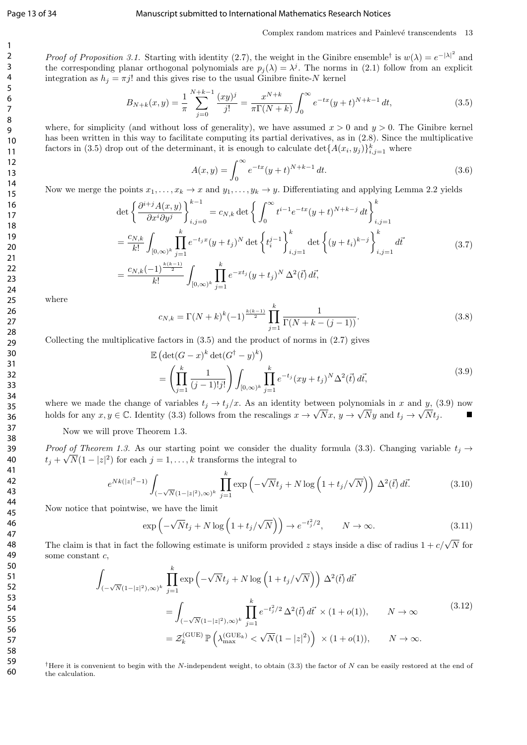*Proof of Proposition 3.1.* Starting with identity (2.7), the weight in the Ginibre ensemble[†] is $w(\lambda) = e^{-|\lambda|^2}$ and the corresponding planar orthogonal polynomials are $p_j(\lambda) = \lambda^j$. The norms in (2.1) follow from an explicit integration as $h_j = \pi j!$ and this gives rise to the usual Ginibre finite-$N$ kernel

$$B_{N+k}(x,y) = \frac{1}{\pi}\sum_{j=0}^{N+k-1}\frac{(xy)^j}{j!} = \frac{x^{N+k}}{\pi\Gamma(N+k)}\int_0^\infty e^{-tx}(y+t)^{N+k-1}\,dt, \tag{3.5}$$

where, for simplicity (and without loss of generality), we have assumed $x > 0$ and $y > 0$. The Ginibre kernel has been written in this way to facilitate computing its partial derivatives, as in (2.8). Since the multiplicative factors in (3.5) drop out of the determinant, it is enough to calculate $\det\{A(x_i, y_j)\}_{i,j=1}^k$ where

$$A(x,y) = \int_0^\infty e^{-tx}(y+t)^{N+k-1}\,dt. \tag{3.6}$$

Now we merge the points $x_1,\ldots,x_k \to x$ and $y_1,\ldots,y_k \to y$. Differentiating and applying Lemma 2.2 yields

$$\begin{aligned}
\det\left\{\frac{\partial^{i+j}A(x,y)}{\partial x^i \partial y^j}\right\}_{i,j=0}^{k-1} &= c_{N,k}\det\left\{\int_0^\infty t^{i-1}e^{-tx}(y+t)^{N+k-j}\,dt\right\}_{i,j=1}^k \\
&= \frac{c_{N,k}}{k!}\int_{[0,\infty)^k}\prod_{j=1}^k e^{-t_j x}(y+t_j)^N \det\left\{t_i^{j-1}\right\}_{i,j=1}^k \det\left\{(y+t_i)^{k-j}\right\}_{i,j=1}^k d\vec{t} \\
&= \frac{c_{N,k}(-1)^{\frac{k(k-1)}{2}}}{k!}\int_{[0,\infty)^k}\prod_{j=1}^k e^{-xt_j}(y+t_j)^N\,\Delta^2(\vec{t})\,d\vec{t},
\end{aligned} \tag{3.7}$$

where

$$c_{N,k} = \Gamma(N+k)^k(-1)^{\frac{k(k-1)}{2}}\prod_{j=1}^k\frac{1}{\Gamma(N+k-(j-1))}. \tag{3.8}$$

Collecting the multiplicative factors in (3.5) and the product of norms in (2.7) gives

$$\begin{aligned}
&\mathbb{E}\left(\det(G-x)^k\det(G^\dagger - y)^k\right) \\
&= \left(\prod_{j=1}^k\frac{1}{(j-1)!j!}\right)\int_{[0,\infty)^k}\prod_{j=1}^k e^{-t_j}(xy+t_j)^N\Delta^2(\vec{t})\,d\vec{t},
\end{aligned} \tag{3.9}$$

where we made the change of variables $t_j \to t_j/x$. As an identity between polynomials in $x$ and $y$, (3.9) now holds for any $x,y \in \mathbb{C}$. Identity (3.3) follows from the rescalings $x \to \sqrt{N}x$, $y \to \sqrt{N}y$ and $t_j \to \sqrt{N}t_j$. ∎

Now we will prove Theorem 1.3.

*Proof of Theorem 1.3.* As our starting point we consider the duality formula (3.3). Changing variable $t_j \to t_j + \sqrt{N}(1-|z|^2)$ for each $j = 1,\ldots,k$ transforms the integral to

$$e^{Nk(|z|^2-1)}\int_{(-\sqrt{N}(1-|z|^2),\infty)^k}\prod_{j=1}^k\exp\left(-\sqrt{N}t_j + N\log\left(1+t_j/\sqrt{N}\right)\right)\,\Delta^2(\vec{t})\,d\vec{t}. \tag{3.10}$$

Now notice that pointwise, we have the limit

$$\exp\left(-\sqrt{N}t_j + N\log\left(1+t_j/\sqrt{N}\right)\right) \to e^{-t_j^2/2}, \qquad N\to\infty. \tag{3.11}$$

The claim is that in fact the following estimate is uniform provided $z$ stays inside a disc of radius $1 + c/\sqrt{N}$ for some constant $c$,

$$\begin{aligned}
&\int_{(-\sqrt{N}(1-|z|^2),\infty)^k}\prod_{j=1}^k\exp\left(-\sqrt{N}t_j + N\log\left(1+t_j/\sqrt{N}\right)\right)\,\Delta^2(\vec{t})\,d\vec{t} \\
&= \int_{(-\sqrt{N}(1-|z|^2),\infty)^k}\prod_{j=1}^k e^{-t_j^2/2}\,\Delta^2(\vec{t})\,d\vec{t}\,\times(1+o(1)), \qquad N\to\infty \\
&= \mathcal{Z}_k^{(\mathrm{GUE})}\,\mathbb{P}\left(\lambda_{\max}^{(\mathrm{GUE}_k)} < \sqrt{N}(1-|z|^2)\right)\,\times(1+o(1)), \qquad N\to\infty.
\end{aligned} \tag{3.12}$$

[†]Here it is convenient to begin with the $N$-independent weight, to obtain (3.3) the factor of $N$ can be easily restored at the end of the calculation.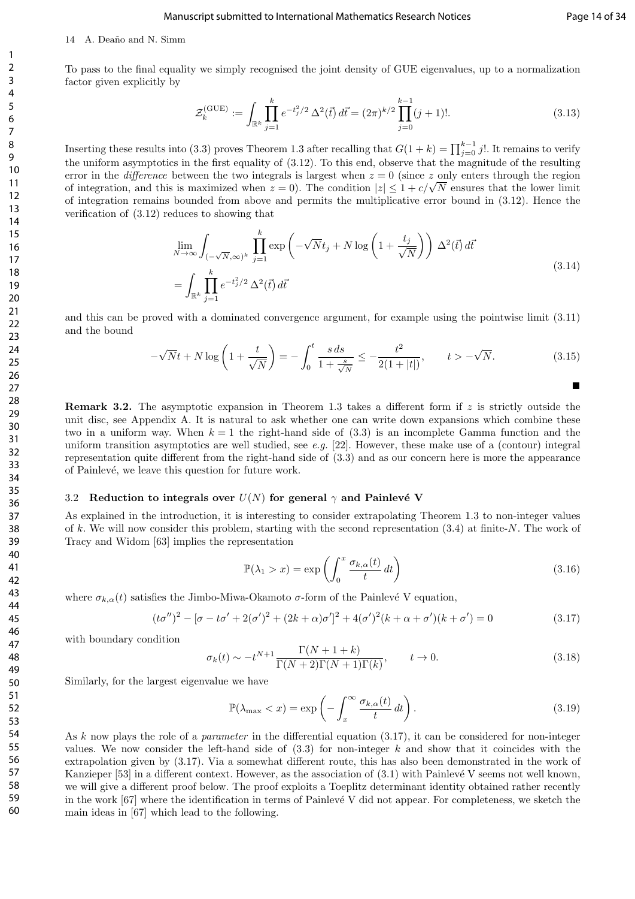To pass to the final equality we simply recognised the joint density of GUE eigenvalues, up to a normalization factor given explicitly by

$$\mathcal{Z}_k^{(\mathrm{GUE})} := \int_{\mathbb{R}^k} \prod_{j=1}^{k} e^{-t_j^2/2}\, \Delta^2(\vec{t})\, d\vec{t} = (2\pi)^{k/2} \prod_{j=0}^{k-1} (j+1)!. \tag{3.13}$$

Inserting these results into (3.3) proves Theorem 1.3 after recalling that $G(1+k) = \prod_{j=0}^{k-1} j!$. It remains to verify the uniform asymptotics in the first equality of (3.12). To this end, observe that the magnitude of the resulting error in the *difference* between the two integrals is largest when $z = 0$ (since $z$ only enters through the region of integration, and this is maximized when $z = 0$). The condition $|z| \leq 1 + c/\sqrt{N}$ ensures that the lower limit of integration remains bounded from above and permits the multiplicative error bound in (3.12). Hence the verification of (3.12) reduces to showing that

$$\begin{aligned}
&\lim_{N\to\infty} \int_{(-\sqrt{N},\infty)^k} \prod_{j=1}^{k} \exp\left(-\sqrt{N} t_j + N \log\left(1 + \frac{t_j}{\sqrt{N}}\right)\right) \Delta^2(\vec{t})\, d\vec{t} \\
&= \int_{\mathbb{R}^k} \prod_{j=1}^{k} e^{-t_j^2/2}\, \Delta^2(\vec{t})\, d\vec{t}
\end{aligned} \tag{3.14}$$

and this can be proved with a dominated convergence argument, for example using the pointwise limit (3.11) and the bound

$$-\sqrt{N} t + N \log\left(1 + \frac{t}{\sqrt{N}}\right) = -\int_0^t \frac{s\, ds}{1 + \frac{s}{\sqrt{N}}} \leq -\frac{t^2}{2(1+|t|)}, \qquad t > -\sqrt{N}. \tag{3.15}$$

∎

**Remark 3.2.** The asymptotic expansion in Theorem 1.3 takes a different form if $z$ is strictly outside the unit disc, see Appendix A. It is natural to ask whether one can write down expansions which combine these two in a uniform way. When $k = 1$ the right-hand side of (3.3) is an incomplete Gamma function and the uniform transition asymptotics are well studied, see *e.g.* [22]. However, these make use of a (contour) integral representation quite different from the right-hand side of (3.3) and as our concern here is more the appearance of Painlevé, we leave this question for future work.

### 3.2 Reduction to integrals over $U(N)$ for general $\gamma$ and Painlevé V

As explained in the introduction, it is interesting to consider extrapolating Theorem 1.3 to non-integer values of $k$. We will now consider this problem, starting with the second representation (3.4) at finite-$N$. The work of Tracy and Widom [63] implies the representation

$$\mathbb{P}(\lambda_1 > x) = \exp\left(\int_0^x \frac{\sigma_{k,\alpha}(t)}{t}\, dt\right) \tag{3.16}$$

where $\sigma_{k,\alpha}(t)$ satisfies the Jimbo-Miwa-Okamoto $\sigma$-form of the Painlevé V equation,

$$(t\sigma'')^2 - [\sigma - t\sigma' + 2(\sigma')^2 + (2k+\alpha)\sigma']^2 + 4(\sigma')^2(k+\alpha+\sigma')(k+\sigma') = 0 \tag{3.17}$$

with boundary condition

$$\sigma_k(t) \sim -t^{N+1} \frac{\Gamma(N+1+k)}{\Gamma(N+2)\Gamma(N+1)\Gamma(k)}, \qquad t \to 0. \tag{3.18}$$

Similarly, for the largest eigenvalue we have

$$\mathbb{P}(\lambda_{\max} < x) = \exp\left(-\int_x^\infty \frac{\sigma_{k,\alpha}(t)}{t}\, dt\right). \tag{3.19}$$

As $k$ now plays the role of a *parameter* in the differential equation (3.17), it can be considered for non-integer values. We now consider the left-hand side of (3.3) for non-integer $k$ and show that it coincides with the extrapolation given by (3.17). Via a somewhat different route, this has also been demonstrated in the work of Kanzieper [53] in a different context. However, as the association of (3.1) with Painlevé V seems not well known, we will give a different proof below. The proof exploits a Toeplitz determinant identity obtained rather recently in the work [67] where the identification in terms of Painlevé V did not appear. For completeness, we sketch the main ideas in [67] which lead to the following.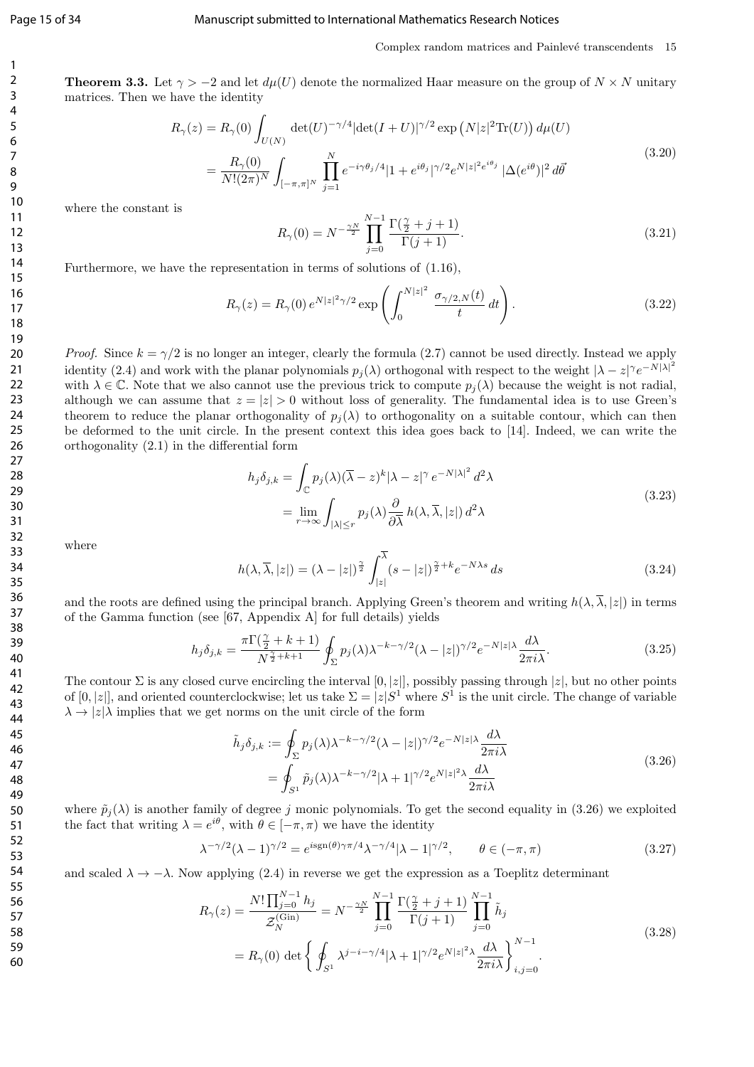**Theorem 3.3.** Let $\gamma > -2$ and let $d\mu(U)$ denote the normalized Haar measure on the group of $N \times N$ unitary matrices. Then we have the identity

$$
\begin{aligned}
R_\gamma(z) &= R_\gamma(0) \int_{U(N)} \det(U)^{-\gamma/4} |\det(I+U)|^{\gamma/2} \exp\left(N|z|^2 \mathrm{Tr}(U)\right) d\mu(U) \\
&= \frac{R_\gamma(0)}{N!(2\pi)^N} \int_{[-\pi,\pi]^N} \prod_{j=1}^{N} e^{-i\gamma\theta_j/4} |1+e^{i\theta_j}|^{\gamma/2} e^{N|z|^2 e^{i\theta_j}} |\Delta(e^{i\theta})|^2 \, d\vec{\theta}
\end{aligned}
\tag{3.20}
$$

where the constant is

$$
R_\gamma(0) = N^{-\frac{\gamma N}{2}} \prod_{j=0}^{N-1} \frac{\Gamma(\frac{\gamma}{2}+j+1)}{\Gamma(j+1)}. \tag{3.21}
$$

Furthermore, we have the representation in terms of solutions of (1.16),

$$
R_\gamma(z) = R_\gamma(0) \, e^{N|z|^2 \gamma/2} \exp\left( \int_0^{N|z|^2} \frac{\sigma_{\gamma/2,N}(t)}{t} \, dt \right). \tag{3.22}
$$

*Proof.* Since $k = \gamma/2$ is no longer an integer, clearly the formula (2.7) cannot be used directly. Instead we apply identity (2.4) and work with the planar polynomials $p_j(\lambda)$ orthogonal with respect to the weight $|\lambda - z|^\gamma e^{-N|\lambda|^2}$ with $\lambda \in \mathbb{C}$. Note that we also cannot use the previous trick to compute $p_j(\lambda)$ because the weight is not radial, although we can assume that $z = |z| > 0$ without loss of generality. The fundamental idea is to use Green's theorem to reduce the planar orthogonality of $p_j(\lambda)$ to orthogonality on a suitable contour, which can then be deformed to the unit circle. In the present context this idea goes back to [14]. Indeed, we can write the orthogonality (2.1) in the differential form

$$
\begin{aligned}
h_j \delta_{j,k} &= \int_{\mathbb{C}} p_j(\lambda) (\overline{\lambda} - z)^k |\lambda - z|^\gamma \, e^{-N|\lambda|^2} \, d^2\lambda \\
&= \lim_{r \to \infty} \int_{|\lambda| \le r} p_j(\lambda) \frac{\partial}{\partial \overline{\lambda}} \, h(\lambda, \overline{\lambda}, |z|) \, d^2\lambda
\end{aligned}
\tag{3.23}
$$

where

$$
h(\lambda, \overline{\lambda}, |z|) = (\lambda - |z|)^{\frac{\gamma}{2}} \int_{|z|}^{\overline{\lambda}} (s - |z|)^{\frac{\gamma}{2}+k} e^{-N\lambda s} \, ds \tag{3.24}
$$

and the roots are defined using the principal branch. Applying Green's theorem and writing $h(\lambda, \overline{\lambda}, |z|)$ in terms of the Gamma function (see [67, Appendix A] for full details) yields

$$
h_j \delta_{j,k} = \frac{\pi \Gamma(\frac{\gamma}{2}+k+1)}{N^{\frac{\gamma}{2}+k+1}} \oint_\Sigma p_j(\lambda) \lambda^{-k-\gamma/2} (\lambda - |z|)^{\gamma/2} e^{-N|z|\lambda} \frac{d\lambda}{2\pi i \lambda}. \tag{3.25}
$$

The contour $\Sigma$ is any closed curve encircling the interval $[0, |z|]$, possibly passing through $|z|$, but no other points of $[0, |z|]$, and oriented counterclockwise; let us take $\Sigma = |z| S^1$ where $S^1$ is the unit circle. The change of variable $\lambda \to |z|\lambda$ implies that we get norms on the unit circle of the form

$$
\begin{aligned}
\tilde{h}_j \delta_{j,k} &:= \oint_\Sigma p_j(\lambda) \lambda^{-k-\gamma/2} (\lambda - |z|)^{\gamma/2} e^{-N|z|\lambda} \frac{d\lambda}{2\pi i \lambda} \\
&= \oint_{S^1} \tilde{p}_j(\lambda) \lambda^{-k-\gamma/2} |\lambda + 1|^{\gamma/2} e^{N|z|^2 \lambda} \frac{d\lambda}{2\pi i \lambda}
\end{aligned}
\tag{3.26}
$$

where $\tilde{p}_j(\lambda)$ is another family of degree $j$ monic polynomials. To get the second equality in (3.26) we exploited the fact that writing $\lambda = e^{i\theta}$, with $\theta \in [-\pi, \pi)$ we have the identity

$$
\lambda^{-\gamma/2} (\lambda - 1)^{\gamma/2} = e^{i \mathrm{sgn}(\theta) \gamma \pi/4} \lambda^{-\gamma/4} |\lambda - 1|^{\gamma/2}, \qquad \theta \in (-\pi, \pi) \tag{3.27}
$$

and scaled $\lambda \to -\lambda$. Now applying (2.4) in reverse we get the expression as a Toeplitz determinant

$$
\begin{aligned}
R_\gamma(z) &= \frac{N! \prod_{j=0}^{N-1} h_j}{\mathcal{Z}_N^{(\mathrm{Gin})}} = N^{-\frac{\gamma N}{2}} \prod_{j=0}^{N-1} \frac{\Gamma(\frac{\gamma}{2}+j+1)}{\Gamma(j+1)} \prod_{j=0}^{N-1} \tilde{h}_j \\
&= R_\gamma(0) \, \det\left\{ \oint_{S^1} \lambda^{j-i-\gamma/4} |\lambda + 1|^{\gamma/2} e^{N|z|^2 \lambda} \frac{d\lambda}{2\pi i \lambda} \right\}_{i,j=0}^{N-1}.
\end{aligned}
\tag{3.28}
$$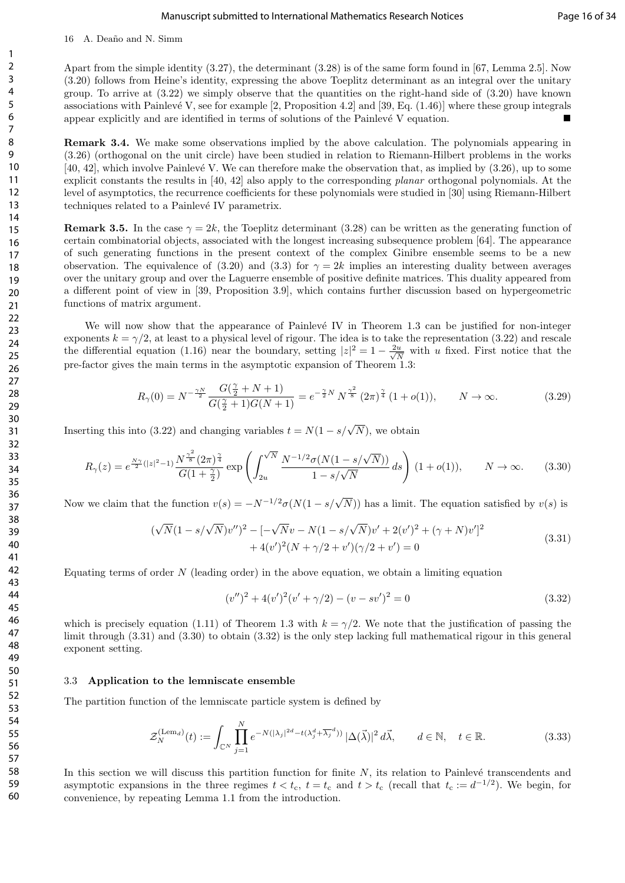Apart from the simple identity (3.27), the determinant (3.28) is of the same form found in [67, Lemma 2.5]. Now (3.20) follows from Heine's identity, expressing the above Toeplitz determinant as an integral over the unitary group. To arrive at (3.22) we simply observe that the quantities on the right-hand side of (3.20) have known associations with Painlevé V, see for example [2, Proposition 4.2] and [39, Eq. (1.46)] where these group integrals appear explicitly and are identified in terms of solutions of the Painlevé V equation. ■

**Remark 3.4.** We make some observations implied by the above calculation. The polynomials appearing in (3.26) (orthogonal on the unit circle) have been studied in relation to Riemann-Hilbert problems in the works [40, 42], which involve Painlevé V. We can therefore make the observation that, as implied by (3.26), up to some explicit constants the results in [40, 42] also apply to the corresponding *planar* orthogonal polynomials. At the level of asymptotics, the recurrence coefficients for these polynomials were studied in [30] using Riemann-Hilbert techniques related to a Painlevé IV parametrix.

**Remark 3.5.** In the case $\gamma = 2k$, the Toeplitz determinant (3.28) can be written as the generating function of certain combinatorial objects, associated with the longest increasing subsequence problem [64]. The appearance of such generating functions in the present context of the complex Ginibre ensemble seems to be a new observation. The equivalence of (3.20) and (3.3) for $\gamma = 2k$ implies an interesting duality between averages over the unitary group and over the Laguerre ensemble of positive definite matrices. This duality appeared from a different point of view in [39, Proposition 3.9], which contains further discussion based on hypergeometric functions of matrix argument.

We will now show that the appearance of Painlevé IV in Theorem 1.3 can be justified for non-integer exponents $k = \gamma/2$, at least to a physical level of rigour. The idea is to take the representation (3.22) and rescale the differential equation (1.16) near the boundary, setting $|z|^2 = 1 - \frac{2u}{\sqrt{N}}$ with $u$ fixed. First notice that the pre-factor gives the main terms in the asymptotic expansion of Theorem 1.3:

$$R_\gamma(0) = N^{-\frac{\gamma N}{2}} \frac{G(\frac{\gamma}{2}+N+1)}{G(\frac{\gamma}{2}+1)G(N+1)} = e^{-\frac{\gamma}{2}N} N^{\frac{\gamma^2}{8}} (2\pi)^{\frac{\gamma}{4}} (1+o(1)), \qquad N \to \infty. \tag{3.29}$$

Inserting this into (3.22) and changing variables $t = N(1-s/\sqrt{N})$, we obtain

$$R_\gamma(z) = e^{\frac{N\gamma}{2}(|z|^2-1)} \frac{N^{\frac{\gamma^2}{8}}(2\pi)^{\frac{\gamma}{4}}}{G(1+\frac{\gamma}{2})} \exp\left(\int_{2u}^{\sqrt{N}} \frac{N^{-1/2}\sigma(N(1-s/\sqrt{N}))}{1-s/\sqrt{N}}\, ds\right)(1+o(1)), \qquad N\to\infty. \tag{3.30}$$

Now we claim that the function $v(s) = -N^{-1/2}\sigma(N(1-s/\sqrt{N}))$ has a limit. The equation satisfied by $v(s)$ is

$$\begin{aligned}(\sqrt{N}(1-s/\sqrt{N})v'')^2 - [-\sqrt{N}v - N(1-s/\sqrt{N})v' + 2(v')^2 + (\gamma+N)v']^2 \\ + 4(v')^2(N+\gamma/2+v')(\gamma/2+v') = 0\end{aligned} \tag{3.31}$$

Equating terms of order $N$ (leading order) in the above equation, we obtain a limiting equation

$$(v'')^2 + 4(v')^2(v'+\gamma/2) - (v-sv')^2 = 0 \tag{3.32}$$

which is precisely equation (1.11) of Theorem 1.3 with $k = \gamma/2$. We note that the justification of passing the limit through (3.31) and (3.30) to obtain (3.32) is the only step lacking full mathematical rigour in this general exponent setting.

### 3.3 Application to the lemniscate ensemble

The partition function of the lemniscate particle system is defined by

$$\mathcal{Z}_N^{(\mathrm{Lem}_d)}(t) := \int_{\mathbb{C}^N} \prod_{j=1}^N e^{-N(|\lambda_j|^{2d} - t(\lambda_j^d + \overline{\lambda_j}^d))} |\Delta(\vec{\lambda})|^2 \, d\vec{\lambda}, \qquad d\in\mathbb{N}, \quad t\in\mathbb{R}. \tag{3.33}$$

In this section we will discuss this partition function for finite $N$, its relation to Painlevé transcendents and asymptotic expansions in the three regimes $t < t_c$, $t = t_c$ and $t > t_c$ (recall that $t_c := d^{-1/2}$). We begin, for convenience, by repeating Lemma 1.1 from the introduction.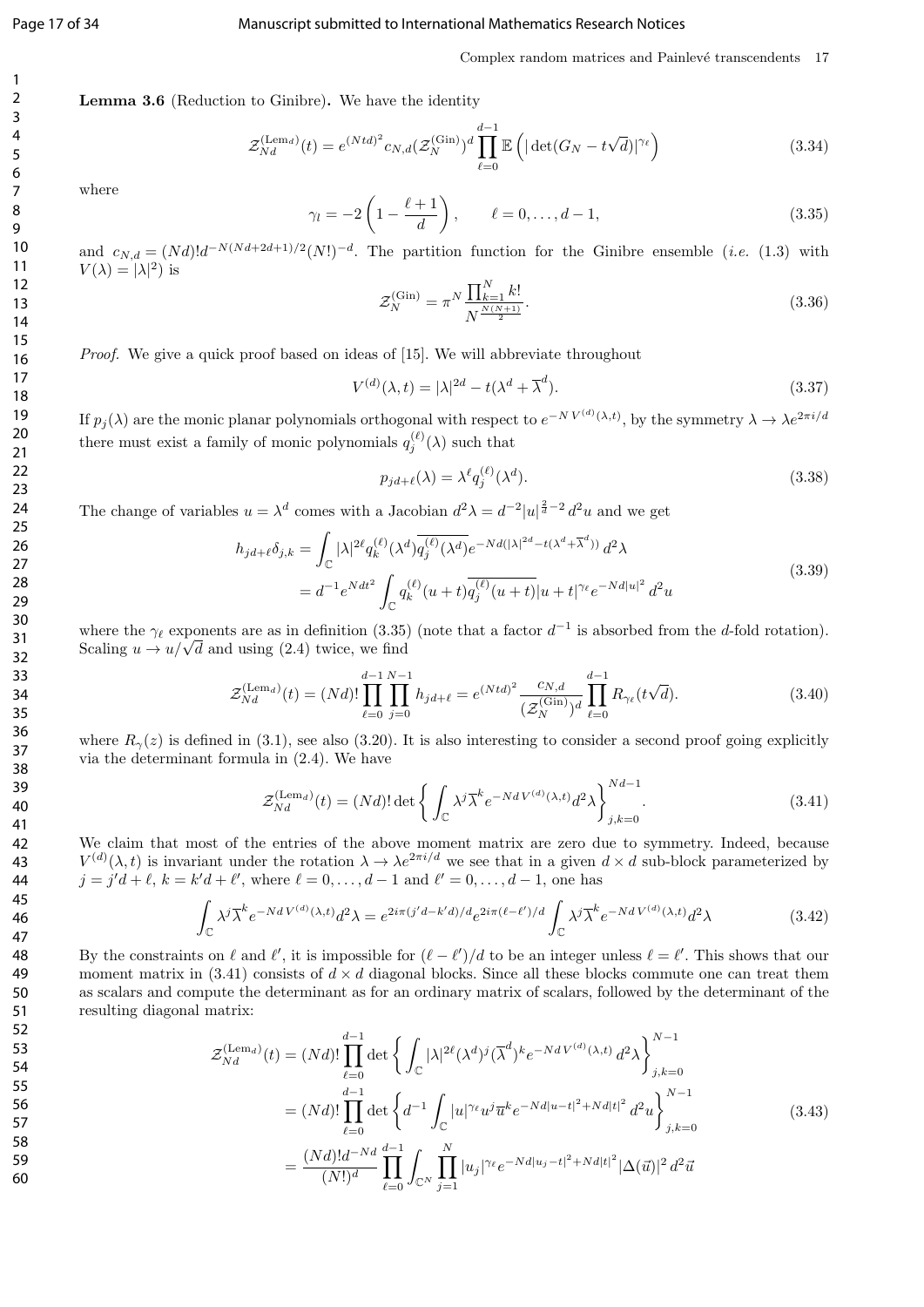**Lemma 3.6** (Reduction to Ginibre)**.** We have the identity

$$\mathcal{Z}_{Nd}^{(\mathrm{Lem}_d)}(t) = e^{(Ntd)^2} c_{N,d} (\mathcal{Z}_N^{(\mathrm{Gin})})^d \prod_{\ell=0}^{d-1} \mathbb{E}\left( |\det(G_N - t\sqrt{d})|^{\gamma_\ell} \right) \tag{3.34}$$

where

$$\gamma_l = -2\left(1 - \frac{\ell+1}{d}\right), \qquad \ell = 0, \ldots, d-1, \tag{3.35}$$

and $c_{N,d} = (Nd)! d^{-N(Nd+2d+1)/2} (N!)^{-d}$. The partition function for the Ginibre ensemble (*i.e.* (1.3) with $V(\lambda) = |\lambda|^2$) is

$$\mathcal{Z}_N^{(\mathrm{Gin})} = \pi^N \frac{\prod_{k=1}^N k!}{N^{\frac{N(N+1)}{2}}}. \tag{3.36}$$

*Proof.* We give a quick proof based on ideas of [15]. We will abbreviate throughout

$$V^{(d)}(\lambda, t) = |\lambda|^{2d} - t(\lambda^d + \overline{\lambda}^d). \tag{3.37}$$

If $p_j(\lambda)$ are the monic planar polynomials orthogonal with respect to $e^{-N V^{(d)}(\lambda,t)}$, by the symmetry $\lambda \to \lambda e^{2\pi i/d}$ there must exist a family of monic polynomials $q_j^{(\ell)}(\lambda)$ such that

$$p_{jd+\ell}(\lambda) = \lambda^\ell q_j^{(\ell)}(\lambda^d). \tag{3.38}$$

The change of variables $u = \lambda^d$ comes with a Jacobian $d^2\lambda = d^{-2}|u|^{\frac{2}{d}-2} d^2 u$ and we get

$$\begin{aligned} h_{jd+\ell}\delta_{j,k} &= \int_{\mathbb{C}} |\lambda|^{2\ell} q_k^{(\ell)}(\lambda^d)\overline{q_j^{(\ell)}(\lambda^d)} e^{-Nd(|\lambda|^{2d} - t(\lambda^d + \overline{\lambda}^d))} \, d^2\lambda \\ &= d^{-1} e^{Ndt^2} \int_{\mathbb{C}} q_k^{(\ell)}(u+t)\overline{q_j^{(\ell)}(u+t)} |u+t|^{\gamma_\ell} e^{-Nd|u|^2} \, d^2 u \end{aligned} \tag{3.39}$$

where the $\gamma_\ell$ exponents are as in definition (3.35) (note that a factor $d^{-1}$ is absorbed from the $d$-fold rotation). Scaling $u \to u/\sqrt{d}$ and using (2.4) twice, we find

$$\mathcal{Z}_{Nd}^{(\mathrm{Lem}_d)}(t) = (Nd)! \prod_{\ell=0}^{d-1} \prod_{j=0}^{N-1} h_{jd+\ell} = e^{(Ntd)^2} \frac{c_{N,d}}{(\mathcal{Z}_N^{(\mathrm{Gin})})^d} \prod_{\ell=0}^{d-1} R_{\gamma_\ell}(t\sqrt{d}). \tag{3.40}$$

where $R_\gamma(z)$ is defined in (3.1), see also (3.20). It is also interesting to consider a second proof going explicitly via the determinant formula in (2.4). We have

$$\mathcal{Z}_{Nd}^{(\mathrm{Lem}_d)}(t) = (Nd)! \det\left\{ \int_{\mathbb{C}} \lambda^j \overline{\lambda}^k e^{-Nd\, V^{(d)}(\lambda,t)} d^2\lambda \right\}_{j,k=0}^{Nd-1}. \tag{3.41}$$

We claim that most of the entries of the above moment matrix are zero due to symmetry. Indeed, because $V^{(d)}(\lambda, t)$ is invariant under the rotation $\lambda \to \lambda e^{2\pi i/d}$ we see that in a given $d \times d$ sub-block parameterized by $j = j'd + \ell$, $k = k'd + \ell'$, where $\ell = 0, \ldots, d-1$ and $\ell' = 0, \ldots, d-1$, one has

$$\int_{\mathbb{C}} \lambda^j \overline{\lambda}^k e^{-Nd\, V^{(d)}(\lambda,t)} d^2\lambda = e^{2i\pi(j'd - k'd)/d} e^{2i\pi(\ell-\ell')/d} \int_{\mathbb{C}} \lambda^j \overline{\lambda}^k e^{-Nd\, V^{(d)}(\lambda,t)} d^2\lambda \tag{3.42}$$

By the constraints on $\ell$ and $\ell'$, it is impossible for $(\ell - \ell')/d$ to be an integer unless $\ell = \ell'$. This shows that our moment matrix in (3.41) consists of $d \times d$ diagonal blocks. Since all these blocks commute one can treat them as scalars and compute the determinant as for an ordinary matrix of scalars, followed by the determinant of the resulting diagonal matrix:

$$\begin{aligned} \mathcal{Z}_{Nd}^{(\mathrm{Lem}_d)}(t) &= (Nd)! \prod_{\ell=0}^{d-1} \det\left\{ \int_{\mathbb{C}} |\lambda|^{2\ell} (\lambda^d)^j (\overline{\lambda}^d)^k e^{-Nd\, V^{(d)}(\lambda,t)} \, d^2\lambda \right\}_{j,k=0}^{N-1} \\ &= (Nd)! \prod_{\ell=0}^{d-1} \det\left\{ d^{-1} \int_{\mathbb{C}} |u|^{\gamma_\ell} u^j \overline{u}^k e^{-Nd|u-t|^2 + Nd|t|^2} \, d^2 u \right\}_{j,k=0}^{N-1} \\ &= \frac{(Nd)! d^{-Nd}}{(N!)^d} \prod_{\ell=0}^{d-1} \int_{\mathbb{C}^N} \prod_{j=1}^N |u_j|^{\gamma_\ell} e^{-Nd|u_j - t|^2 + Nd|t|^2} |\Delta(\vec{u})|^2 \, d^2\vec{u} \end{aligned} \tag{3.43}$$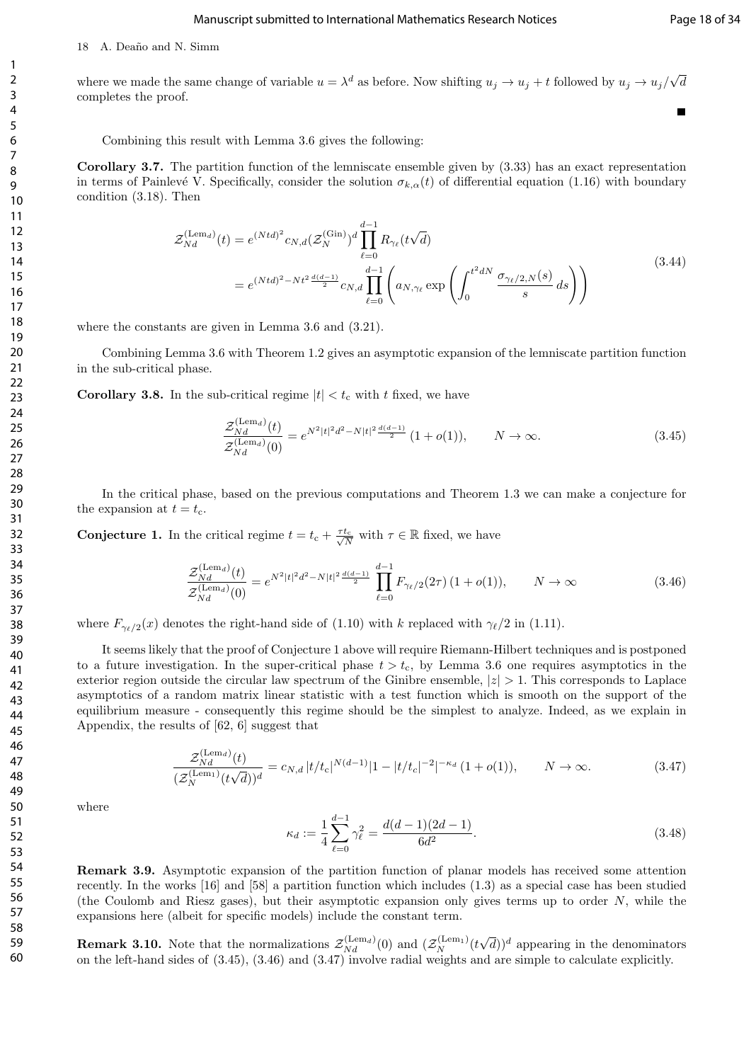where we made the same change of variable $u = \lambda^d$ as before. Now shifting $u_j \to u_j + t$ followed by $u_j \to u_j/\sqrt{d}$ completes the proof.

■

Combining this result with Lemma 3.6 gives the following:

**Corollary 3.7.** The partition function of the lemniscate ensemble given by (3.33) has an exact representation in terms of Painlevé V. Specifically, consider the solution $\sigma_{k,\alpha}(t)$ of differential equation (1.16) with boundary condition (3.18). Then

$$
\begin{aligned}
\mathcal{Z}_{Nd}^{(\mathrm{Lem}_d)}(t) &= e^{(Ntd)^2} c_{N,d} (\mathcal{Z}_N^{(\mathrm{Gin})})^d \prod_{\ell=0}^{d-1} R_{\gamma_\ell}(t\sqrt{d}) \\
&= e^{(Ntd)^2 - Nt^2 \frac{d(d-1)}{2}} c_{N,d} \prod_{\ell=0}^{d-1} \left( a_{N,\gamma_\ell} \exp\left( \int_0^{t^2 dN} \frac{\sigma_{\gamma_\ell/2,N}(s)}{s} \, ds \right) \right)
\end{aligned}
\tag{3.44}
$$

where the constants are given in Lemma 3.6 and (3.21).

Combining Lemma 3.6 with Theorem 1.2 gives an asymptotic expansion of the lemniscate partition function in the sub-critical phase.

**Corollary 3.8.** In the sub-critical regime $|t| < t_c$ with $t$ fixed, we have

$$
\frac{\mathcal{Z}_{Nd}^{(\mathrm{Lem}_d)}(t)}{\mathcal{Z}_{Nd}^{(\mathrm{Lem}_d)}(0)} = e^{N^2|t|^2 d^2 - N|t|^2 \frac{d(d-1)}{2}} (1 + o(1)), \qquad N \to \infty. \tag{3.45}
$$

In the critical phase, based on the previous computations and Theorem 1.3 we can make a conjecture for the expansion at $t = t_c$.

**Conjecture 1.** In the critical regime $t = t_c + \frac{\tau t_c}{\sqrt{N}}$ with $\tau \in \mathbb{R}$ fixed, we have

$$
\frac{\mathcal{Z}_{Nd}^{(\mathrm{Lem}_d)}(t)}{\mathcal{Z}_{Nd}^{(\mathrm{Lem}_d)}(0)} = e^{N^2|t|^2 d^2 - N|t|^2 \frac{d(d-1)}{2}} \prod_{\ell=0}^{d-1} F_{\gamma_\ell/2}(2\tau) \, (1 + o(1)), \qquad N \to \infty \tag{3.46}
$$

where $F_{\gamma_\ell/2}(x)$ denotes the right-hand side of (1.10) with $k$ replaced with $\gamma_\ell/2$ in (1.11).

It seems likely that the proof of Conjecture 1 above will require Riemann-Hilbert techniques and is postponed to a future investigation. In the super-critical phase $t > t_c$, by Lemma 3.6 one requires asymptotics in the exterior region outside the circular law spectrum of the Ginibre ensemble, $|z| > 1$. This corresponds to Laplace asymptotics of a random matrix linear statistic with a test function which is smooth on the support of the equilibrium measure - consequently this regime should be the simplest to analyze. Indeed, as we explain in Appendix, the results of [62, 6] suggest that

$$
\frac{\mathcal{Z}_{Nd}^{(\mathrm{Lem}_d)}(t)}{(\mathcal{Z}_N^{(\mathrm{Lem}_1)}(t\sqrt{d}))^d} = c_{N,d} \, |t/t_c|^{N(d-1)} |1 - |t/t_c|^{-2}|^{-\kappa_d} \, (1 + o(1)), \qquad N \to \infty. \tag{3.47}
$$

where

$$
\kappa_d := \frac{1}{4} \sum_{\ell=0}^{d-1} \gamma_\ell^2 = \frac{d(d-1)(2d-1)}{6d^2}. \tag{3.48}
$$

**Remark 3.9.** Asymptotic expansion of the partition function of planar models has received some attention recently. In the works [16] and [58] a partition function which includes (1.3) as a special case has been studied (the Coulomb and Riesz gases), but their asymptotic expansion only gives terms up to order $N$, while the expansions here (albeit for specific models) include the constant term.

**Remark 3.10.** Note that the normalizations $\mathcal{Z}_{Nd}^{(\mathrm{Lem}_d)}(0)$ and $(\mathcal{Z}_N^{(\mathrm{Lem}_1)}(t\sqrt{d}))^d$ appearing in the denominators on the left-hand sides of (3.45), (3.46) and (3.47) involve radial weights and are simple to calculate explicitly.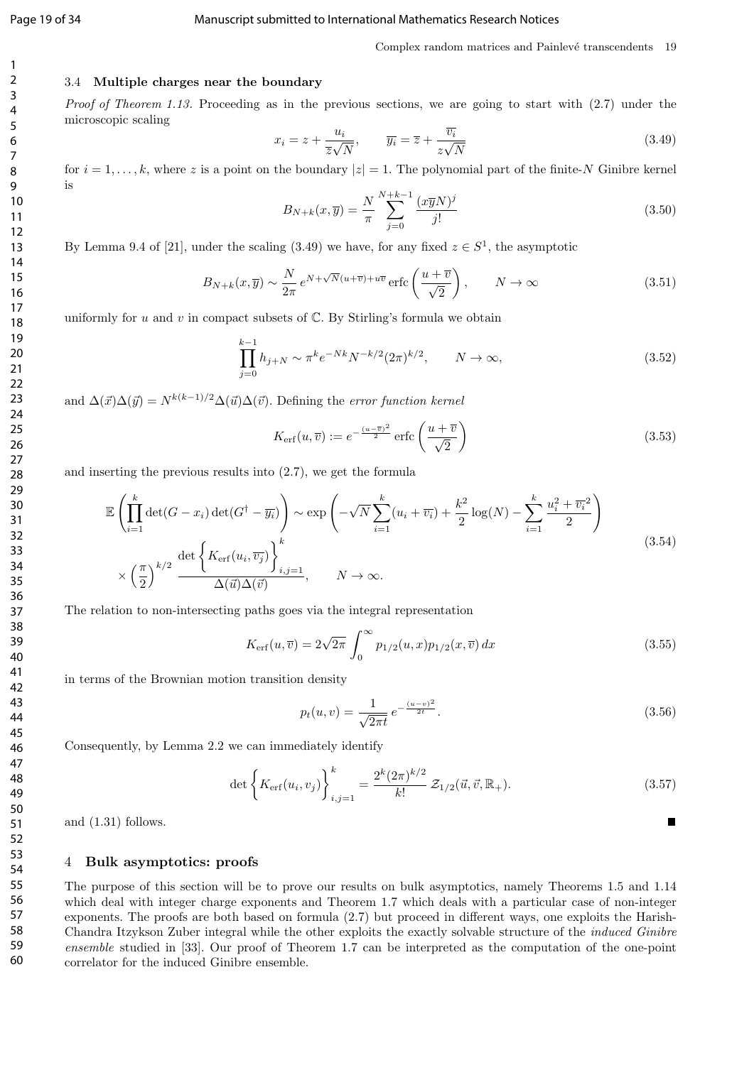### 3.4 Multiple charges near the boundary

*Proof of Theorem 1.13.* Proceeding as in the previous sections, we are going to start with (2.7) under the microscopic scaling

$$x_i = z + \frac{u_i}{\overline{z}\sqrt{N}}, \qquad \overline{y_i} = \overline{z} + \frac{\overline{v_i}}{z\sqrt{N}} \tag{3.49}$$

for $i = 1, \ldots, k$, where $z$ is a point on the boundary $|z| = 1$. The polynomial part of the finite-$N$ Ginibre kernel is

$$B_{N+k}(x, \overline{y}) = \frac{N}{\pi} \sum_{j=0}^{N+k-1} \frac{(x\overline{y}N)^j}{j!} \tag{3.50}$$

By Lemma 9.4 of [21], under the scaling (3.49) we have, for any fixed $z \in S^1$, the asymptotic

$$B_{N+k}(x, \overline{y}) \sim \frac{N}{2\pi} e^{N+\sqrt{N}(u+\overline{v})+u\overline{v}} \operatorname{erfc}\left(\frac{u+\overline{v}}{\sqrt{2}}\right), \qquad N \to \infty \tag{3.51}$$

uniformly for $u$ and $v$ in compact subsets of $\mathbb{C}$. By Stirling's formula we obtain

$$\prod_{j=0}^{k-1} h_{j+N} \sim \pi^k e^{-Nk} N^{-k/2} (2\pi)^{k/2}, \qquad N \to \infty, \tag{3.52}$$

and $\Delta(\vec{x})\Delta(\vec{y}) = N^{k(k-1)/2}\Delta(\vec{u})\Delta(\vec{v})$. Defining the *error function kernel*

$$K_{\mathrm{erf}}(u, \overline{v}) := e^{-\frac{(u-\overline{v})^2}{2}} \operatorname{erfc}\left(\frac{u+\overline{v}}{\sqrt{2}}\right) \tag{3.53}$$

and inserting the previous results into (2.7), we get the formula

$$\begin{aligned}
\mathbb{E}\left(\prod_{i=1}^{k} \det(G - x_i)\det(G^\dagger - \overline{y_i})\right) &\sim \exp\left(-\sqrt{N}\sum_{i=1}^{k}(u_i + \overline{v_i}) + \frac{k^2}{2}\log(N) - \sum_{i=1}^{k}\frac{u_i^2 + \overline{v_i}^2}{2}\right) \\
&\times \left(\frac{\pi}{2}\right)^{k/2} \frac{\det\left\{K_{\mathrm{erf}}(u_i, \overline{v_j})\right\}_{i,j=1}^{k}}{\Delta(\vec{u})\Delta(\vec{v})}, \qquad N \to \infty.
\end{aligned} \tag{3.54}$$

The relation to non-intersecting paths goes via the integral representation

$$K_{\mathrm{erf}}(u, \overline{v}) = 2\sqrt{2\pi} \int_0^\infty p_{1/2}(u, x) p_{1/2}(x, \overline{v})\, dx \tag{3.55}$$

in terms of the Brownian motion transition density

$$p_t(u, v) = \frac{1}{\sqrt{2\pi t}} e^{-\frac{(u-v)^2}{2t}}. \tag{3.56}$$

Consequently, by Lemma 2.2 we can immediately identify

$$\det\left\{K_{\mathrm{erf}}(u_i, v_j)\right\}_{i,j=1}^{k} = \frac{2^k (2\pi)^{k/2}}{k!} \mathcal{Z}_{1/2}(\vec{u}, \vec{v}, \mathbb{R}_+). \tag{3.57}$$

and (1.31) follows. ∎

## 4 Bulk asymptotics: proofs

The purpose of this section will be to prove our results on bulk asymptotics, namely Theorems 1.5 and 1.14 which deal with integer charge exponents and Theorem 1.7 which deals with a particular case of non-integer exponents. The proofs are both based on formula (2.7) but proceed in different ways, one exploits the Harish-Chandra Itzykson Zuber integral while the other exploits the exactly solvable structure of the *induced Ginibre ensemble* studied in [33]. Our proof of Theorem 1.7 can be interpreted as the computation of the one-point correlator for the induced Ginibre ensemble.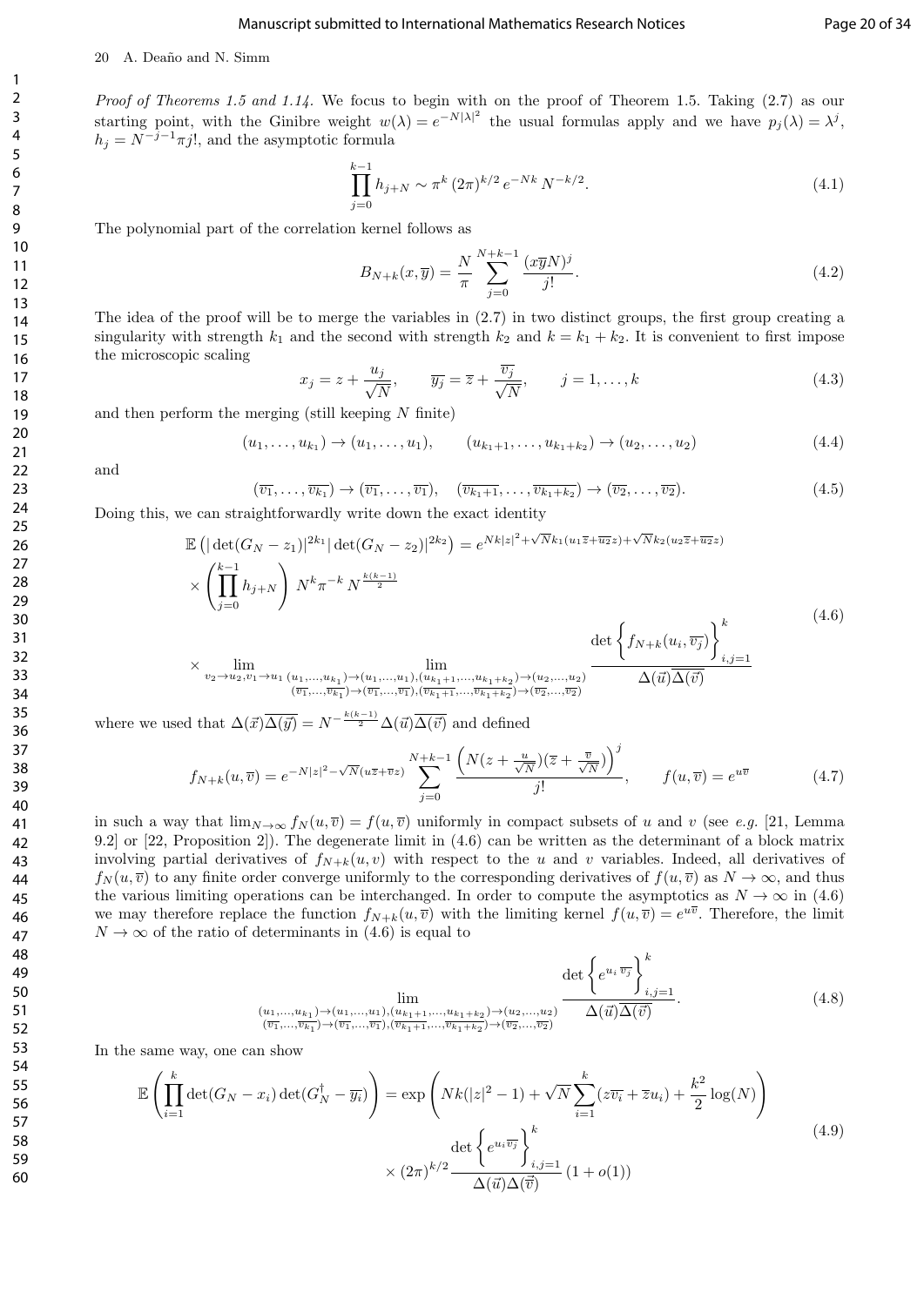*Proof of Theorems 1.5 and 1.14.* We focus to begin with on the proof of Theorem 1.5. Taking (2.7) as our starting point, with the Ginibre weight $w(\lambda) = e^{-N|\lambda|^2}$ the usual formulas apply and we have $p_j(\lambda) = \lambda^j$, $h_j = N^{-j-1}\pi j!$, and the asymptotic formula

$$\prod_{j=0}^{k-1} h_{j+N} \sim \pi^k \, (2\pi)^{k/2} \, e^{-Nk} \, N^{-k/2}. \tag{4.1}$$

The polynomial part of the correlation kernel follows as

$$B_{N+k}(x,\overline{y}) = \frac{N}{\pi} \sum_{j=0}^{N+k-1} \frac{(x\overline{y}N)^j}{j!}. \tag{4.2}$$

The idea of the proof will be to merge the variables in (2.7) in two distinct groups, the first group creating a singularity with strength $k_1$ and the second with strength $k_2$ and $k = k_1 + k_2$. It is convenient to first impose the microscopic scaling

$$x_j = z + \frac{u_j}{\sqrt{N}}, \qquad \overline{y_j} = \overline{z} + \frac{\overline{v_j}}{\sqrt{N}}, \qquad j = 1, \ldots, k \tag{4.3}$$

and then perform the merging (still keeping $N$ finite)

$$(u_1, \ldots, u_{k_1}) \to (u_1, \ldots, u_1), \qquad (u_{k_1+1}, \ldots, u_{k_1+k_2}) \to (u_2, \ldots, u_2) \tag{4.4}$$

and

$$(\overline{v_1}, \ldots, \overline{v_{k_1}}) \to (\overline{v_1}, \ldots, \overline{v_1}), \quad (\overline{v_{k_1+1}}, \ldots, \overline{v_{k_1+k_2}}) \to (\overline{v_2}, \ldots, \overline{v_2}). \tag{4.5}$$

Doing this, we can straightforwardly write down the exact identity

$$\begin{aligned}
&\mathbb{E}\left(|\det(G_N - z_1)|^{2k_1} |\det(G_N - z_2)|^{2k_2}\right) = e^{Nk|z|^2 + \sqrt{N}k_1(u_1\overline{z} + \overline{u_2}z) + \sqrt{N}k_2(u_2\overline{z} + \overline{u_2}z)} \\
&\times \left(\prod_{j=0}^{k-1} h_{j+N}\right) N^k \pi^{-k} N^{\frac{k(k-1)}{2}} \\
&\times \lim_{v_2 \to u_2, v_1 \to u_1} \lim_{\substack{(u_1,\ldots,u_{k_1}) \to (u_1,\ldots,u_1), (u_{k_1+1},\ldots,u_{k_1+k_2}) \to (u_2,\ldots,u_2) \\ (\overline{v_1},\ldots,\overline{v_{k_1}}) \to (\overline{v_1},\ldots,\overline{v_1}), (\overline{v_{k_1+1}},\ldots,\overline{v_{k_1+k_2}}) \to (\overline{v_2},\ldots,\overline{v_2})}} \frac{\det\left\{f_{N+k}(u_i, \overline{v_j})\right\}_{i,j=1}^k}{\Delta(\vec{u})\overline{\Delta(\vec{v})}}
\end{aligned} \tag{4.6}$$

where we used that $\Delta(\vec{x})\overline{\Delta(\vec{y})} = N^{-\frac{k(k-1)}{2}} \Delta(\vec{u})\overline{\Delta(\vec{v})}$ and defined

$$f_{N+k}(u, \overline{v}) = e^{-N|z|^2 - \sqrt{N}(u\overline{z} + \overline{v}z)} \sum_{j=0}^{N+k-1} \frac{\left(N(z + \frac{u}{\sqrt{N}})(\overline{z} + \frac{\overline{v}}{\sqrt{N}})\right)^j}{j!}, \qquad f(u, \overline{v}) = e^{u\overline{v}} \tag{4.7}$$

in such a way that $\lim_{N\to\infty} f_N(u, \overline{v}) = f(u, \overline{v})$ uniformly in compact subsets of $u$ and $v$ (see *e.g.* [21, Lemma 9.2] or [22, Proposition 2]). The degenerate limit in (4.6) can be written as the determinant of a block matrix involving partial derivatives of $f_{N+k}(u, v)$ with respect to the $u$ and $v$ variables. Indeed, all derivatives of $f_N(u, \overline{v})$ to any finite order converge uniformly to the corresponding derivatives of $f(u, \overline{v})$ as $N \to \infty$, and thus the various limiting operations can be interchanged. In order to compute the asymptotics as $N \to \infty$ in (4.6) we may therefore replace the function $f_{N+k}(u, \overline{v})$ with the limiting kernel $f(u, \overline{v}) = e^{u\overline{v}}$. Therefore, the limit $N \to \infty$ of the ratio of determinants in (4.6) is equal to

$$\lim_{\substack{(u_1,\ldots,u_{k_1}) \to (u_1,\ldots,u_1), (u_{k_1+1},\ldots,u_{k_1+k_2}) \to (u_2,\ldots,u_2) \\ (\overline{v_1},\ldots,\overline{v_{k_1}}) \to (\overline{v_1},\ldots,\overline{v_1}), (\overline{v_{k_1+1}},\ldots,\overline{v_{k_1+k_2}}) \to (\overline{v_2},\ldots,\overline{v_2})}} \frac{\det\left\{e^{u_i \overline{v_j}}\right\}_{i,j=1}^k}{\Delta(\vec{u})\overline{\Delta(\vec{v})}}. \tag{4.8}$$

In the same way, one can show

$$\begin{aligned}
\mathbb{E}\left(\prod_{i=1}^k \det(G_N - x_i)\det(G_N^\dagger - \overline{y_i})\right) &= \exp\left(Nk(|z|^2 - 1) + \sqrt{N}\sum_{i=1}^k (z\overline{v_i} + \overline{z}u_i) + \frac{k^2}{2}\log(N)\right) \\
&\times (2\pi)^{k/2} \frac{\det\left\{e^{u_i \overline{v_j}}\right\}_{i,j=1}^k}{\Delta(\vec{u})\Delta(\vec{\overline{v}})} (1 + o(1))
\end{aligned} \tag{4.9}$$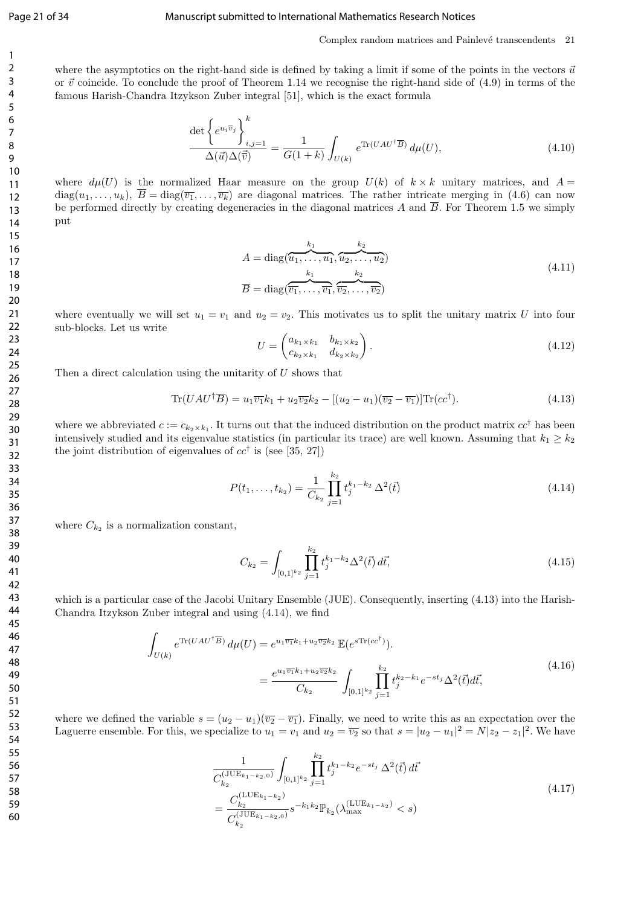where the asymptotics on the right-hand side is defined by taking a limit if some of the points in the vectors $\vec{u}$ or $\vec{v}$ coincide. To conclude the proof of Theorem 1.14 we recognise the right-hand side of (4.9) in terms of the famous Harish-Chandra Itzykson Zuber integral [51], which is the exact formula

$$\frac{\det\left\{e^{u_i\overline{v}_j}\right\}_{i,j=1}^{k}}{\Delta(\vec{u})\Delta(\overline{\vec{v}})} = \frac{1}{G(1+k)}\int_{U(k)} e^{\mathrm{Tr}(UAU^\dagger\overline{B})}\,d\mu(U), \tag{4.10}$$

where $d\mu(U)$ is the normalized Haar measure on the group $U(k)$ of $k\times k$ unitary matrices, and $A = \mathrm{diag}(u_1,\ldots,u_k)$, $\overline{B} = \mathrm{diag}(\overline{v_1},\ldots,\overline{v_k})$ are diagonal matrices. The rather intricate merging in (4.6) can now be performed directly by creating degeneracies in the diagonal matrices $A$ and $\overline{B}$. For Theorem 1.5 we simply put

$$\begin{aligned} A &= \mathrm{diag}(\overbrace{u_1,\ldots,u_1}^{k_1},\overbrace{u_2,\ldots,u_2}^{k_2}) \\ \overline{B} &= \mathrm{diag}(\overbrace{\overline{v_1},\ldots,\overline{v_1}}^{k_1},\overbrace{\overline{v_2},\ldots,\overline{v_2}}^{k_2}) \end{aligned} \tag{4.11}$$

where eventually we will set $u_1 = v_1$ and $u_2 = v_2$. This motivates us to split the unitary matrix $U$ into four sub-blocks. Let us write

$$U = \begin{pmatrix} a_{k_1\times k_1} & b_{k_1\times k_2} \\ c_{k_2\times k_1} & d_{k_2\times k_2}\end{pmatrix}. \tag{4.12}$$

Then a direct calculation using the unitarity of $U$ shows that

$$\mathrm{Tr}(UAU^\dagger\overline{B}) = u_1\overline{v_1}k_1 + u_2\overline{v_2}k_2 - [(u_2-u_1)(\overline{v_2}-\overline{v_1})]\mathrm{Tr}(cc^\dagger). \tag{4.13}$$

where we abbreviated $c := c_{k_2\times k_1}$. It turns out that the induced distribution on the product matrix $cc^\dagger$ has been intensively studied and its eigenvalue statistics (in particular its trace) are well known. Assuming that $k_1 \geq k_2$ the joint distribution of eigenvalues of $cc^\dagger$ is (see [35, 27])

$$P(t_1,\ldots,t_{k_2}) = \frac{1}{C_{k_2}}\prod_{j=1}^{k_2} t_j^{k_1-k_2}\,\Delta^2(\vec{t}) \tag{4.14}$$

where $C_{k_2}$ is a normalization constant,

$$C_{k_2} = \int_{[0,1]^{k_2}}\prod_{j=1}^{k_2} t_j^{k_1-k_2}\Delta^2(\vec{t})\,d\vec{t}, \tag{4.15}$$

which is a particular case of the Jacobi Unitary Ensemble (JUE). Consequently, inserting (4.13) into the Harish-Chandra Itzykson Zuber integral and using (4.14), we find

$$\begin{aligned}\int_{U(k)} e^{\mathrm{Tr}(UAU^\dagger\overline{B})}\,d\mu(U) &= e^{u_1\overline{v_1}k_1+u_2\overline{v_2}k_2}\,\mathbb{E}(e^{s\mathrm{Tr}(cc^\dagger)}). \\ &= \frac{e^{u_1\overline{v_1}k_1+u_2\overline{v_2}k_2}}{C_{k_2}}\int_{[0,1]^{k_2}}\prod_{j=1}^{k_2} t_j^{k_2-k_1}e^{-st_j}\Delta^2(\vec{t})d\vec{t}, \end{aligned} \tag{4.16}$$

where we defined the variable $s = (u_2-u_1)(\overline{v_2}-\overline{v_1})$. Finally, we need to write this as an expectation over the Laguerre ensemble. For this, we specialize to $u_1 = v_1$ and $u_2 = \overline{v_2}$ so that $s = |u_2-u_1|^2 = N|z_2-z_1|^2$. We have

$$\begin{aligned}&\frac{1}{C_{k_2}^{(\mathrm{JUE}_{k_1-k_2,0})}}\int_{[0,1]^{k_2}}\prod_{j=1}^{k_2} t_j^{k_1-k_2}e^{-st_j}\,\Delta^2(\vec{t})\,d\vec{t} \\ &= \frac{C_{k_2}^{(\mathrm{LUE}_{k_1-k_2})}}{C_{k_2}^{(\mathrm{JUE}_{k_1-k_2,0})}}s^{-k_1k_2}\mathbb{P}_{k_2}(\lambda_{\max}^{(\mathrm{LUE}_{k_1-k_2})} < s)\end{aligned} \tag{4.17}$$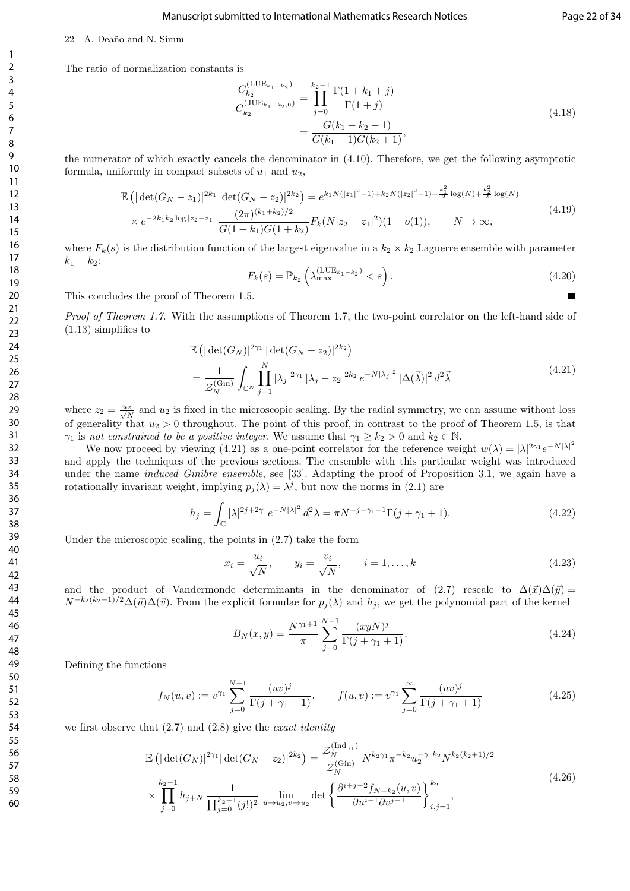The ratio of normalization constants is

$$\begin{aligned}\frac{C_{k_2}^{(\mathrm{LUE}_{k_1-k_2})}}{C_{k_2}^{(\mathrm{JUE}_{k_1-k_2,0})}} &= \prod_{j=0}^{k_2-1} \frac{\Gamma(1+k_1+j)}{\Gamma(1+j)} \\ &= \frac{G(k_1+k_2+1)}{G(k_1+1)G(k_2+1)},\end{aligned} \tag{4.18}$$

the numerator of which exactly cancels the denominator in (4.10). Therefore, we get the following asymptotic formula, uniformly in compact subsets of $u_1$ and $u_2$,

$$\begin{aligned}\mathbb{E}\left(|\det(G_N - z_1)|^{2k_1} |\det(G_N - z_2)|^{2k_2}\right) &= e^{k_1 N(|z_1|^2-1) + k_2 N(|z_2|^2-1) + \frac{k_1^2}{2}\log(N) + \frac{k_2^2}{2}\log(N)} \\ &\times e^{-2k_1 k_2 \log|z_2 - z_1|} \frac{(2\pi)^{(k_1+k_2)/2}}{G(1+k_1)G(1+k_2)} F_k(N|z_2 - z_1|^2)(1+o(1)), \qquad N \to \infty,\end{aligned} \tag{4.19}$$

where $F_k(s)$ is the distribution function of the largest eigenvalue in a $k_2 \times k_2$ Laguerre ensemble with parameter $k_1 - k_2$:

$$F_k(s) = \mathbb{P}_{k_2}\left(\lambda_{\max}^{(\mathrm{LUE}_{k_1-k_2})} < s\right). \tag{4.20}$$

This concludes the proof of Theorem 1.5. ■

*Proof of Theorem 1.7.* With the assumptions of Theorem 1.7, the two-point correlator on the left-hand side of (1.13) simplifies to

$$\begin{aligned}&\mathbb{E}\left(|\det(G_N)|^{2\gamma_1} |\det(G_N - z_2)|^{2k_2}\right) \\ &= \frac{1}{\mathcal{Z}_N^{(\mathrm{Gin})}} \int_{\mathbb{C}^N} \prod_{j=1}^{N} |\lambda_j|^{2\gamma_1} |\lambda_j - z_2|^{2k_2} e^{-N|\lambda_j|^2} |\Delta(\vec{\lambda})|^2 \, d^2\vec{\lambda}\end{aligned} \tag{4.21}$$

where $z_2 = \frac{u_2}{\sqrt{N}}$ and $u_2$ is fixed in the microscopic scaling. By the radial symmetry, we can assume without loss of generality that $u_2 > 0$ throughout. The point of this proof, in contrast to the proof of Theorem 1.5, is that $\gamma_1$ is *not constrained to be a positive integer*. We assume that $\gamma_1 \geq k_2 > 0$ and $k_2 \in \mathbb{N}$.

We now proceed by viewing (4.21) as a one-point correlator for the reference weight $w(\lambda) = |\lambda|^{2\gamma_1} e^{-N|\lambda|^2}$ and apply the techniques of the previous sections. The ensemble with this particular weight was introduced under the name *induced Ginibre ensemble*, see [33]. Adapting the proof of Proposition 3.1, we again have a rotationally invariant weight, implying $p_j(\lambda) = \lambda^j$, but now the norms in (2.1) are

$$h_j = \int_{\mathbb{C}} |\lambda|^{2j+2\gamma_1} e^{-N|\lambda|^2} \, d^2\lambda = \pi N^{-j-\gamma_1-1} \Gamma(j+\gamma_1+1). \tag{4.22}$$

Under the microscopic scaling, the points in (2.7) take the form

$$x_i = \frac{u_i}{\sqrt{N}}, \qquad y_i = \frac{v_i}{\sqrt{N}}, \qquad i = 1, \ldots, k \tag{4.23}$$

and the product of Vandermonde determinants in the denominator of (2.7) rescale to $\Delta(\vec{x})\Delta(\vec{y}) = N^{-k_2(k_2-1)/2}\Delta(\vec{u})\Delta(\vec{v})$. From the explicit formulae for $p_j(\lambda)$ and $h_j$, we get the polynomial part of the kernel

$$B_N(x,y) = \frac{N^{\gamma_1+1}}{\pi} \sum_{j=0}^{N-1} \frac{(xyN)^j}{\Gamma(j+\gamma_1+1)}. \tag{4.24}$$

Defining the functions

$$f_N(u,v) := v^{\gamma_1} \sum_{j=0}^{N-1} \frac{(uv)^j}{\Gamma(j+\gamma_1+1)}, \qquad f(u,v) := v^{\gamma_1} \sum_{j=0}^{\infty} \frac{(uv)^j}{\Gamma(j+\gamma_1+1)} \tag{4.25}$$

we first observe that (2.7) and (2.8) give the *exact identity*

$$\begin{aligned}\mathbb{E}\left(|\det(G_N)|^{2\gamma_1} |\det(G_N - z_2)|^{2k_2}\right) &= \frac{\mathcal{Z}_N^{(\mathrm{Ind}_{\gamma_1})}}{\mathcal{Z}_N^{(\mathrm{Gin})}} N^{k_2\gamma_1} \pi^{-k_2} u_2^{-\gamma_1 k_2} N^{k_2(k_2+1)/2} \\ &\times \prod_{j=0}^{k_2-1} h_{j+N} \frac{1}{\prod_{j=0}^{k_2-1}(j!)^2} \lim_{u \to u_2, v \to u_2} \det\left\{\frac{\partial^{i+j-2} f_{N+k_2}(u,v)}{\partial u^{i-1} \partial v^{j-1}}\right\}_{i,j=1}^{k_2},\end{aligned} \tag{4.26}$$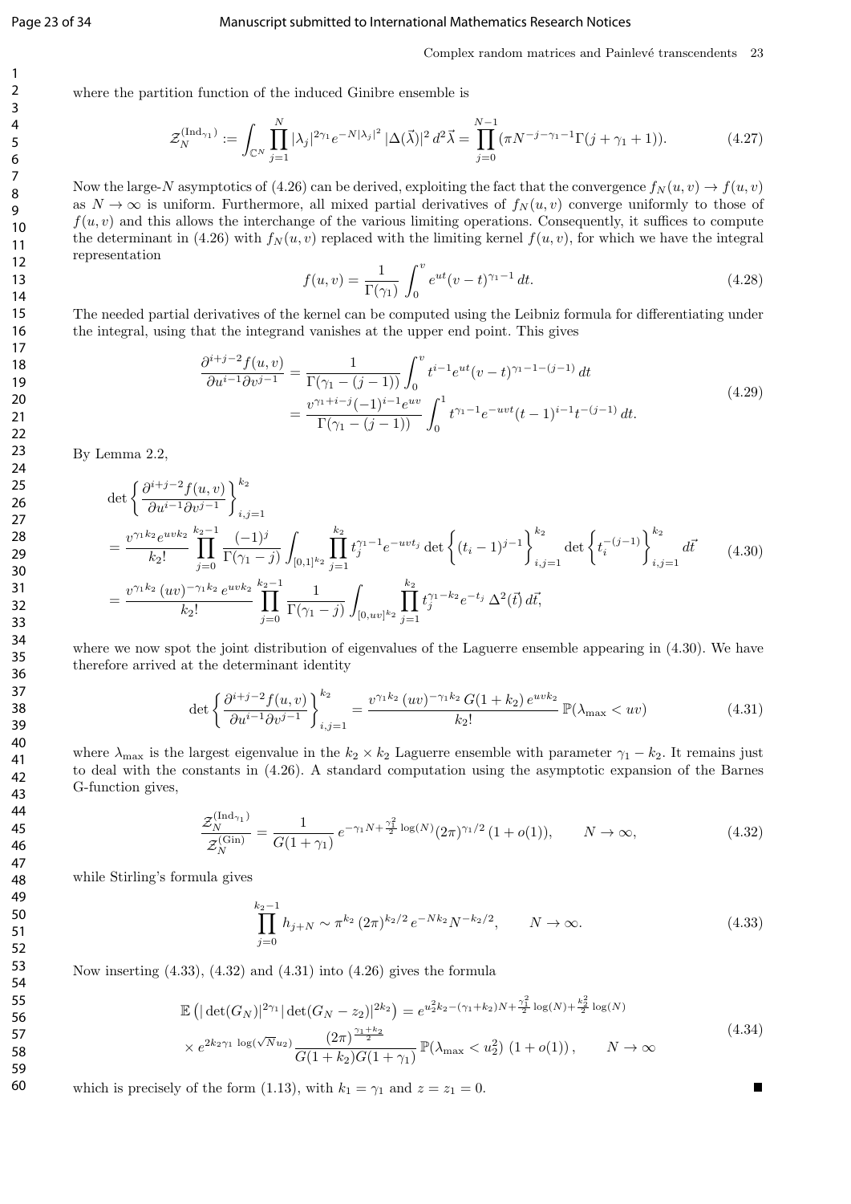where the partition function of the induced Ginibre ensemble is

$$\mathcal{Z}_N^{(\mathrm{Ind}_{\gamma_1})} := \int_{\mathbb{C}^N} \prod_{j=1}^{N} |\lambda_j|^{2\gamma_1} e^{-N|\lambda_j|^2} |\Delta(\vec{\lambda})|^2 \, d^2\vec{\lambda} = \prod_{j=0}^{N-1} (\pi N^{-j-\gamma_1-1}\Gamma(j+\gamma_1+1)). \tag{4.27}$$

Now the large-$N$ asymptotics of (4.26) can be derived, exploiting the fact that the convergence $f_N(u,v) \to f(u,v)$ as $N \to \infty$ is uniform. Furthermore, all mixed partial derivatives of $f_N(u,v)$ converge uniformly to those of $f(u,v)$ and this allows the interchange of the various limiting operations. Consequently, it suffices to compute the determinant in (4.26) with $f_N(u,v)$ replaced with the limiting kernel $f(u,v)$, for which we have the integral representation

$$f(u,v) = \frac{1}{\Gamma(\gamma_1)} \int_0^v e^{ut}(v-t)^{\gamma_1-1}\, dt. \tag{4.28}$$

The needed partial derivatives of the kernel can be computed using the Leibniz formula for differentiating under the integral, using that the integrand vanishes at the upper end point. This gives

$$\begin{aligned}
\frac{\partial^{i+j-2} f(u,v)}{\partial u^{i-1} \partial v^{j-1}} &= \frac{1}{\Gamma(\gamma_1-(j-1))} \int_0^v t^{i-1} e^{ut}(v-t)^{\gamma_1-1-(j-1)}\, dt \\
&= \frac{v^{\gamma_1+i-j}(-1)^{i-1} e^{uv}}{\Gamma(\gamma_1-(j-1))} \int_0^1 t^{\gamma_1-1} e^{-uvt}(t-1)^{i-1} t^{-(j-1)}\, dt.
\end{aligned} \tag{4.29}$$

By Lemma 2.2,

$$\begin{aligned}
&\det\left\{ \frac{\partial^{i+j-2} f(u,v)}{\partial u^{i-1}\partial v^{j-1}} \right\}_{i,j=1}^{k_2} \\
&= \frac{v^{\gamma_1 k_2} e^{uvk_2}}{k_2!} \prod_{j=0}^{k_2-1} \frac{(-1)^j}{\Gamma(\gamma_1-j)} \int_{[0,1]^{k_2}} \prod_{j=1}^{k_2} t_j^{\gamma_1-1} e^{-uvt_j} \det\left\{(t_i-1)^{j-1}\right\}_{i,j=1}^{k_2} \det\left\{t_i^{-(j-1)}\right\}_{i,j=1}^{k_2} d\vec{t} \\
&= \frac{v^{\gamma_1 k_2}\,(uv)^{-\gamma_1 k_2}\, e^{uvk_2}}{k_2!} \prod_{j=0}^{k_2-1} \frac{1}{\Gamma(\gamma_1-j)} \int_{[0,uv]^{k_2}} \prod_{j=1}^{k_2} t_j^{\gamma_1-k_2} e^{-t_j}\, \Delta^2(\vec{t})\, d\vec{t},
\end{aligned} \tag{4.30}$$

where we now spot the joint distribution of eigenvalues of the Laguerre ensemble appearing in (4.30). We have therefore arrived at the determinant identity

$$\det\left\{ \frac{\partial^{i+j-2} f(u,v)}{\partial u^{i-1}\partial v^{j-1}} \right\}_{i,j=1}^{k_2} = \frac{v^{\gamma_1 k_2}\,(uv)^{-\gamma_1 k_2}\, G(1+k_2)\, e^{uvk_2}}{k_2!} \mathbb{P}(\lambda_{\max} < uv) \tag{4.31}$$

where $\lambda_{\max}$ is the largest eigenvalue in the $k_2 \times k_2$ Laguerre ensemble with parameter $\gamma_1 - k_2$. It remains just to deal with the constants in (4.26). A standard computation using the asymptotic expansion of the Barnes G-function gives,

$$\frac{\mathcal{Z}_N^{(\mathrm{Ind}_{\gamma_1})}}{\mathcal{Z}_N^{(\mathrm{Gin})}} = \frac{1}{G(1+\gamma_1)}\, e^{-\gamma_1 N + \frac{\gamma_1^2}{2}\log(N)} (2\pi)^{\gamma_1/2}\,(1+o(1)), \qquad N \to \infty, \tag{4.32}$$

while Stirling's formula gives

$$\prod_{j=0}^{k_2-1} h_{j+N} \sim \pi^{k_2}\,(2\pi)^{k_2/2}\, e^{-Nk_2} N^{-k_2/2}, \qquad N \to \infty. \tag{4.33}$$

Now inserting (4.33), (4.32) and (4.31) into (4.26) gives the formula

$$\begin{aligned}
&\mathbb{E}\left(|\det(G_N)|^{2\gamma_1} |\det(G_N - z_2)|^{2k_2}\right) = e^{u_2^2 k_2 - (\gamma_1+k_2)N + \frac{\gamma_1^2}{2}\log(N) + \frac{k_2^2}{2}\log(N)} \\
&\times e^{2k_2\gamma_1 \log(\sqrt{N} u_2)} \frac{(2\pi)^{\frac{\gamma_1+k_2}{2}}}{G(1+k_2)G(1+\gamma_1)}\, \mathbb{P}(\lambda_{\max} < u_2^2)\,(1+o(1)), \qquad N \to \infty
\end{aligned} \tag{4.34}$$

which is precisely of the form (1.13), with $k_1 = \gamma_1$ and $z = z_1 = 0$. ■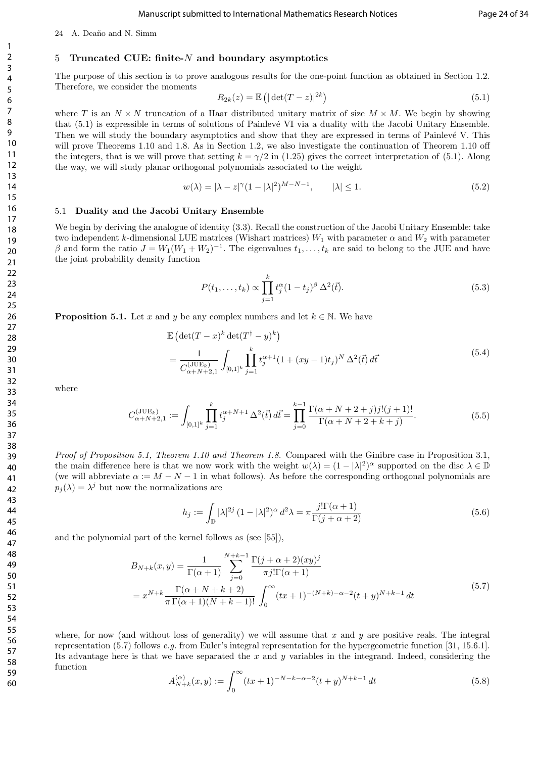## 5 Truncated CUE: finite-$N$ and boundary asymptotics

The purpose of this section is to prove analogous results for the one-point function as obtained in Section 1.2. Therefore, we consider the moments

$$R_{2k}(z) = \mathbb{E}\left(|\det(T-z)|^{2k}\right) \tag{5.1}$$

where $T$ is an $N \times N$ truncation of a Haar distributed unitary matrix of size $M \times M$. We begin by showing that (5.1) is expressible in terms of solutions of Painlevé VI via a duality with the Jacobi Unitary Ensemble. Then we will study the boundary asymptotics and show that they are expressed in terms of Painlevé V. This will prove Theorems 1.10 and 1.8. As in Section 1.2, we also investigate the continuation of Theorem 1.10 off the integers, that is we will prove that setting $k = \gamma/2$ in (1.25) gives the correct interpretation of (5.1). Along the way, we will study planar orthogonal polynomials associated to the weight

$$w(\lambda) = |\lambda - z|^{\gamma}(1-|\lambda|^2)^{M-N-1}, \qquad |\lambda| \leq 1. \tag{5.2}$$

### 5.1 Duality and the Jacobi Unitary Ensemble

We begin by deriving the analogue of identity (3.3). Recall the construction of the Jacobi Unitary Ensemble: take two independent $k$-dimensional LUE matrices (Wishart matrices) $W_1$ with parameter $\alpha$ and $W_2$ with parameter $\beta$ and form the ratio $J = W_1(W_1+W_2)^{-1}$. The eigenvalues $t_1, \ldots, t_k$ are said to belong to the JUE and have the joint probability density function

$$P(t_1, \ldots, t_k) \propto \prod_{j=1}^{k} t_j^{\alpha}(1-t_j)^{\beta}\, \Delta^2(\vec{t}). \tag{5.3}$$

**Proposition 5.1.** Let $x$ and $y$ be any complex numbers and let $k \in \mathbb{N}$. We have

$$\begin{aligned}
&\mathbb{E}\left(\det(T-x)^k \det(T^{\dagger}-y)^k\right) \\
&= \frac{1}{C^{(\mathrm{JUE}_k)}_{\alpha+N+2,1}} \int_{[0,1]^k} \prod_{j=1}^{k} t_j^{\alpha+1}(1+(xy-1)t_j)^N\, \Delta^2(\vec{t})\, d\vec{t}
\end{aligned} \tag{5.4}$$

where

$$C^{(\mathrm{JUE}_k)}_{\alpha+N+2,1} := \int_{[0,1]^k} \prod_{j=1}^{k} t_j^{\alpha+N+1}\, \Delta^2(\vec{t})\, d\vec{t} = \prod_{j=0}^{k-1} \frac{\Gamma(\alpha+N+2+j)j!(j+1)!}{\Gamma(\alpha+N+2+k+j)}. \tag{5.5}$$

*Proof of Proposition 5.1, Theorem 1.10 and Theorem 1.8.* Compared with the Ginibre case in Proposition 3.1, the main difference here is that we now work with the weight $w(\lambda) = (1-|\lambda|^2)^{\alpha}$ supported on the disc $\lambda \in \mathbb{D}$ (we will abbreviate $\alpha := M-N-1$ in what follows). As before the corresponding orthogonal polynomials are $p_j(\lambda) = \lambda^j$ but now the normalizations are

$$h_j := \int_{\mathbb{D}} |\lambda|^{2j}\,(1-|\lambda|^2)^{\alpha}\, d^2\lambda = \pi \frac{j!\Gamma(\alpha+1)}{\Gamma(j+\alpha+2)} \tag{5.6}$$

and the polynomial part of the kernel follows as (see [55]),

$$\begin{aligned}
B_{N+k}(x,y) &= \frac{1}{\Gamma(\alpha+1)} \sum_{j=0}^{N+k-1} \frac{\Gamma(j+\alpha+2)(xy)^j}{\pi j!\Gamma(\alpha+1)} \\
&= x^{N+k} \frac{\Gamma(\alpha+N+k+2)}{\pi\,\Gamma(\alpha+1)(N+k-1)!} \int_0^{\infty} (tx+1)^{-(N+k)-\alpha-2}(t+y)^{N+k-1}\, dt
\end{aligned} \tag{5.7}$$

where, for now (and without loss of generality) we will assume that $x$ and $y$ are positive reals. The integral representation (5.7) follows *e.g.* from Euler's integral representation for the hypergeometric function [31, 15.6.1]. Its advantage here is that we have separated the $x$ and $y$ variables in the integrand. Indeed, considering the function

$$A^{(\alpha)}_{N+k}(x,y) := \int_0^{\infty} (tx+1)^{-N-k-\alpha-2}(t+y)^{N+k-1}\, dt \tag{5.8}$$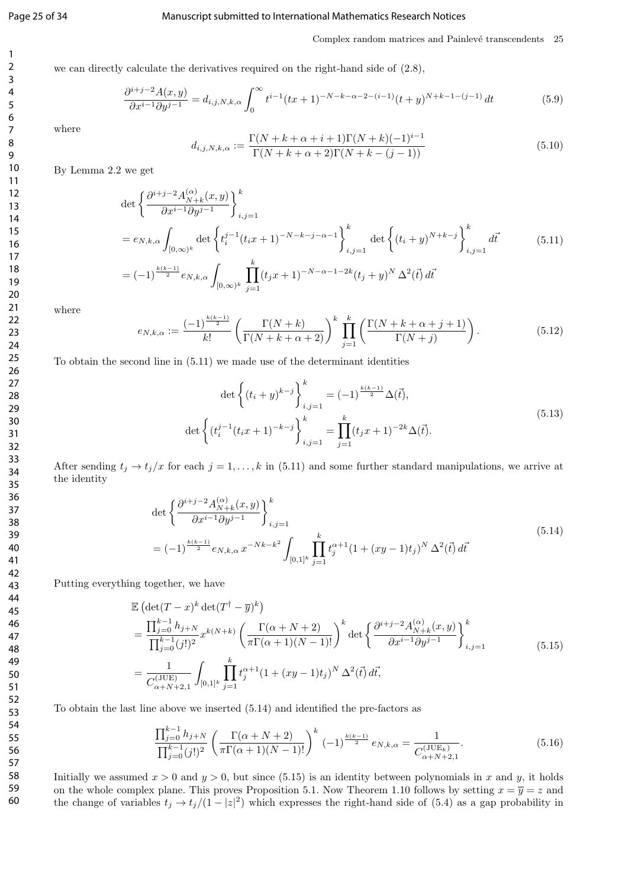we can directly calculate the derivatives required on the right-hand side of (2.8),

$$\frac{\partial^{i+j-2}A(x,y)}{\partial x^{i-1}\partial y^{j-1}} = d_{i,j,N,k,\alpha}\int_0^\infty t^{i-1}(tx+1)^{-N-k-\alpha-2-(i-1)}(t+y)^{N+k-1-(j-1)}\,dt \tag{5.9}$$

where

$$d_{i,j,N,k,\alpha} := \frac{\Gamma(N+k+\alpha+i+1)\Gamma(N+k)(-1)^{i-1}}{\Gamma(N+k+\alpha+2)\Gamma(N+k-(j-1))} \tag{5.10}$$

By Lemma 2.2 we get

$$\begin{aligned}
&\det\left\{\frac{\partial^{i+j-2}A^{(\alpha)}_{N+k}(x,y)}{\partial x^{i-1}\partial y^{j-1}}\right\}_{i,j=1}^k \\
&= e_{N,k,\alpha}\int_{[0,\infty)^k}\det\left\{t_i^{j-1}(t_ix+1)^{-N-k-j-\alpha-1}\right\}_{i,j=1}^k\det\left\{(t_i+y)^{N+k-j}\right\}_{i,j=1}^k d\vec{t} \\
&= (-1)^{\frac{k(k-1)}{2}}e_{N,k,\alpha}\int_{[0,\infty)^k}\prod_{j=1}^k(t_jx+1)^{-N-\alpha-1-2k}(t_j+y)^N\,\Delta^2(\vec{t})\,d\vec{t}
\end{aligned} \tag{5.11}$$

where

$$e_{N,k,\alpha} := \frac{(-1)^{\frac{k(k-1)}{2}}}{k!}\left(\frac{\Gamma(N+k)}{\Gamma(N+k+\alpha+2)}\right)^k\prod_{j=1}^k\left(\frac{\Gamma(N+k+\alpha+j+1)}{\Gamma(N+j)}\right). \tag{5.12}$$

To obtain the second line in (5.11) we made use of the determinant identities

$$\begin{aligned}
\det\left\{(t_i+y)^{k-j}\right\}_{i,j=1}^k &= (-1)^{\frac{k(k-1)}{2}}\Delta(\vec{t}), \\
\det\left\{(t_i^{j-1}(t_ix+1)^{-k-j}\right\}_{i,j=1}^k &= \prod_{j=1}^k(t_jx+1)^{-2k}\Delta(\vec{t}).
\end{aligned} \tag{5.13}$$

After sending $t_j \to t_j/x$ for each $j=1,\ldots,k$ in (5.11) and some further standard manipulations, we arrive at the identity

$$\begin{aligned}
&\det\left\{\frac{\partial^{i+j-2}A^{(\alpha)}_{N+k}(x,y)}{\partial x^{i-1}\partial y^{j-1}}\right\}_{i,j=1}^k \\
&= (-1)^{\frac{k(k-1)}{2}}e_{N,k,\alpha}\,x^{-Nk-k^2}\int_{[0,1]^k}\prod_{j=1}^k t_j^{\alpha+1}(1+(xy-1)t_j)^N\,\Delta^2(\vec{t})\,d\vec{t}
\end{aligned} \tag{5.14}$$

Putting everything together, we have

$$\begin{aligned}
&\mathbb{E}\left(\det(T-x)^k\det(T^\dagger-\overline{y})^k\right) \\
&= \frac{\prod_{j=0}^{k-1}h_{j+N}}{\prod_{j=0}^{k-1}(j!)^2}x^{k(N+k)}\left(\frac{\Gamma(\alpha+N+2)}{\pi\Gamma(\alpha+1)(N-1)!}\right)^k\det\left\{\frac{\partial^{i+j-2}A^{(\alpha)}_{N+k}(x,y)}{\partial x^{i-1}\partial y^{j-1}}\right\}_{i,j=1}^k \\
&= \frac{1}{C^{(\mathrm{JUE})}_{\alpha+N+2,1}}\int_{[0,1]^k}\prod_{j=1}^k t_j^{\alpha+1}(1+(xy-1)t_j)^N\,\Delta^2(\vec{t})\,d\vec{t},
\end{aligned} \tag{5.15}$$

To obtain the last line above we inserted (5.14) and identified the pre-factors as

$$\frac{\prod_{j=0}^{k-1}h_{j+N}}{\prod_{j=0}^{k-1}(j!)^2}\left(\frac{\Gamma(\alpha+N+2)}{\pi\Gamma(\alpha+1)(N-1)!}\right)^k(-1)^{\frac{k(k-1)}{2}}e_{N,k,\alpha} = \frac{1}{C^{(\mathrm{JUE}_k)}_{\alpha+N+2,1}}. \tag{5.16}$$

Initially we assumed $x>0$ and $y>0$, but since (5.15) is an identity between polynomials in $x$ and $y$, it holds on the whole complex plane. This proves Proposition 5.1. Now Theorem 1.10 follows by setting $x=\overline{y}=z$ and the change of variables $t_j \to t_j/(1-|z|^2)$ which expresses the right-hand side of (5.4) as a gap probability in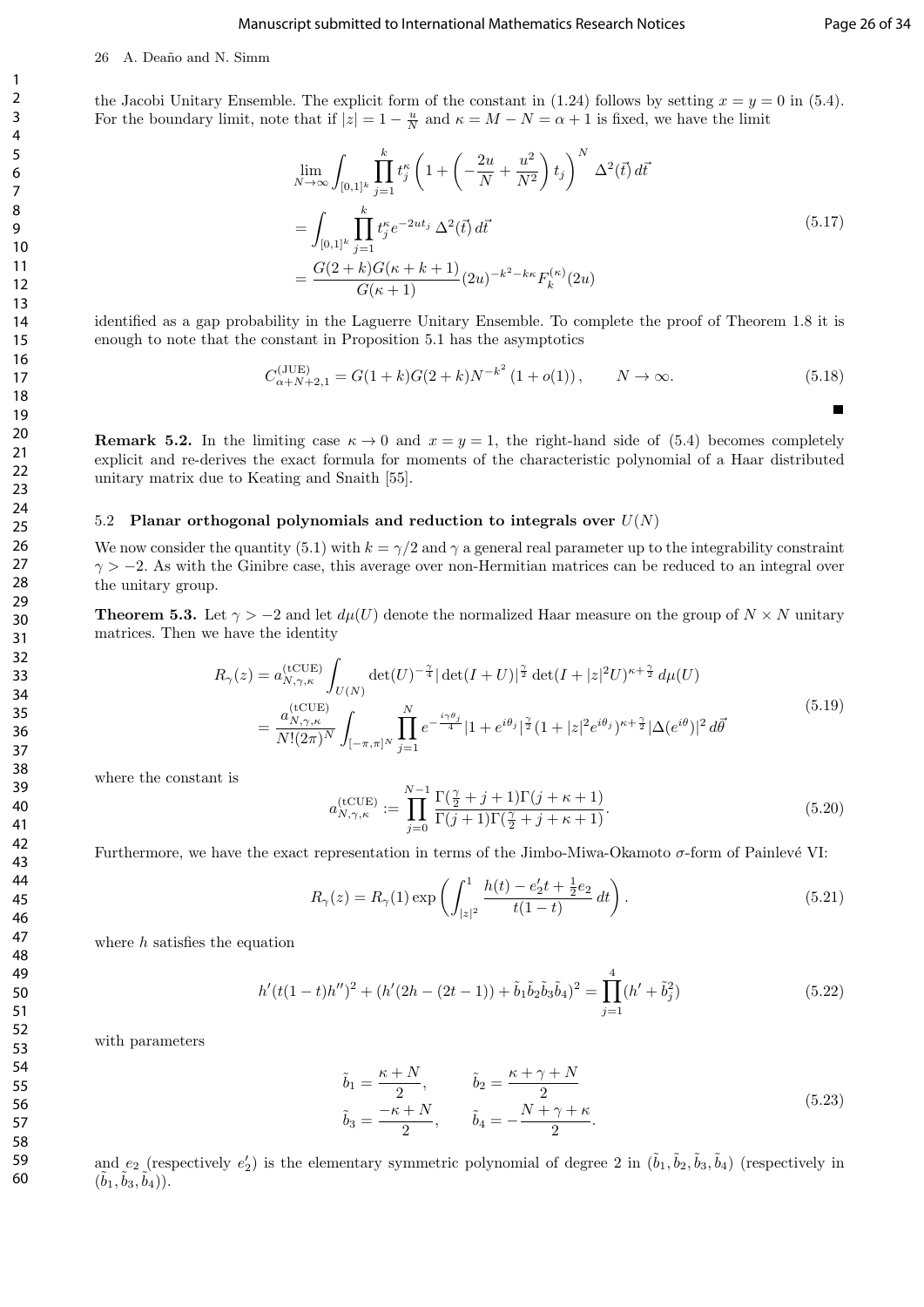the Jacobi Unitary Ensemble. The explicit form of the constant in (1.24) follows by setting $x = y = 0$ in (5.4). For the boundary limit, note that if $|z| = 1 - \frac{u}{N}$ and $\kappa = M - N = \alpha + 1$ is fixed, we have the limit

$$
\begin{aligned}
&\lim_{N\to\infty} \int_{[0,1]^k} \prod_{j=1}^{k} t_j^{\kappa} \left(1 + \left(-\frac{2u}{N} + \frac{u^2}{N^2}\right) t_j\right)^N \Delta^2(\vec{t})\, d\vec{t} \\
&= \int_{[0,1]^k} \prod_{j=1}^{k} t_j^{\kappa} e^{-2ut_j}\, \Delta^2(\vec{t})\, d\vec{t} \\
&= \frac{G(2+k)G(\kappa+k+1)}{G(\kappa+1)} (2u)^{-k^2-k\kappa} F_k^{(\kappa)}(2u)
\end{aligned}
\tag{5.17}
$$

identified as a gap probability in the Laguerre Unitary Ensemble. To complete the proof of Theorem 1.8 it is enough to note that the constant in Proposition 5.1 has the asymptotics

$$
C^{(\mathrm{JUE})}_{\alpha+N+2,1} = G(1+k)G(2+k)N^{-k^2}\left(1 + o(1)\right), \qquad N \to \infty. \tag{5.18}
$$

■

**Remark 5.2.** In the limiting case $\kappa \to 0$ and $x = y = 1$, the right-hand side of (5.4) becomes completely explicit and re-derives the exact formula for moments of the characteristic polynomial of a Haar distributed unitary matrix due to Keating and Snaith [55].

## 5.2 Planar orthogonal polynomials and reduction to integrals over $U(N)$

We now consider the quantity (5.1) with $k = \gamma/2$ and $\gamma$ a general real parameter up to the integrability constraint $\gamma > -2$. As with the Ginibre case, this average over non-Hermitian matrices can be reduced to an integral over the unitary group.

**Theorem 5.3.** Let $\gamma > -2$ and let $d\mu(U)$ denote the normalized Haar measure on the group of $N \times N$ unitary matrices. Then we have the identity

$$
\begin{aligned}
R_\gamma(z) &= a^{(\mathrm{tCUE})}_{N,\gamma,\kappa} \int_{U(N)} \det(U)^{-\frac{\gamma}{4}} |\det(I+U)|^{\frac{\gamma}{2}} \det(I + |z|^2 U)^{\kappa+\frac{\gamma}{2}}\, d\mu(U) \\
&= \frac{a^{(\mathrm{tCUE})}_{N,\gamma,\kappa}}{N!(2\pi)^N} \int_{[-\pi,\pi]^N} \prod_{j=1}^{N} e^{-\frac{i\gamma\theta_j}{4}} |1 + e^{i\theta_j}|^{\frac{\gamma}{2}} (1 + |z|^2 e^{i\theta_j})^{\kappa+\frac{\gamma}{2}} |\Delta(e^{i\theta})|^2\, d\vec{\theta}
\end{aligned}
\tag{5.19}
$$

where the constant is

$$
a^{(\mathrm{tCUE})}_{N,\gamma,\kappa} := \prod_{j=0}^{N-1} \frac{\Gamma(\frac{\gamma}{2}+j+1)\Gamma(j+\kappa+1)}{\Gamma(j+1)\Gamma(\frac{\gamma}{2}+j+\kappa+1)}. \tag{5.20}
$$

Furthermore, we have the exact representation in terms of the Jimbo-Miwa-Okamoto $\sigma$-form of Painlevé VI:

$$
R_\gamma(z) = R_\gamma(1) \exp\left(\int_{|z|^2}^{1} \frac{h(t) - e_2' t + \frac{1}{2}e_2}{t(1-t)}\, dt\right). \tag{5.21}
$$

where $h$ satisfies the equation

$$
h'(t(1-t)h'')^2 + (h'(2h - (2t-1)) + \tilde{b}_1\tilde{b}_2\tilde{b}_3\tilde{b}_4)^2 = \prod_{j=1}^{4}(h' + \tilde{b}_j^2) \tag{5.22}
$$

with parameters

$$
\begin{aligned}
\tilde{b}_1 &= \frac{\kappa+N}{2}, & \tilde{b}_2 &= \frac{\kappa+\gamma+N}{2} \\
\tilde{b}_3 &= \frac{-\kappa+N}{2}, & \tilde{b}_4 &= -\frac{N+\gamma+\kappa}{2}.
\end{aligned}
\tag{5.23}
$$

and $e_2$ (respectively $e_2'$) is the elementary symmetric polynomial of degree 2 in $(\tilde{b}_1, \tilde{b}_2, \tilde{b}_3, \tilde{b}_4)$ (respectively in $(\tilde{b}_1, \tilde{b}_3, \tilde{b}_4)$).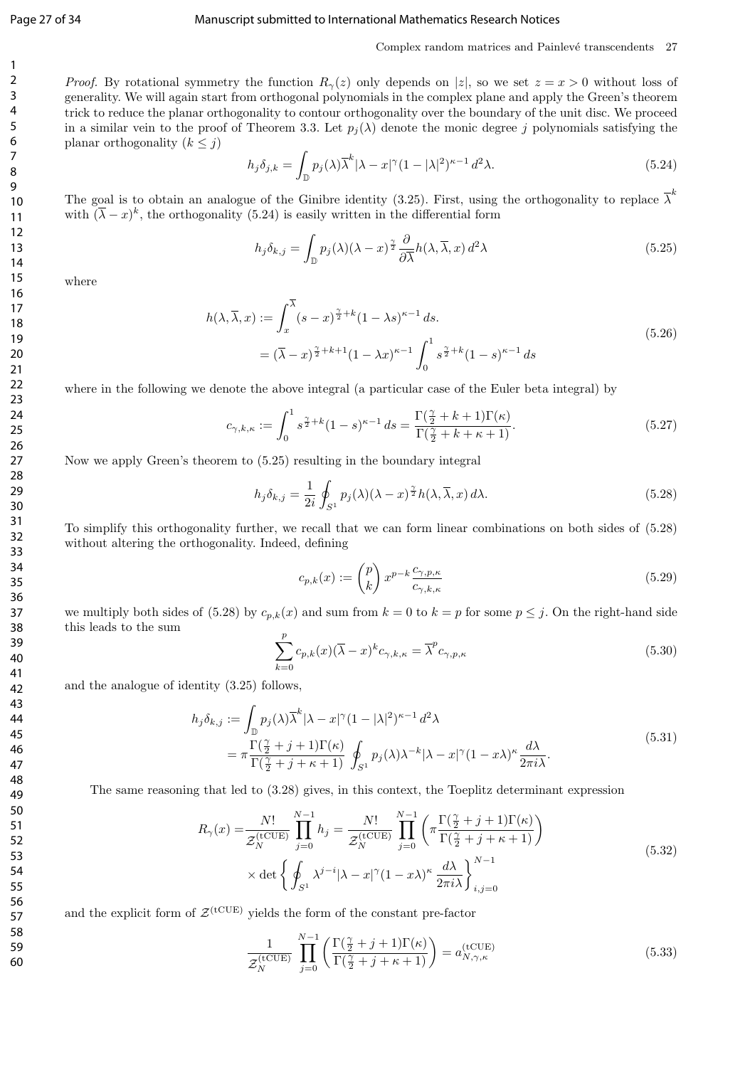*Proof.* By rotational symmetry the function $R_\gamma(z)$ only depends on $|z|$, so we set $z = x > 0$ without loss of generality. We will again start from orthogonal polynomials in the complex plane and apply the Green's theorem trick to reduce the planar orthogonality to contour orthogonality over the boundary of the unit disc. We proceed in a similar vein to the proof of Theorem 3.3. Let $p_j(\lambda)$ denote the monic degree $j$ polynomials satisfying the planar orthogonality ($k \le j$)

$$h_j \delta_{j,k} = \int_{\mathbb{D}} p_j(\lambda)\overline{\lambda}^k |\lambda - x|^\gamma (1 - |\lambda|^2)^{\kappa-1}\, d^2\lambda. \tag{5.24}$$

The goal is to obtain an analogue of the Ginibre identity (3.25). First, using the orthogonality to replace $\overline{\lambda}^k$ with $(\overline{\lambda} - x)^k$, the orthogonality (5.24) is easily written in the differential form

$$h_j \delta_{k,j} = \int_{\mathbb{D}} p_j(\lambda)(\lambda - x)^{\frac{\gamma}{2}} \frac{\partial}{\partial \overline{\lambda}} h(\lambda, \overline{\lambda}, x)\, d^2\lambda \tag{5.25}$$

where

$$\begin{aligned} h(\lambda, \overline{\lambda}, x) &:= \int_x^{\overline{\lambda}} (s - x)^{\frac{\gamma}{2}+k}(1 - \lambda s)^{\kappa-1}\, ds. \\ &= (\overline{\lambda} - x)^{\frac{\gamma}{2}+k+1}(1 - \lambda x)^{\kappa-1} \int_0^1 s^{\frac{\gamma}{2}+k}(1 - s)^{\kappa-1}\, ds \end{aligned} \tag{5.26}$$

where in the following we denote the above integral (a particular case of the Euler beta integral) by

$$c_{\gamma,k,\kappa} := \int_0^1 s^{\frac{\gamma}{2}+k}(1 - s)^{\kappa-1}\, ds = \frac{\Gamma(\frac{\gamma}{2} + k + 1)\Gamma(\kappa)}{\Gamma(\frac{\gamma}{2} + k + \kappa + 1)}. \tag{5.27}$$

Now we apply Green's theorem to (5.25) resulting in the boundary integral

$$h_j \delta_{k,j} = \frac{1}{2i} \oint_{S^1} p_j(\lambda)(\lambda - x)^{\frac{\gamma}{2}} h(\lambda, \overline{\lambda}, x)\, d\lambda. \tag{5.28}$$

To simplify this orthogonality further, we recall that we can form linear combinations on both sides of (5.28) without altering the orthogonality. Indeed, defining

$$c_{p,k}(x) := \binom{p}{k} x^{p-k} \frac{c_{\gamma,p,\kappa}}{c_{\gamma,k,\kappa}} \tag{5.29}$$

we multiply both sides of (5.28) by $c_{p,k}(x)$ and sum from $k = 0$ to $k = p$ for some $p \le j$. On the right-hand side this leads to the sum

$$\sum_{k=0}^{p} c_{p,k}(x)(\overline{\lambda} - x)^k c_{\gamma,k,\kappa} = \overline{\lambda}^p c_{\gamma,p,\kappa} \tag{5.30}$$

and the analogue of identity (3.25) follows,

$$\begin{aligned} h_j \delta_{k,j} &:= \int_{\mathbb{D}} p_j(\lambda)\overline{\lambda}^k |\lambda - x|^\gamma (1 - |\lambda|^2)^{\kappa-1}\, d^2\lambda \\ &= \pi \frac{\Gamma(\frac{\gamma}{2} + j + 1)\Gamma(\kappa)}{\Gamma(\frac{\gamma}{2} + j + \kappa + 1)} \oint_{S^1} p_j(\lambda)\lambda^{-k}|\lambda - x|^\gamma (1 - x\lambda)^\kappa \frac{d\lambda}{2\pi i \lambda}. \end{aligned} \tag{5.31}$$

The same reasoning that led to (3.28) gives, in this context, the Toeplitz determinant expression

$$\begin{aligned} R_\gamma(x) =& \frac{N!}{\mathcal{Z}_N^{(\mathrm{tCUE})}} \prod_{j=0}^{N-1} h_j = \frac{N!}{\mathcal{Z}_N^{(\mathrm{tCUE})}} \prod_{j=0}^{N-1} \left( \pi \frac{\Gamma(\frac{\gamma}{2} + j + 1)\Gamma(\kappa)}{\Gamma(\frac{\gamma}{2} + j + \kappa + 1)} \right) \\ & \times \det\left\{ \oint_{S^1} \lambda^{j-i} |\lambda - x|^\gamma (1 - x\lambda)^\kappa \frac{d\lambda}{2\pi i \lambda} \right\}_{i,j=0}^{N-1} \end{aligned} \tag{5.32}$$

and the explicit form of $\mathcal{Z}^{(\mathrm{tCUE})}$ yields the form of the constant pre-factor

$$\frac{1}{\mathcal{Z}_N^{(\mathrm{tCUE})}} \prod_{j=0}^{N-1} \left( \frac{\Gamma(\frac{\gamma}{2} + j + 1)\Gamma(\kappa)}{\Gamma(\frac{\gamma}{2} + j + \kappa + 1)} \right) = a_{N,\gamma,\kappa}^{(\mathrm{tCUE})} \tag{5.33}$$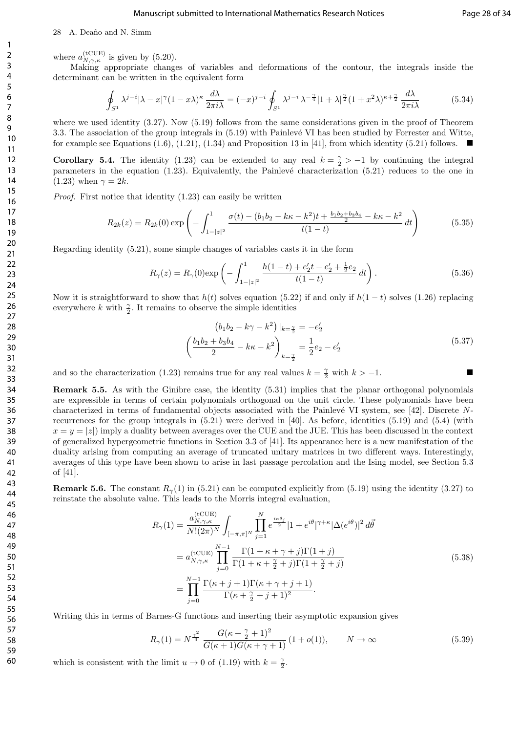where $a_{N,\gamma,\kappa}^{(\mathrm{tCUE})}$ is given by (5.20).

Making appropriate changes of variables and deformations of the contour, the integrals inside the determinant can be written in the equivalent form

$$\oint_{S^1} \lambda^{j-i}|\lambda - x|^{\gamma}(1-x\lambda)^{\kappa}\,\frac{d\lambda}{2\pi i\lambda} = (-x)^{j-i}\oint_{S^1}\lambda^{j-i}\,\lambda^{-\frac{\gamma}{4}}|1+\lambda|^{\frac{\gamma}{2}}(1+x^2\lambda)^{\kappa+\frac{\gamma}{2}}\,\frac{d\lambda}{2\pi i\lambda} \tag{5.34}$$

where we used identity (3.27). Now (5.19) follows from the same considerations given in the proof of Theorem 3.3. The association of the group integrals in (5.19) with Painlevé VI has been studied by Forrester and Witte, for example see Equations (1.6), (1.21), (1.34) and Proposition 13 in [41], from which identity (5.21) follows. ■

**Corollary 5.4.** The identity (1.23) can be extended to any real $k = \frac{\gamma}{2} > -1$ by continuing the integral parameters in the equation (1.23). Equivalently, the Painlevé characterization (5.21) reduces to the one in (1.23) when $\gamma = 2k$.

*Proof.* First notice that identity (1.23) can easily be written

$$R_{2k}(z) = R_{2k}(0)\exp\left(-\int_{1-|z|^2}^{1}\frac{\sigma(t) - (b_1b_2 - k\kappa - k^2)t + \frac{b_1b_2+b_3b_4}{2} - k\kappa - k^2}{t(1-t)}\,dt\right) \tag{5.35}$$

Regarding identity (5.21), some simple changes of variables casts it in the form

$$R_{\gamma}(z) = R_{\gamma}(0)\exp\left(-\int_{1-|z|^2}^{1}\frac{h(1-t) + e_2't - e_2' + \frac{1}{2}e_2}{t(1-t)}\,dt\right). \tag{5.36}$$

Now it is straightforward to show that $h(t)$ solves equation (5.22) if and only if $h(1-t)$ solves (1.26) replacing everywhere $k$ with $\frac{\gamma}{2}$. It remains to observe the simple identities

$$\begin{aligned}\left(b_1b_2 - k\gamma - k^2\right)|_{k=\frac{\gamma}{2}} &= -e_2' \\ \left(\frac{b_1b_2+b_3b_4}{2} - k\kappa - k^2\right)_{k=\frac{\gamma}{2}} &= \frac{1}{2}e_2 - e_2'\end{aligned} \tag{5.37}$$

and so the characterization (1.23) remains true for any real values $k = \frac{\gamma}{2}$ with $k > -1$. ■

**Remark 5.5.** As with the Ginibre case, the identity (5.31) implies that the planar orthogonal polynomials are expressible in terms of certain polynomials orthogonal on the unit circle. These polynomials have been characterized in terms of fundamental objects associated with the Painlevé VI system, see [42]. Discrete $N$-recurrences for the group integrals in (5.21) were derived in [40]. As before, identities (5.19) and (5.4) (with $x = y = |z|$) imply a duality between averages over the CUE and the JUE. This has been discussed in the context of generalized hypergeometric functions in Section 3.3 of [41]. Its appearance here is a new manifestation of the duality arising from computing an average of truncated unitary matrices in two different ways. Interestingly, averages of this type have been shown to arise in last passage percolation and the Ising model, see Section 5.3 of [41].

**Remark 5.6.** The constant $R_{\gamma}(1)$ in (5.21) can be computed explicitly from (5.19) using the identity (3.27) to reinstate the absolute value. This leads to the Morris integral evaluation,

$$\begin{aligned}R_{\gamma}(1) &= \frac{a_{N,\gamma,\kappa}^{(\mathrm{tCUE})}}{N!(2\pi)^N}\int_{[-\pi,\pi]^N}\prod_{j=1}^{N} e^{\frac{i\kappa\theta_j}{2}}|1+e^{i\theta}|^{\gamma+\kappa}|\Delta(e^{i\theta})|^2\,d\vec{\theta} \\ &= a_{N,\gamma,\kappa}^{(\mathrm{tCUE})}\prod_{j=0}^{N-1}\frac{\Gamma(1+\kappa+\gamma+j)\Gamma(1+j)}{\Gamma(1+\kappa+\frac{\gamma}{2}+j)\Gamma(1+\frac{\gamma}{2}+j)} \\ &= \prod_{j=0}^{N-1}\frac{\Gamma(\kappa+j+1)\Gamma(\kappa+\gamma+j+1)}{\Gamma(\kappa+\frac{\gamma}{2}+j+1)^2}.\end{aligned} \tag{5.38}$$

Writing this in terms of Barnes-G functions and inserting their asymptotic expansion gives

$$R_{\gamma}(1) = N^{\frac{\gamma^2}{4}}\,\frac{G(\kappa+\frac{\gamma}{2}+1)^2}{G(\kappa+1)G(\kappa+\gamma+1)}\,(1+o(1)), \qquad N\to\infty \tag{5.39}$$

which is consistent with the limit $u \to 0$ of (1.19) with $k = \frac{\gamma}{2}$.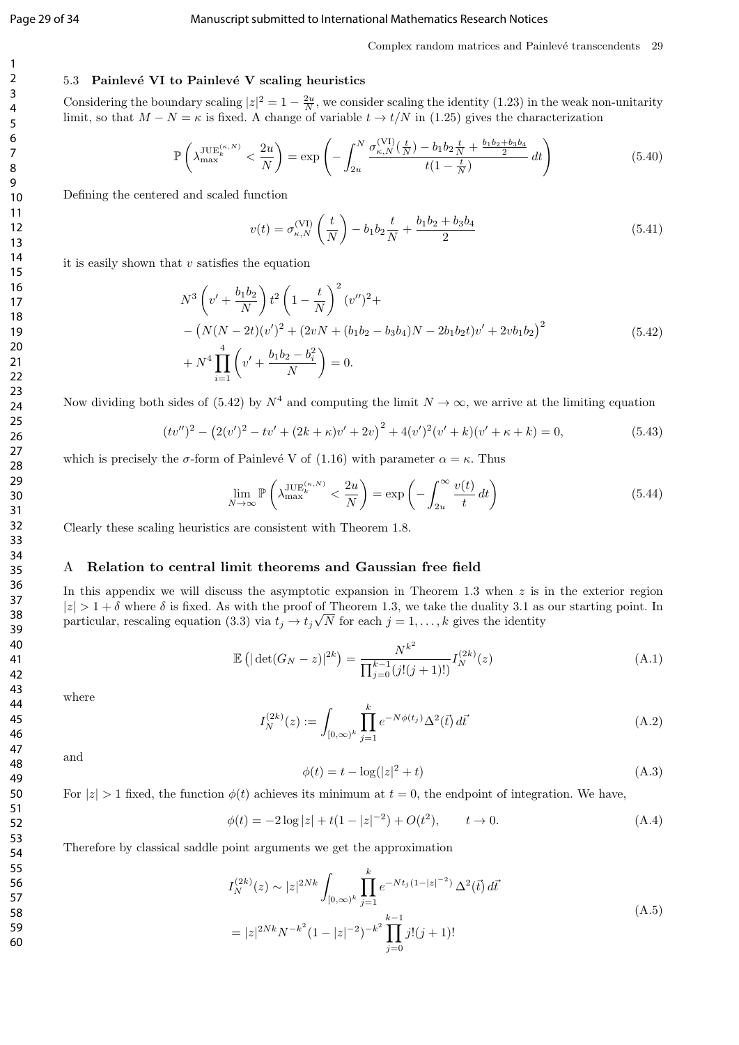### 5.3 Painlevé VI to Painlevé V scaling heuristics

Considering the boundary scaling $|z|^2 = 1 - \frac{2u}{N}$, we consider scaling the identity (1.23) in the weak non-unitarity limit, so that $M - N = \kappa$ is fixed. A change of variable $t \to t/N$ in (1.25) gives the characterization

$$\mathbb{P}\left(\lambda_{\max}^{\mathrm{JUE}_k^{(\kappa,N)}} < \frac{2u}{N}\right) = \exp\left(-\int_{2u}^{N} \frac{\sigma_{\kappa,N}^{(\mathrm{VI})}(\frac{t}{N}) - b_1 b_2 \frac{t}{N} + \frac{b_1 b_2 + b_3 b_4}{2}}{t(1-\frac{t}{N})}\, dt\right) \tag{5.40}$$

Defining the centered and scaled function

$$v(t) = \sigma_{\kappa,N}^{(\mathrm{VI})}\left(\frac{t}{N}\right) - b_1 b_2 \frac{t}{N} + \frac{b_1 b_2 + b_3 b_4}{2} \tag{5.41}$$

it is easily shown that $v$ satisfies the equation

$$\begin{aligned}
&N^3\left(v' + \frac{b_1 b_2}{N}\right) t^2 \left(1 - \frac{t}{N}\right)^2 (v'')^2 + \\
&- \left(N(N-2t)(v')^2 + (2vN + (b_1 b_2 - b_3 b_4)N - 2b_1 b_2 t)v' + 2v b_1 b_2\right)^2 \\
&+ N^4 \prod_{i=1}^{4}\left(v' + \frac{b_1 b_2 - b_i^2}{N}\right) = 0.
\end{aligned} \tag{5.42}$$

Now dividing both sides of (5.42) by $N^4$ and computing the limit $N \to \infty$, we arrive at the limiting equation

$$(tv'')^2 - \left(2(v')^2 - tv' + (2k+\kappa)v' + 2v\right)^2 + 4(v')^2(v'+k)(v'+\kappa+k) = 0, \tag{5.43}$$

which is precisely the $\sigma$-form of Painlevé V of (1.16) with parameter $\alpha = \kappa$. Thus

$$\lim_{N\to\infty} \mathbb{P}\left(\lambda_{\max}^{\mathrm{JUE}_k^{(\kappa,N)}} < \frac{2u}{N}\right) = \exp\left(-\int_{2u}^{\infty} \frac{v(t)}{t}\, dt\right) \tag{5.44}$$

Clearly these scaling heuristics are consistent with Theorem 1.8.

## A Relation to central limit theorems and Gaussian free field

In this appendix we will discuss the asymptotic expansion in Theorem 1.3 when $z$ is in the exterior region $|z| > 1 + \delta$ where $\delta$ is fixed. As with the proof of Theorem 1.3, we take the duality 3.1 as our starting point. In particular, rescaling equation (3.3) via $t_j \to t_j\sqrt{N}$ for each $j = 1, \ldots, k$ gives the identity

$$\mathbb{E}\left(|\det(G_N - z)|^{2k}\right) = \frac{N^{k^2}}{\prod_{j=0}^{k-1}(j!(j+1)!)} I_N^{(2k)}(z) \tag{A.1}$$

where

$$I_N^{(2k)}(z) := \int_{[0,\infty)^k} \prod_{j=1}^{k} e^{-N\phi(t_j)} \Delta^2(\vec{t})\, d\vec{t} \tag{A.2}$$

and

$$\phi(t) = t - \log(|z|^2 + t) \tag{A.3}$$

For $|z| > 1$ fixed, the function $\phi(t)$ achieves its minimum at $t = 0$, the endpoint of integration. We have,

$$\phi(t) = -2\log|z| + t(1 - |z|^{-2}) + O(t^2), \qquad t \to 0. \tag{A.4}$$

Therefore by classical saddle point arguments we get the approximation

$$\begin{aligned}
I_N^{(2k)}(z) &\sim |z|^{2Nk} \int_{[0,\infty)^k} \prod_{j=1}^{k} e^{-Nt_j(1-|z|^{-2})}\, \Delta^2(\vec{t})\, d\vec{t} \\
&= |z|^{2Nk} N^{-k^2} (1 - |z|^{-2})^{-k^2} \prod_{j=0}^{k-1} j!(j+1)!
\end{aligned} \tag{A.5}$$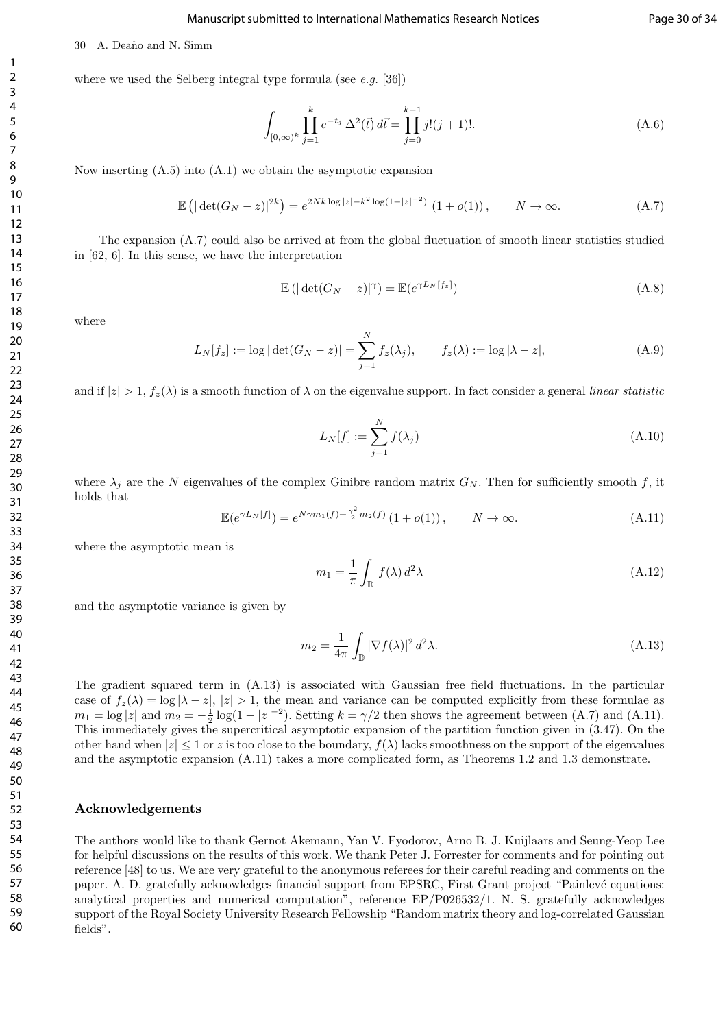where we used the Selberg integral type formula (see *e.g.* [36])

$$\int_{[0,\infty)^k} \prod_{j=1}^{k} e^{-t_j}\, \Delta^2(\vec{t})\, d\vec{t} = \prod_{j=0}^{k-1} j!(j+1)!. \tag{A.6}$$

Now inserting (A.5) into (A.1) we obtain the asymptotic expansion

$$\mathbb{E}\left(|\det(G_N - z)|^{2k}\right) = e^{2Nk\log|z| - k^2\log(1-|z|^{-2})}\left(1 + o(1)\right), \qquad N \to \infty. \tag{A.7}$$

The expansion (A.7) could also be arrived at from the global fluctuation of smooth linear statistics studied in [62, 6]. In this sense, we have the interpretation

$$\mathbb{E}\left(|\det(G_N - z)|^{\gamma}\right) = \mathbb{E}(e^{\gamma L_N[f_z]}) \tag{A.8}$$

where

$$L_N[f_z] := \log|\det(G_N - z)| = \sum_{j=1}^{N} f_z(\lambda_j), \qquad f_z(\lambda) := \log|\lambda - z|, \tag{A.9}$$

and if $|z| > 1$, $f_z(\lambda)$ is a smooth function of $\lambda$ on the eigenvalue support. In fact consider a general *linear statistic*

$$L_N[f] := \sum_{j=1}^{N} f(\lambda_j) \tag{A.10}$$

where $\lambda_j$ are the $N$ eigenvalues of the complex Ginibre random matrix $G_N$. Then for sufficiently smooth $f$, it holds that

$$\mathbb{E}(e^{\gamma L_N[f]}) = e^{N\gamma m_1(f) + \frac{\gamma^2}{2}m_2(f)}\left(1 + o(1)\right), \qquad N \to \infty. \tag{A.11}$$

where the asymptotic mean is

$$m_1 = \frac{1}{\pi}\int_{\mathbb{D}} f(\lambda)\, d^2\lambda \tag{A.12}$$

and the asymptotic variance is given by

$$m_2 = \frac{1}{4\pi}\int_{\mathbb{D}} |\nabla f(\lambda)|^2\, d^2\lambda. \tag{A.13}$$

The gradient squared term in (A.13) is associated with Gaussian free field fluctuations. In the particular case of $f_z(\lambda) = \log|\lambda - z|$, $|z| > 1$, the mean and variance can be computed explicitly from these formulae as $m_1 = \log|z|$ and $m_2 = -\frac{1}{2}\log(1 - |z|^{-2})$. Setting $k = \gamma/2$ then shows the agreement between (A.7) and (A.11). This immediately gives the supercritical asymptotic expansion of the partition function given in (3.47). On the other hand when $|z| \leq 1$ or $z$ is too close to the boundary, $f(\lambda)$ lacks smoothness on the support of the eigenvalues and the asymptotic expansion (A.11) takes a more complicated form, as Theorems 1.2 and 1.3 demonstrate.

## Acknowledgements

The authors would like to thank Gernot Akemann, Yan V. Fyodorov, Arno B. J. Kuijlaars and Seung-Yeop Lee for helpful discussions on the results of this work. We thank Peter J. Forrester for comments and for pointing out reference [48] to us. We are very grateful to the anonymous referees for their careful reading and comments on the paper. A. D. gratefully acknowledges financial support from EPSRC, First Grant project "Painlevé equations: analytical properties and numerical computation", reference EP/P026532/1. N. S. gratefully acknowledges support of the Royal Society University Research Fellowship "Random matrix theory and log-correlated Gaussian fields".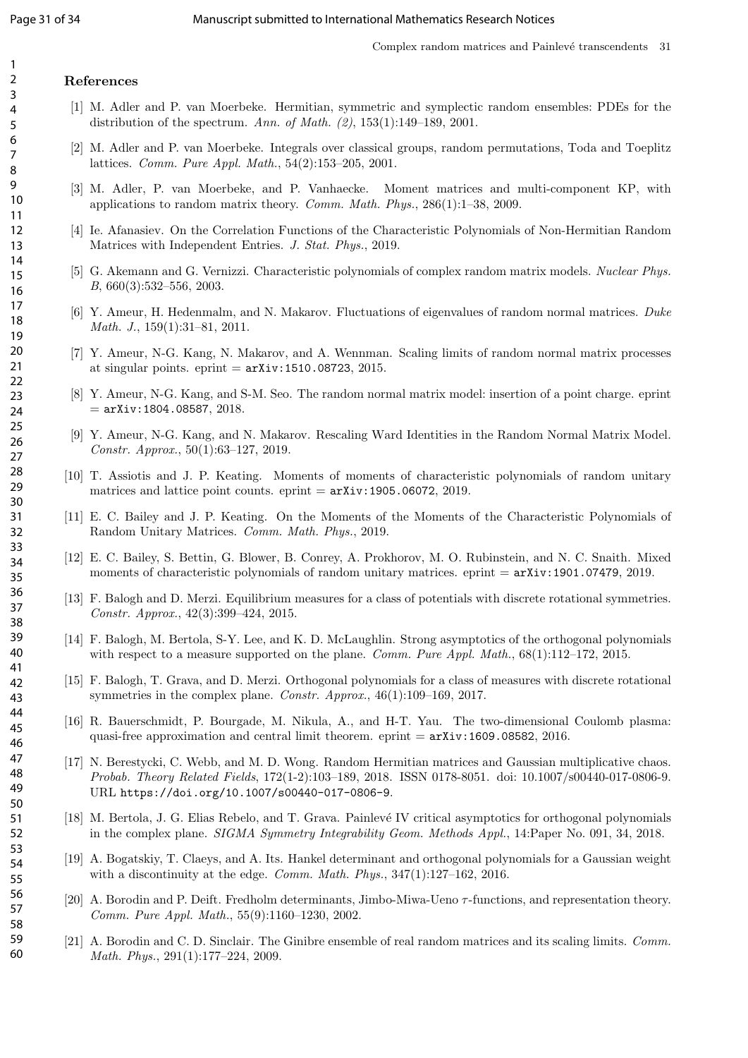## References

[1] M. Adler and P. van Moerbeke. Hermitian, symmetric and symplectic random ensembles: PDEs for the distribution of the spectrum. *Ann. of Math. (2)*, 153(1):149–189, 2001.

[2] M. Adler and P. van Moerbeke. Integrals over classical groups, random permutations, Toda and Toeplitz lattices. *Comm. Pure Appl. Math.*, 54(2):153–205, 2001.

[3] M. Adler, P. van Moerbeke, and P. Vanhaecke. Moment matrices and multi-component KP, with applications to random matrix theory. *Comm. Math. Phys.*, 286(1):1–38, 2009.

[4] Ie. Afanasiev. On the Correlation Functions of the Characteristic Polynomials of Non-Hermitian Random Matrices with Independent Entries. *J. Stat. Phys.*, 2019.

[5] G. Akemann and G. Vernizzi. Characteristic polynomials of complex random matrix models. *Nuclear Phys. B*, 660(3):532–556, 2003.

[6] Y. Ameur, H. Hedenmalm, and N. Makarov. Fluctuations of eigenvalues of random normal matrices. *Duke Math. J.*, 159(1):31–81, 2011.

[7] Y. Ameur, N-G. Kang, N. Makarov, and A. Wennman. Scaling limits of random normal matrix processes at singular points. eprint = `arXiv:1510.08723`, 2015.

[8] Y. Ameur, N-G. Kang, and S-M. Seo. The random normal matrix model: insertion of a point charge. eprint = `arXiv:1804.08587`, 2018.

[9] Y. Ameur, N-G. Kang, and N. Makarov. Rescaling Ward Identities in the Random Normal Matrix Model. *Constr. Approx.*, 50(1):63–127, 2019.

[10] T. Assiotis and J. P. Keating. Moments of moments of characteristic polynomials of random unitary matrices and lattice point counts. eprint = `arXiv:1905.06072`, 2019.

[11] E. C. Bailey and J. P. Keating. On the Moments of the Moments of the Characteristic Polynomials of Random Unitary Matrices. *Comm. Math. Phys.*, 2019.

[12] E. C. Bailey, S. Bettin, G. Blower, B. Conrey, A. Prokhorov, M. O. Rubinstein, and N. C. Snaith. Mixed moments of characteristic polynomials of random unitary matrices. eprint = `arXiv:1901.07479`, 2019.

[13] F. Balogh and D. Merzi. Equilibrium measures for a class of potentials with discrete rotational symmetries. *Constr. Approx.*, 42(3):399–424, 2015.

[14] F. Balogh, M. Bertola, S-Y. Lee, and K. D. McLaughlin. Strong asymptotics of the orthogonal polynomials with respect to a measure supported on the plane. *Comm. Pure Appl. Math.*, 68(1):112–172, 2015.

[15] F. Balogh, T. Grava, and D. Merzi. Orthogonal polynomials for a class of measures with discrete rotational symmetries in the complex plane. *Constr. Approx.*, 46(1):109–169, 2017.

[16] R. Bauerschmidt, P. Bourgade, M. Nikula, A., and H-T. Yau. The two-dimensional Coulomb plasma: quasi-free approximation and central limit theorem. eprint = `arXiv:1609.08582`, 2016.

[17] N. Berestycki, C. Webb, and M. D. Wong. Random Hermitian matrices and Gaussian multiplicative chaos. *Probab. Theory Related Fields*, 172(1-2):103–189, 2018. ISSN 0178-8051. doi: 10.1007/s00440-017-0806-9. URL `https://doi.org/10.1007/s00440-017-0806-9`.

[18] M. Bertola, J. G. Elias Rebelo, and T. Grava. Painlevé IV critical asymptotics for orthogonal polynomials in the complex plane. *SIGMA Symmetry Integrability Geom. Methods Appl.*, 14:Paper No. 091, 34, 2018.

[19] A. Bogatskiy, T. Claeys, and A. Its. Hankel determinant and orthogonal polynomials for a Gaussian weight with a discontinuity at the edge. *Comm. Math. Phys.*, 347(1):127–162, 2016.

[20] A. Borodin and P. Deift. Fredholm determinants, Jimbo-Miwa-Ueno $\tau$-functions, and representation theory. *Comm. Pure Appl. Math.*, 55(9):1160–1230, 2002.

[21] A. Borodin and C. D. Sinclair. The Ginibre ensemble of real random matrices and its scaling limits. *Comm. Math. Phys.*, 291(1):177–224, 2009.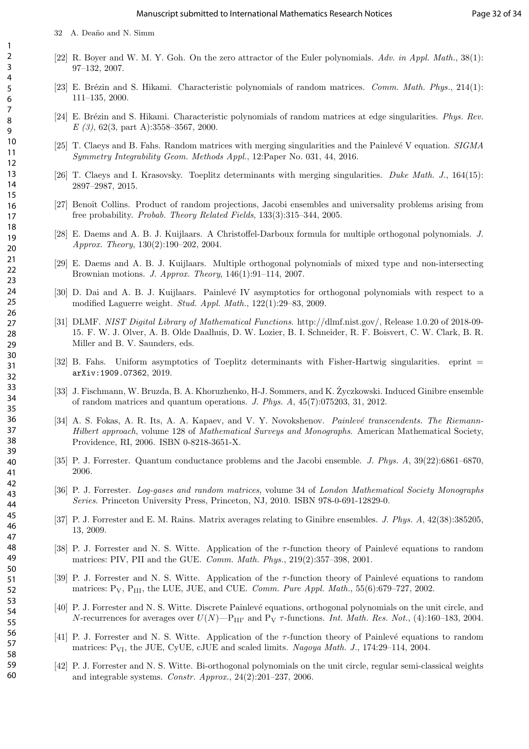[22] R. Boyer and W. M. Y. Goh. On the zero attractor of the Euler polynomials. *Adv. in Appl. Math.*, 38(1): 97–132, 2007.

[23] E. Brézin and S. Hikami. Characteristic polynomials of random matrices. *Comm. Math. Phys.*, 214(1): 111–135, 2000.

[24] E. Brézin and S. Hikami. Characteristic polynomials of random matrices at edge singularities. *Phys. Rev. E (3)*, 62(3, part A):3558–3567, 2000.

[25] T. Claeys and B. Fahs. Random matrices with merging singularities and the Painlevé V equation. *SIGMA Symmetry Integrability Geom. Methods Appl.*, 12:Paper No. 031, 44, 2016.

[26] T. Claeys and I. Krasovsky. Toeplitz determinants with merging singularities. *Duke Math. J.*, 164(15): 2897–2987, 2015.

[27] Benoît Collins. Product of random projections, Jacobi ensembles and universality problems arising from free probability. *Probab. Theory Related Fields*, 133(3):315–344, 2005.

[28] E. Daems and A. B. J. Kuijlaars. A Christoffel-Darboux formula for multiple orthogonal polynomials. *J. Approx. Theory*, 130(2):190–202, 2004.

[29] E. Daems and A. B. J. Kuijlaars. Multiple orthogonal polynomials of mixed type and non-intersecting Brownian motions. *J. Approx. Theory*, 146(1):91–114, 2007.

[30] D. Dai and A. B. J. Kuijlaars. Painlevé IV asymptotics for orthogonal polynomials with respect to a modified Laguerre weight. *Stud. Appl. Math.*, 122(1):29–83, 2009.

[31] DLMF. *NIST Digital Library of Mathematical Functions*. http://dlmf.nist.gov/, Release 1.0.20 of 2018-09-15. F. W. J. Olver, A. B. Olde Daalhuis, D. W. Lozier, B. I. Schneider, R. F. Boisvert, C. W. Clark, B. R. Miller and B. V. Saunders, eds.

[32] B. Fahs. Uniform asymptotics of Toeplitz determinants with Fisher-Hartwig singularities. eprint = arXiv:1909.07362, 2019.

[33] J. Fischmann, W. Bruzda, B. A. Khoruzhenko, H-J. Sommers, and K. Życzkowski. Induced Ginibre ensemble of random matrices and quantum operations. *J. Phys. A*, 45(7):075203, 31, 2012.

[34] A. S. Fokas, A. R. Its, A. A. Kapaev, and V. Y. Novokshenov. *Painlevé transcendents. The Riemann-Hilbert approach*, volume 128 of *Mathematical Surveys and Monographs*. American Mathematical Society, Providence, RI, 2006. ISBN 0-8218-3651-X.

[35] P. J. Forrester. Quantum conductance problems and the Jacobi ensemble. *J. Phys. A*, 39(22):6861–6870, 2006.

[36] P. J. Forrester. *Log-gases and random matrices*, volume 34 of *London Mathematical Society Monographs Series*. Princeton University Press, Princeton, NJ, 2010. ISBN 978-0-691-12829-0.

[37] P. J. Forrester and E. M. Rains. Matrix averages relating to Ginibre ensembles. *J. Phys. A*, 42(38):385205, 13, 2009.

[38] P. J. Forrester and N. S. Witte. Application of the $\tau$-function theory of Painlevé equations to random matrices: PIV, PII and the GUE. *Comm. Math. Phys.*, 219(2):357–398, 2001.

[39] P. J. Forrester and N. S. Witte. Application of the $\tau$-function theory of Painlevé equations to random matrices: $P_V$, $P_{III}$, the LUE, JUE, and CUE. *Comm. Pure Appl. Math.*, 55(6):679–727, 2002.

[40] P. J. Forrester and N. S. Witte. Discrete Painlevé equations, orthogonal polynomials on the unit circle, and $N$-recurrences for averages over $U(N)$—$P_{III'}$ and $P_V$ $\tau$-functions. *Int. Math. Res. Not.*, (4):160–183, 2004.

[41] P. J. Forrester and N. S. Witte. Application of the $\tau$-function theory of Painlevé equations to random matrices: $P_{VI}$, the JUE, CyUE, cJUE and scaled limits. *Nagoya Math. J.*, 174:29–114, 2004.

[42] P. J. Forrester and N. S. Witte. Bi-orthogonal polynomials on the unit circle, regular semi-classical weights and integrable systems. *Constr. Approx.*, 24(2):201–237, 2006.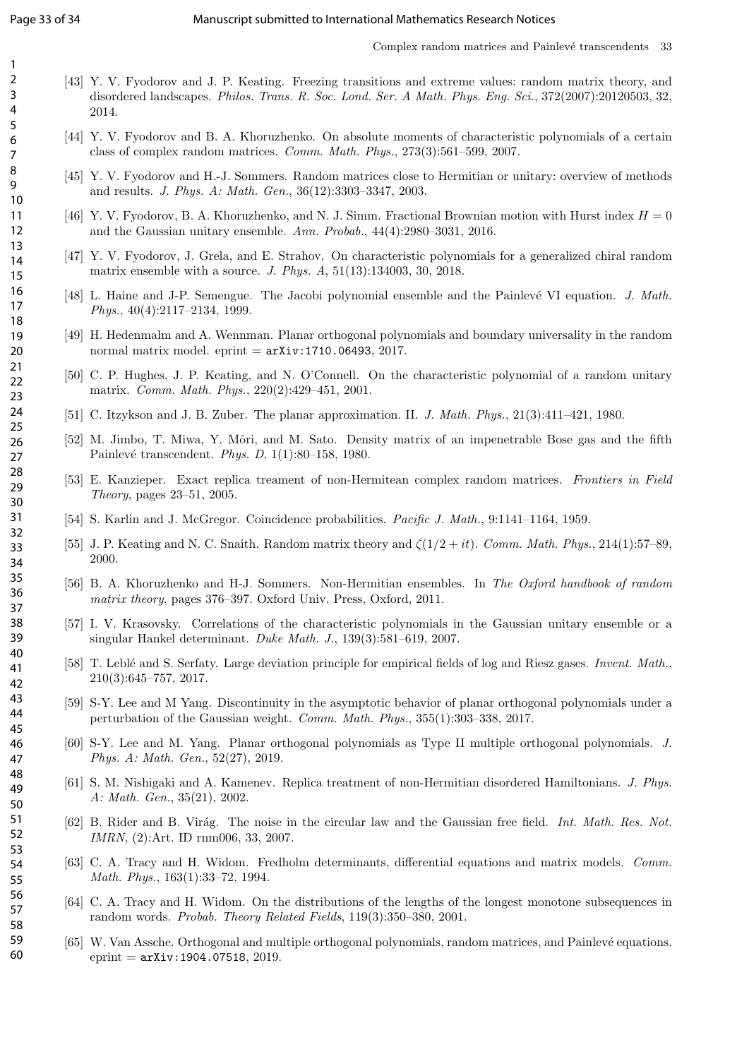[43] Y. V. Fyodorov and J. P. Keating. Freezing transitions and extreme values: random matrix theory, and disordered landscapes. *Philos. Trans. R. Soc. Lond. Ser. A Math. Phys. Eng. Sci.*, 372(2007):20120503, 32, 2014.

[44] Y. V. Fyodorov and B. A. Khoruzhenko. On absolute moments of characteristic polynomials of a certain class of complex random matrices. *Comm. Math. Phys.*, 273(3):561–599, 2007.

[45] Y. V. Fyodorov and H.-J. Sommers. Random matrices close to Hermitian or unitary: overview of methods and results. *J. Phys. A: Math. Gen.*, 36(12):3303–3347, 2003.

[46] Y. V. Fyodorov, B. A. Khoruzhenko, and N. J. Simm. Fractional Brownian motion with Hurst index $H = 0$ and the Gaussian unitary ensemble. *Ann. Probab.*, 44(4):2980–3031, 2016.

[47] Y. V. Fyodorov, J. Grela, and E. Strahov. On characteristic polynomials for a generalized chiral random matrix ensemble with a source. *J. Phys. A*, 51(13):134003, 30, 2018.

[48] L. Haine and J-P. Semengue. The Jacobi polynomial ensemble and the Painlevé VI equation. *J. Math. Phys.*, 40(4):2117–2134, 1999.

[49] H. Hedenmalm and A. Wennman. Planar orthogonal polynomials and boundary universality in the random normal matrix model. eprint = `arXiv:1710.06493`, 2017.

[50] C. P. Hughes, J. P. Keating, and N. O'Connell. On the characteristic polynomial of a random unitary matrix. *Comm. Math. Phys.*, 220(2):429–451, 2001.

[51] C. Itzykson and J. B. Zuber. The planar approximation. II. *J. Math. Phys.*, 21(3):411–421, 1980.

[52] M. Jimbo, T. Miwa, Y. Môri, and M. Sato. Density matrix of an impenetrable Bose gas and the fifth Painlevé transcendent. *Phys. D*, 1(1):80–158, 1980.

[53] E. Kanzieper. Exact replica treament of non-Hermitean complex random matrices. *Frontiers in Field Theory*, pages 23–51, 2005.

[54] S. Karlin and J. McGregor. Coincidence probabilities. *Pacific J. Math.*, 9:1141–1164, 1959.

[55] J. P. Keating and N. C. Snaith. Random matrix theory and $\zeta(1/2 + it)$. *Comm. Math. Phys.*, 214(1):57–89, 2000.

[56] B. A. Khoruzhenko and H-J. Sommers. Non-Hermitian ensembles. In *The Oxford handbook of random matrix theory*, pages 376–397. Oxford Univ. Press, Oxford, 2011.

[57] I. V. Krasovsky. Correlations of the characteristic polynomials in the Gaussian unitary ensemble or a singular Hankel determinant. *Duke Math. J.*, 139(3):581–619, 2007.

[58] T. Leblé and S. Serfaty. Large deviation principle for empirical fields of log and Riesz gases. *Invent. Math.*, 210(3):645–757, 2017.

[59] S-Y. Lee and M Yang. Discontinuity in the asymptotic behavior of planar orthogonal polynomials under a perturbation of the Gaussian weight. *Comm. Math. Phys.*, 355(1):303–338, 2017.

[60] S-Y. Lee and M. Yang. Planar orthogonal polynomials as Type II multiple orthogonal polynomials. *J. Phys. A: Math. Gen.*, 52(27), 2019.

[61] S. M. Nishigaki and A. Kamenev. Replica treatment of non-Hermitian disordered Hamiltonians. *J. Phys. A: Math. Gen.*, 35(21), 2002.

[62] B. Rider and B. Virág. The noise in the circular law and the Gaussian free field. *Int. Math. Res. Not. IMRN*, (2):Art. ID rnm006, 33, 2007.

[63] C. A. Tracy and H. Widom. Fredholm determinants, differential equations and matrix models. *Comm. Math. Phys.*, 163(1):33–72, 1994.

[64] C. A. Tracy and H. Widom. On the distributions of the lengths of the longest monotone subsequences in random words. *Probab. Theory Related Fields*, 119(3):350–380, 2001.

[65] W. Van Assche. Orthogonal and multiple orthogonal polynomials, random matrices, and Painlevé equations. eprint = `arXiv:1904.07518`, 2019.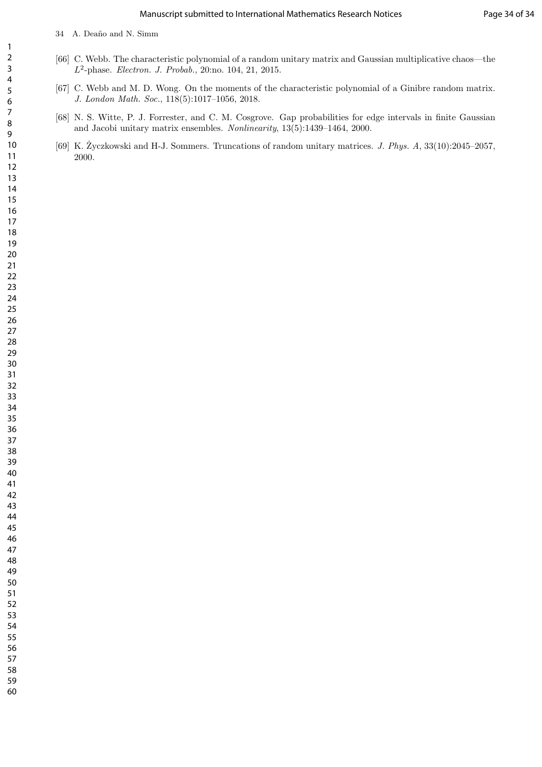[66] C. Webb. The characteristic polynomial of a random unitary matrix and Gaussian multiplicative chaos—the $L^2$-phase. *Electron. J. Probab.*, 20:no. 104, 21, 2015.

[67] C. Webb and M. D. Wong. On the moments of the characteristic polynomial of a Ginibre random matrix. *J. London Math. Soc.*, 118(5):1017–1056, 2018.

[68] N. S. Witte, P. J. Forrester, and C. M. Cosgrove. Gap probabilities for edge intervals in finite Gaussian and Jacobi unitary matrix ensembles. *Nonlinearity*, 13(5):1439–1464, 2000.

[69] K. Życzkowski and H-J. Sommers. Truncations of random unitary matrices. *J. Phys. A*, 33(10):2045–2057, 2000.